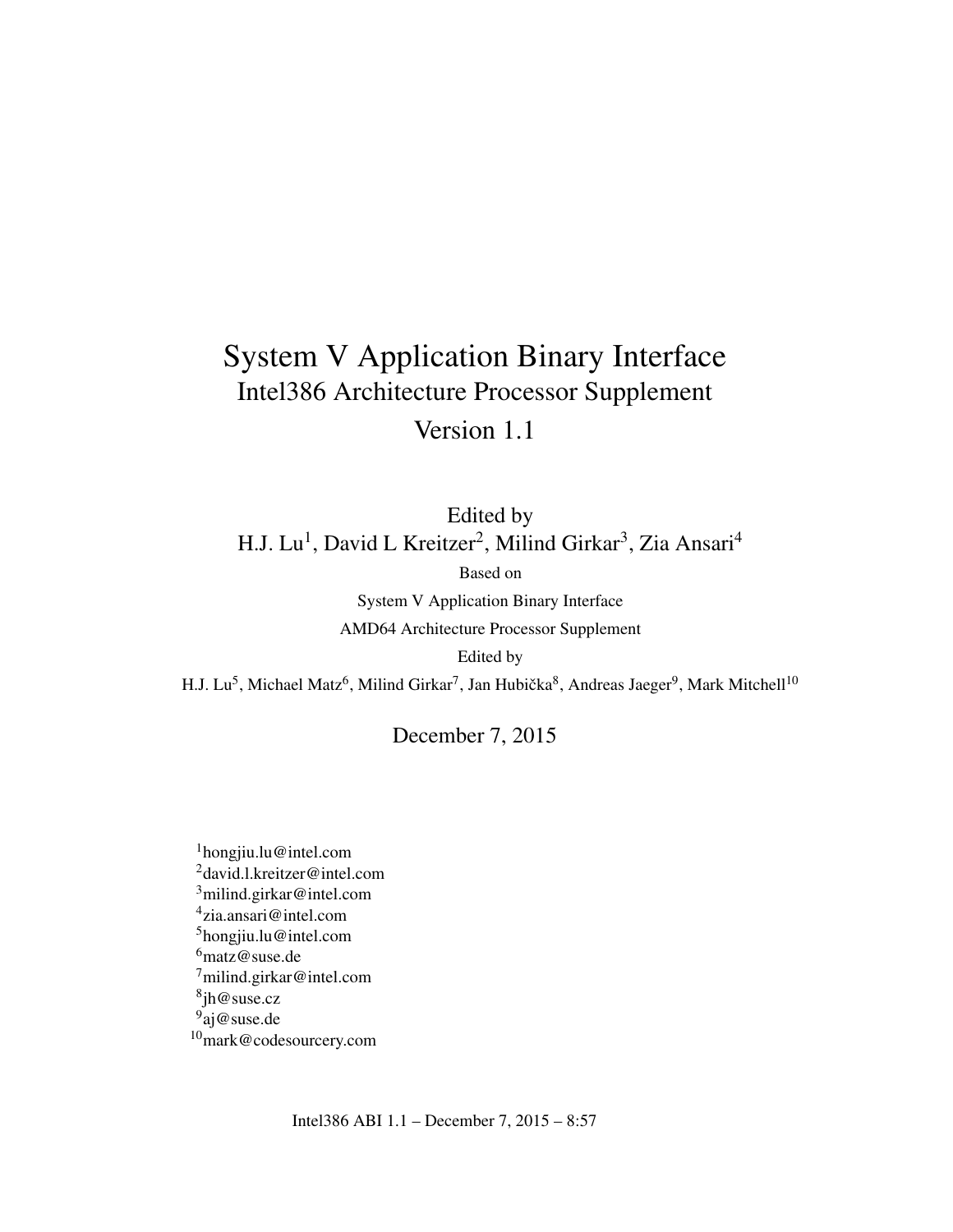# System V Application Binary Interface

## Intel386 Architecture Processor Supplement

## Version 1.1

Edited by

H.J. Lu[1], David L Kreitzer[2], Milind Girkar[3], Zia Ansari[4]

Based on

System V Application Binary Interface

AMD64 Architecture Processor Supplement

Edited by

H.J. Lu[5], Michael Matz[6], Milind Girkar[7], Jan Hubička[8], Andreas Jaeger[9], Mark Mitchell[10]

December 7, 2015

[1] hongjiu.lu@intel.com
[2] david.l.kreitzer@intel.com
[3] milind.girkar@intel.com
[4] zia.ansari@intel.com
[5] hongjiu.lu@intel.com
[6] matz@suse.de
[7] milind.girkar@intel.com
[8] jh@suse.cz
[9] aj@suse.de
[10] mark@codesourcery.com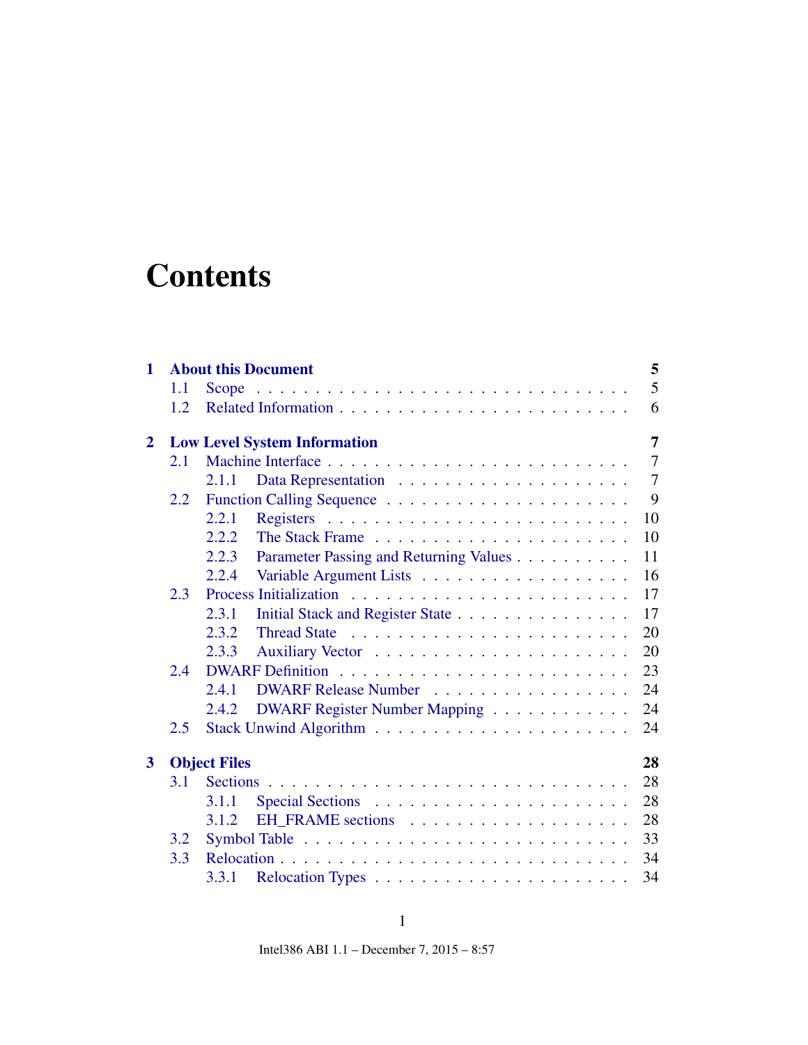# Contents

- **1 About this Document** — 5
  - 1.1 Scope — 5
  - 1.2 Related Information — 6
- **2 Low Level System Information** — 7
  - 2.1 Machine Interface — 7
    - 2.1.1 Data Representation — 7
  - 2.2 Function Calling Sequence — 9
    - 2.2.1 Registers — 10
    - 2.2.2 The Stack Frame — 10
    - 2.2.3 Parameter Passing and Returning Values — 11
    - 2.2.4 Variable Argument Lists — 16
  - 2.3 Process Initialization — 17
    - 2.3.1 Initial Stack and Register State — 17
    - 2.3.2 Thread State — 20
    - 2.3.3 Auxiliary Vector — 20
  - 2.4 DWARF Definition — 23
    - 2.4.1 DWARF Release Number — 24
    - 2.4.2 DWARF Register Number Mapping — 24
  - 2.5 Stack Unwind Algorithm — 24
- **3 Object Files** — 28
  - 3.1 Sections — 28
    - 3.1.1 Special Sections — 28
    - 3.1.2 EH_FRAME sections — 28
  - 3.2 Symbol Table — 33
  - 3.3 Relocation — 34
    - 3.3.1 Relocation Types — 34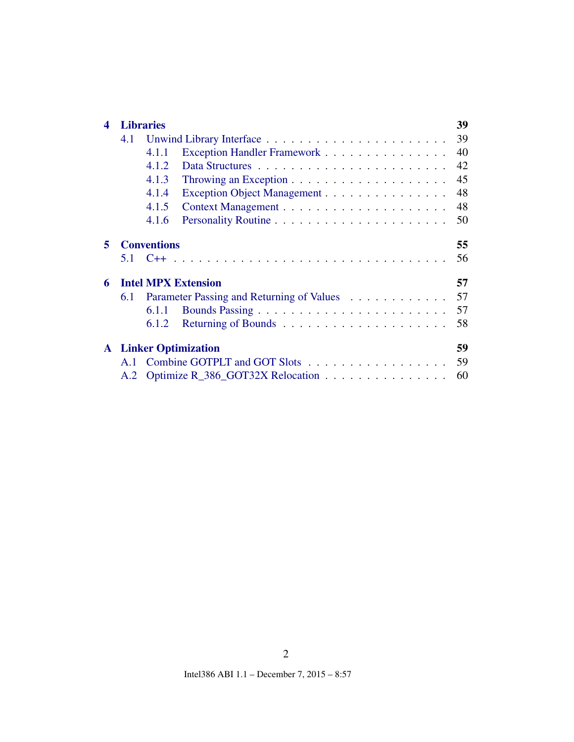**4 Libraries** 39

- 4.1 Unwind Library Interface . . . . . 39
  - 4.1.1 Exception Handler Framework . . . . . 40
  - 4.1.2 Data Structures . . . . . 42
  - 4.1.3 Throwing an Exception . . . . . 45
  - 4.1.4 Exception Object Management . . . . . 48
  - 4.1.5 Context Management . . . . . 48
  - 4.1.6 Personality Routine . . . . . 50

**5 Conventions** 55

- 5.1 C++ . . . . . 56

**6 Intel MPX Extension** 57

- 6.1 Parameter Passing and Returning of Values . . . . . 57
  - 6.1.1 Bounds Passing . . . . . 57
  - 6.1.2 Returning of Bounds . . . . . 58

**A Linker Optimization** 59

- A.1 Combine GOTPLT and GOT Slots . . . . . 59
- A.2 Optimize R_386_GOT32X Relocation . . . . . 60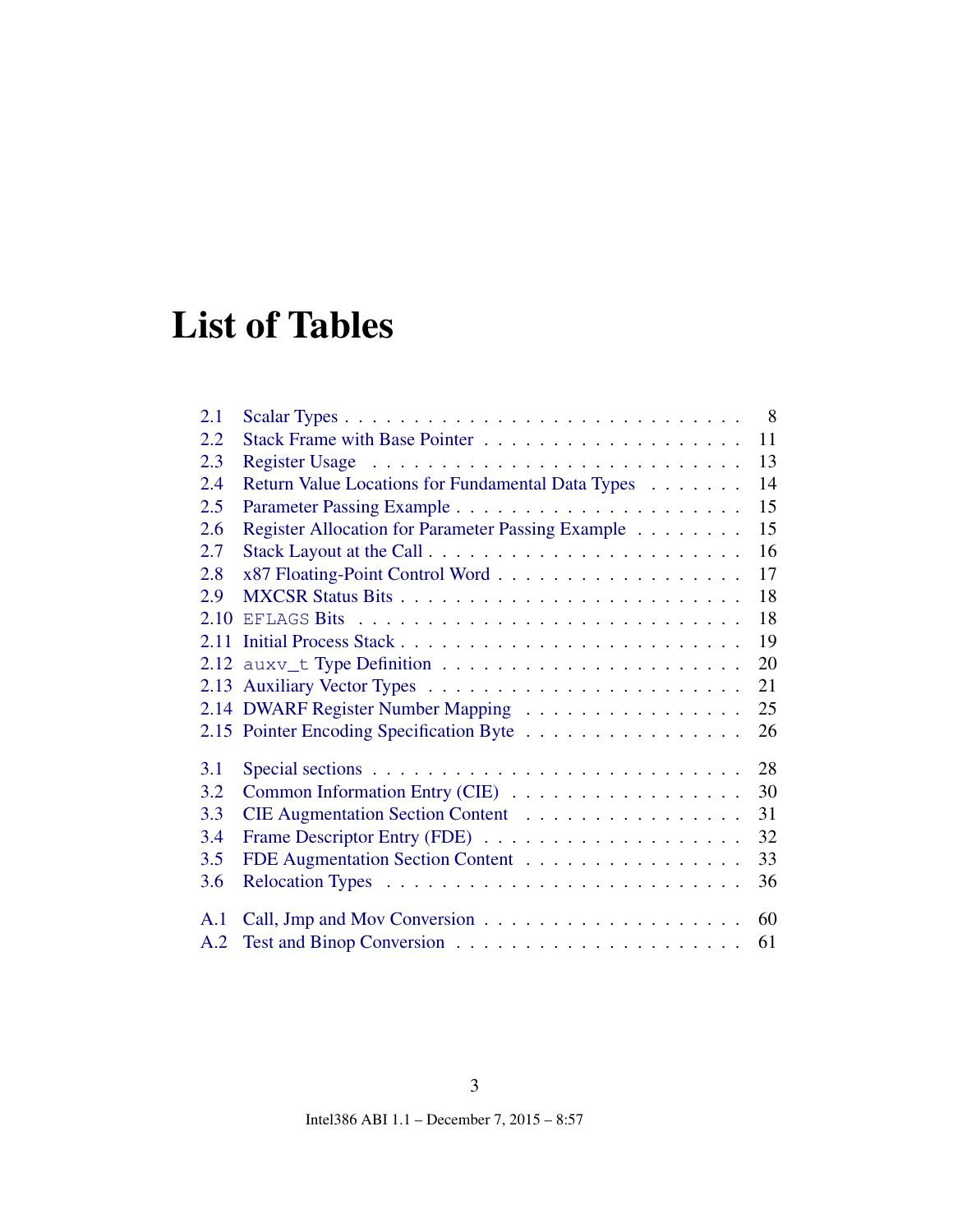# List of Tables

| | | |
|---|---|---|
| 2.1 | Scalar Types | 8 |
| 2.2 | Stack Frame with Base Pointer | 11 |
| 2.3 | Register Usage | 13 |
| 2.4 | Return Value Locations for Fundamental Data Types | 14 |
| 2.5 | Parameter Passing Example | 15 |
| 2.6 | Register Allocation for Parameter Passing Example | 15 |
| 2.7 | Stack Layout at the Call | 16 |
| 2.8 | x87 Floating-Point Control Word | 17 |
| 2.9 | MXCSR Status Bits | 18 |
| 2.10 | `EFLAGS` Bits | 18 |
| 2.11 | Initial Process Stack | 19 |
| 2.12 | `auxv_t` Type Definition | 20 |
| 2.13 | Auxiliary Vector Types | 21 |
| 2.14 | DWARF Register Number Mapping | 25 |
| 2.15 | Pointer Encoding Specification Byte | 26 |
| 3.1 | Special sections | 28 |
| 3.2 | Common Information Entry (CIE) | 30 |
| 3.3 | CIE Augmentation Section Content | 31 |
| 3.4 | Frame Descriptor Entry (FDE) | 32 |
| 3.5 | FDE Augmentation Section Content | 33 |
| 3.6 | Relocation Types | 36 |
| A.1 | Call, Jmp and Mov Conversion | 60 |
| A.2 | Test and Binop Conversion | 61 |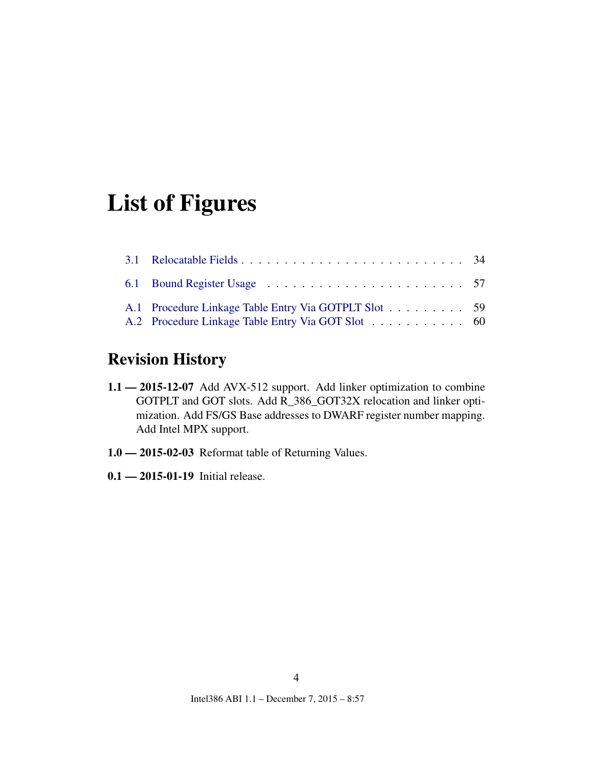# List of Figures

- 3.1 Relocatable Fields . . . . . . . . . . . . . . . . . . . . . . . . . 34
- 6.1 Bound Register Usage . . . . . . . . . . . . . . . . . . . . . . . . 57
- A.1 Procedure Linkage Table Entry Via GOTPLT Slot . . . . . . . . . 59
- A.2 Procedure Linkage Table Entry Via GOT Slot . . . . . . . . . . . 60

## Revision History

**1.1 — 2015-12-07** Add AVX-512 support. Add linker optimization to combine GOTPLT and GOT slots. Add R_386_GOT32X relocation and linker optimization. Add FS/GS Base addresses to DWARF register number mapping. Add Intel MPX support.

**1.0 — 2015-02-03** Reformat table of Returning Values.

**0.1 — 2015-01-19** Initial release.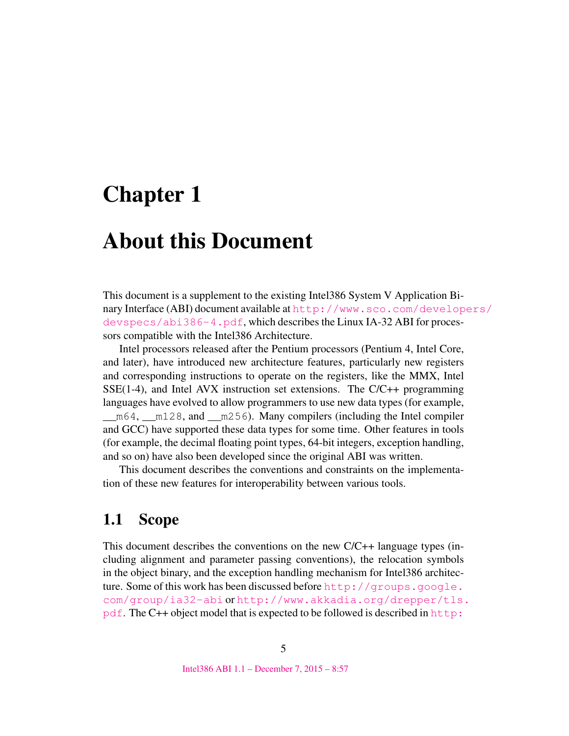# Chapter 1

# About this Document

This document is a supplement to the existing Intel386 System V Application Binary Interface (ABI) document available at http://www.sco.com/developers/devspecs/abi386-4.pdf, which describes the Linux IA-32 ABI for processors compatible with the Intel386 Architecture.

Intel processors released after the Pentium processors (Pentium 4, Intel Core, and later), have introduced new architecture features, particularly new registers and corresponding instructions to operate on the registers, like the MMX, Intel SSE(1-4), and Intel AVX instruction set extensions. The C/C++ programming languages have evolved to allow programmers to use new data types (for example, `__m64`, `__m128`, and `__m256`). Many compilers (including the Intel compiler and GCC) have supported these data types for some time. Other features in tools (for example, the decimal floating point types, 64-bit integers, exception handling, and so on) have also been developed since the original ABI was written.

This document describes the conventions and constraints on the implementation of these new features for interoperability between various tools.

## 1.1 Scope

This document describes the conventions on the new C/C++ language types (including alignment and parameter passing conventions), the relocation symbols in the object binary, and the exception handling mechanism for Intel386 architecture. Some of this work has been discussed before http://groups.google.com/group/ia32-abi or http://www.akkadia.org/drepper/tls.pdf. The C++ object model that is expected to be followed is described in http: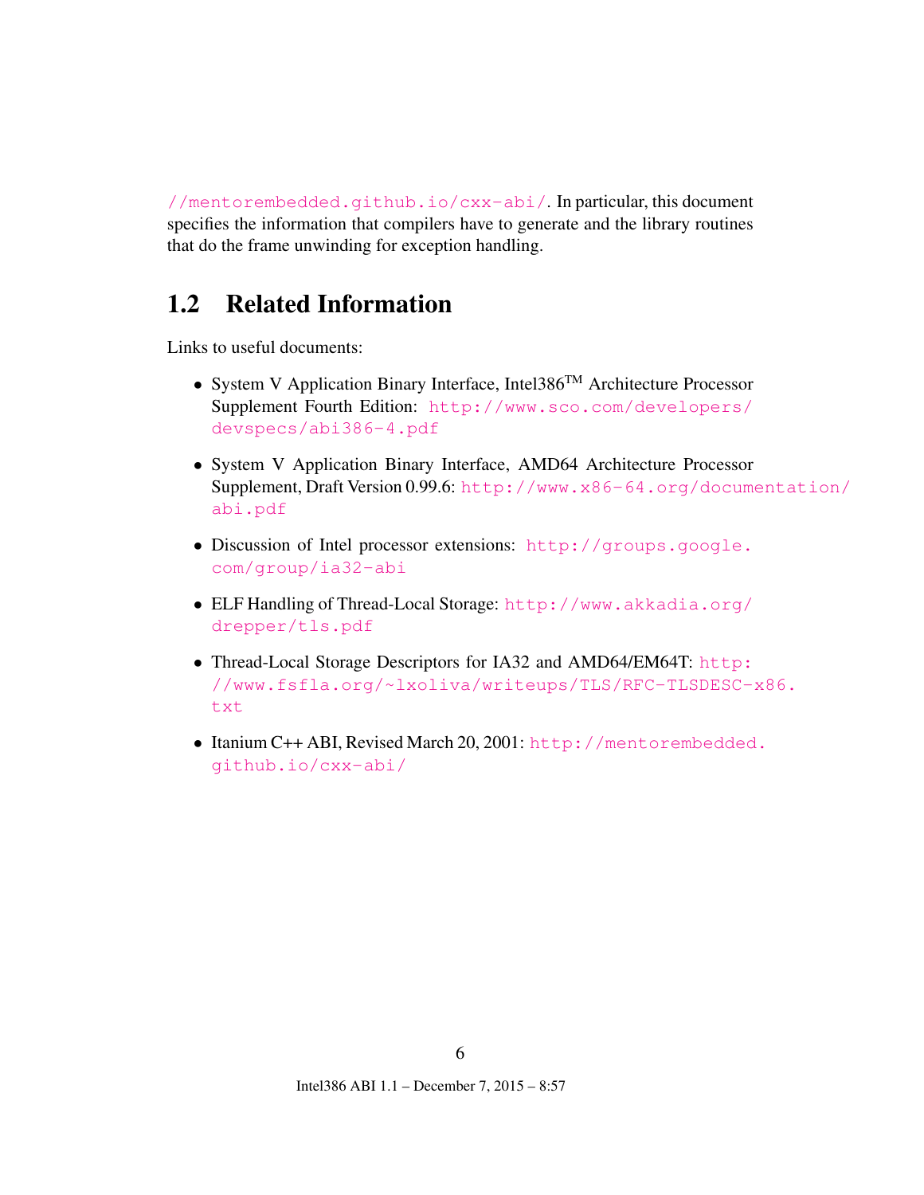//mentorembedded.github.io/cxx-abi/. In particular, this document specifies the information that compilers have to generate and the library routines that do the frame unwinding for exception handling.

## 1.2 Related Information

Links to useful documents:

- System V Application Binary Interface, Intel386™ Architecture Processor Supplement Fourth Edition: http://www.sco.com/developers/devspecs/abi386-4.pdf
- System V Application Binary Interface, AMD64 Architecture Processor Supplement, Draft Version 0.99.6: http://www.x86-64.org/documentation/abi.pdf
- Discussion of Intel processor extensions: http://groups.google.com/group/ia32-abi
- ELF Handling of Thread-Local Storage: http://www.akkadia.org/drepper/tls.pdf
- Thread-Local Storage Descriptors for IA32 and AMD64/EM64T: http://www.fsfla.org/~lxoliva/writeups/TLS/RFC-TLSDESC-x86.txt
- Itanium C++ ABI, Revised March 20, 2001: http://mentorembedded.github.io/cxx-abi/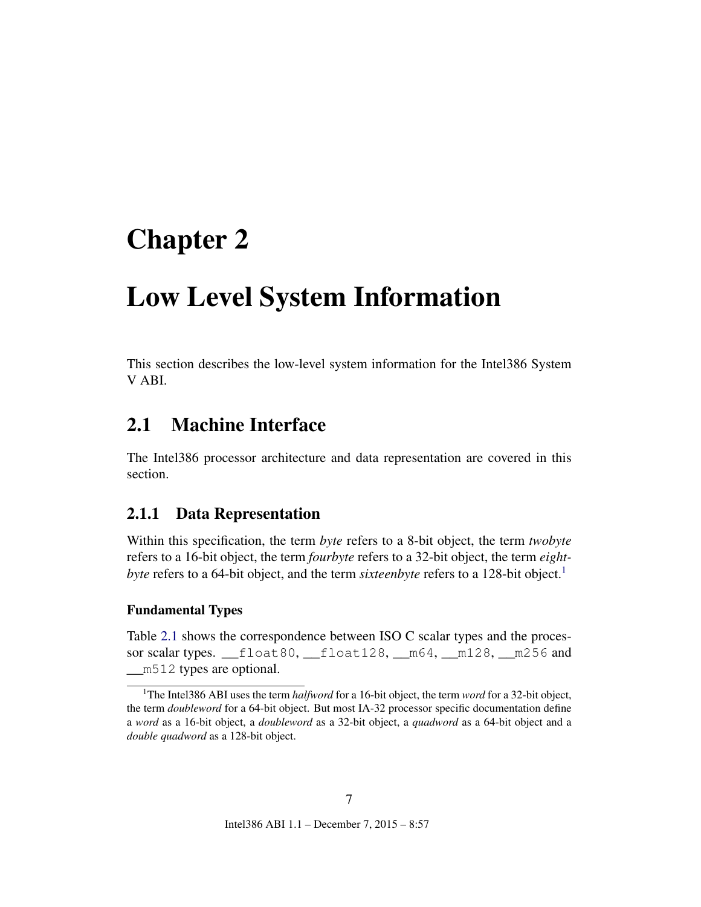# Chapter 2

# Low Level System Information

This section describes the low-level system information for the Intel386 System V ABI.

## 2.1 Machine Interface

The Intel386 processor architecture and data representation are covered in this section.

### 2.1.1 Data Representation

Within this specification, the term *byte* refers to a 8-bit object, the term *twobyte* refers to a 16-bit object, the term *fourbyte* refers to a 32-bit object, the term *eightbyte* refers to a 64-bit object, and the term *sixteenbyte* refers to a 128-bit object.[1]

#### Fundamental Types

Table 2.1 shows the correspondence between ISO C scalar types and the processor scalar types. `__float80`, `__float128`, `__m64`, `__m128`, `__m256` and `__m512` types are optional.

---

[1] The Intel386 ABI uses the term *halfword* for a 16-bit object, the term *word* for a 32-bit object, the term *doubleword* for a 64-bit object. But most IA-32 processor specific documentation define a *word* as a 16-bit object, a *doubleword* as a 32-bit object, a *quadword* as a 64-bit object and a *double quadword* as a 128-bit object.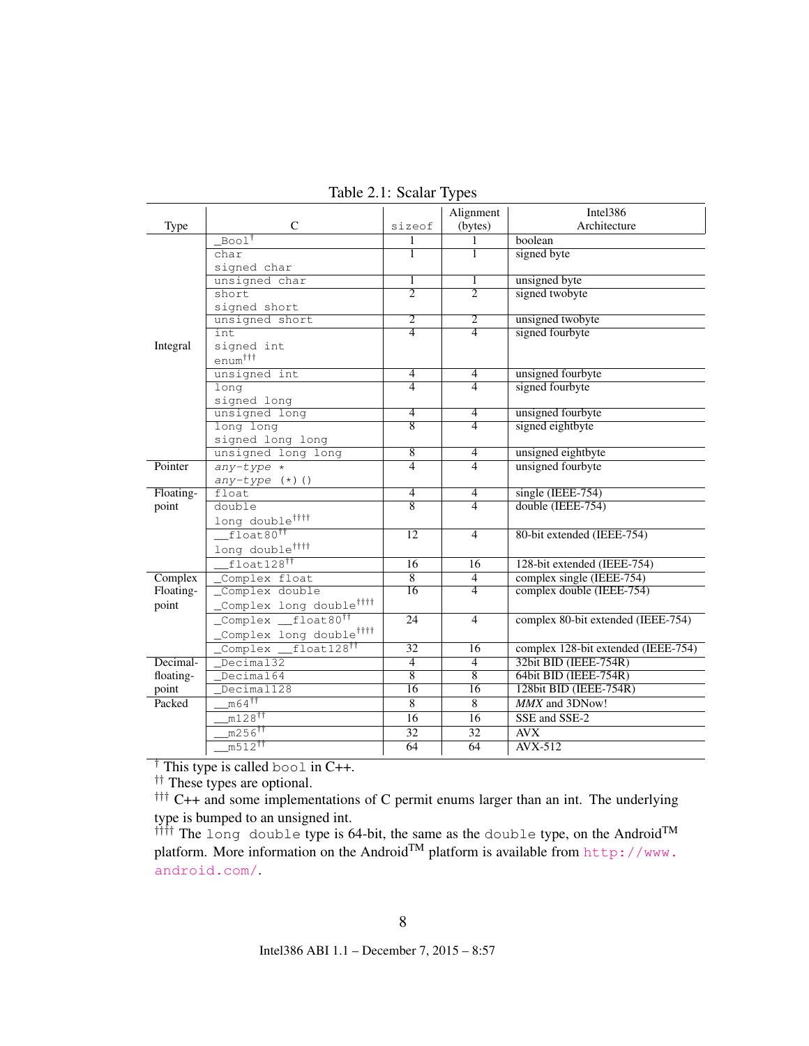Table 2.1: Scalar Types

| Type | C | sizeof | Alignment (bytes) | Intel386 Architecture |
|---|---|---|---|---|
| Integral | `_Bool`† | 1 | 1 | boolean |
| | `char`<br>`signed char` | 1 | 1 | signed byte |
| | `unsigned char` | 1 | 1 | unsigned byte |
| | `short`<br>`signed short` | 2 | 2 | signed twobyte |
| | `unsigned short` | 2 | 2 | unsigned twobyte |
| | `int`<br>`signed int`<br>`enum`††† | 4 | 4 | signed fourbyte |
| | `unsigned int` | 4 | 4 | unsigned fourbyte |
| | `long`<br>`signed long` | 4 | 4 | signed fourbyte |
| | `unsigned long` | 4 | 4 | unsigned fourbyte |
| | `long long`<br>`signed long long` | 8 | 4 | signed eightbyte |
| | `unsigned long long` | 8 | 4 | unsigned eightbyte |
| Pointer | *any-type* `*`<br>*any-type* `(*)()` | 4 | 4 | unsigned fourbyte |
| Floating-point | `float` | 4 | 4 | single (IEEE-754) |
| | `double`<br>`long double`†††† | 8 | 4 | double (IEEE-754) |
| | `__float80`††<br>`long double`†††† | 12 | 4 | 80-bit extended (IEEE-754) |
| | `__float128`†† | 16 | 16 | 128-bit extended (IEEE-754) |
| Complex Floating-point | `_Complex float` | 8 | 4 | complex single (IEEE-754) |
| | `_Complex double`<br>`_Complex long double`†††† | 16 | 4 | complex double (IEEE-754) |
| | `_Complex __float80`††<br>`_Complex long double`†††† | 24 | 4 | complex 80-bit extended (IEEE-754) |
| | `_Complex __float128`†† | 32 | 16 | complex 128-bit extended (IEEE-754) |
| Decimal-floating-point | `_Decimal32` | 4 | 4 | 32bit BID (IEEE-754R) |
| | `_Decimal64` | 8 | 8 | 64bit BID (IEEE-754R) |
| | `_Decimal128` | 16 | 16 | 128bit BID (IEEE-754R) |
| Packed | `__m64`†† | 8 | 8 | *MMX* and 3DNow! |
| | `__m128`†† | 16 | 16 | SSE and SSE-2 |
| | `__m256`†† | 32 | 32 | AVX |
| | `__m512`†† | 64 | 64 | AVX-512 |

† This type is called `bool` in C++.
†† These types are optional.
††† C++ and some implementations of C permit enums larger than an int. The underlying type is bumped to an unsigned int.
†††† The `long double` type is 64-bit, the same as the `double` type, on the Android™ platform. More information on the Android™ platform is available from http://www.android.com/.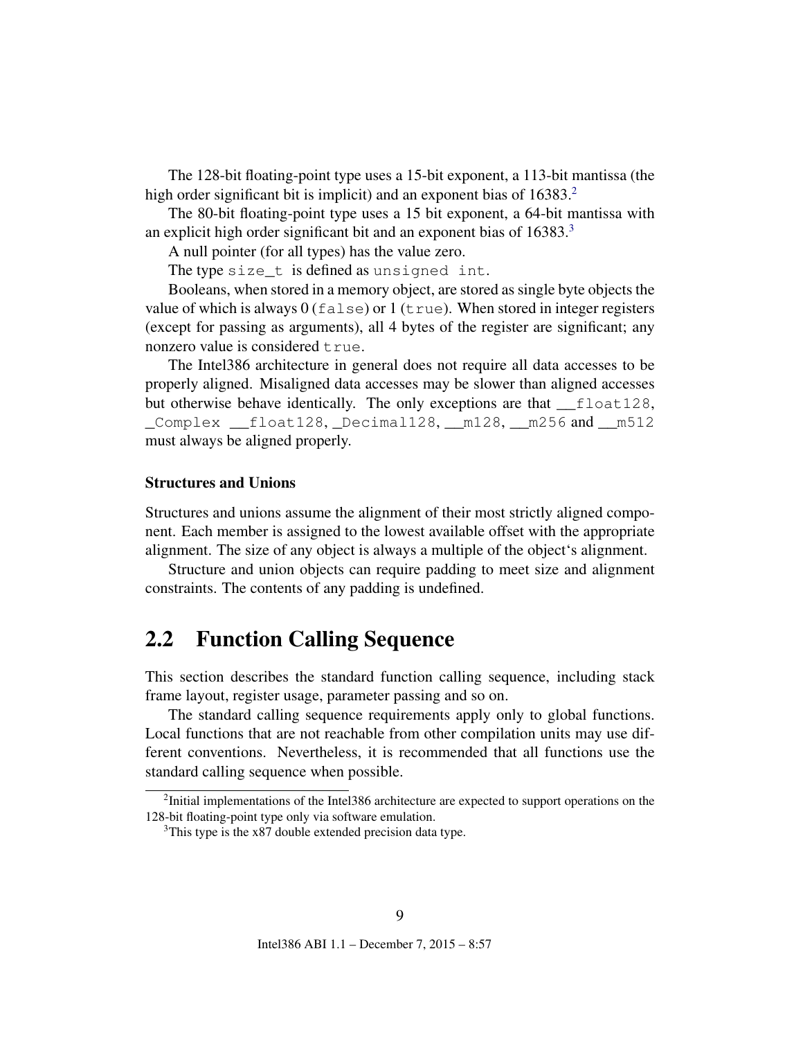The 128-bit floating-point type uses a 15-bit exponent, a 113-bit mantissa (the high order significant bit is implicit) and an exponent bias of 16383.[2]

The 80-bit floating-point type uses a 15 bit exponent, a 64-bit mantissa with an explicit high order significant bit and an exponent bias of 16383.[3]

A null pointer (for all types) has the value zero.

The type `size_t` is defined as `unsigned int`.

Booleans, when stored in a memory object, are stored as single byte objects the value of which is always 0 (`false`) or 1 (`true`). When stored in integer registers (except for passing as arguments), all 4 bytes of the register are significant; any nonzero value is considered `true`.

The Intel386 architecture in general does not require all data accesses to be properly aligned. Misaligned data accesses may be slower than aligned accesses but otherwise behave identically. The only exceptions are that `__float128`, `_Complex __float128`, `_Decimal128`, `__m128`, `__m256` and `__m512` must always be aligned properly.

### Structures and Unions

Structures and unions assume the alignment of their most strictly aligned component. Each member is assigned to the lowest available offset with the appropriate alignment. The size of any object is always a multiple of the object's alignment.

Structure and union objects can require padding to meet size and alignment constraints. The contents of any padding is undefined.

## 2.2 Function Calling Sequence

This section describes the standard function calling sequence, including stack frame layout, register usage, parameter passing and so on.

The standard calling sequence requirements apply only to global functions. Local functions that are not reachable from other compilation units may use different conventions. Nevertheless, it is recommended that all functions use the standard calling sequence when possible.

---

[2] Initial implementations of the Intel386 architecture are expected to support operations on the 128-bit floating-point type only via software emulation.

[3] This type is the x87 double extended precision data type.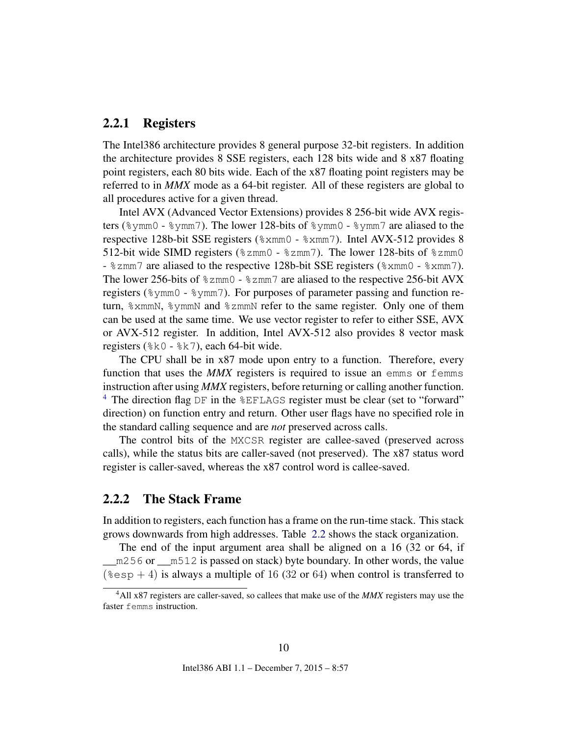### 2.2.1 Registers

The Intel386 architecture provides 8 general purpose 32-bit registers. In addition the architecture provides 8 SSE registers, each 128 bits wide and 8 x87 floating point registers, each 80 bits wide. Each of the x87 floating point registers may be referred to in ***MMX*** mode as a 64-bit register. All of these registers are global to all procedures active for a given thread.

Intel AVX (Advanced Vector Extensions) provides 8 256-bit wide AVX registers (`%ymm0` - `%ymm7`). The lower 128-bits of `%ymm0` - `%ymm7` are aliased to the respective 128b-bit SSE registers (`%xmm0` - `%xmm7`). Intel AVX-512 provides 8 512-bit wide SIMD registers (`%zmm0` - `%zmm7`). The lower 128-bits of `%zmm0` - `%zmm7` are aliased to the respective 128b-bit SSE registers (`%xmm0` - `%xmm7`). The lower 256-bits of `%zmm0` - `%zmm7` are aliased to the respective 256-bit AVX registers (`%ymm0` - `%ymm7`). For purposes of parameter passing and function return, `%xmmN`, `%ymmN` and `%zmmN` refer to the same register. Only one of them can be used at the same time. We use vector register to refer to either SSE, AVX or AVX-512 register. In addition, Intel AVX-512 also provides 8 vector mask registers (`%k0` - `%k7`), each 64-bit wide.

The CPU shall be in x87 mode upon entry to a function. Therefore, every function that uses the ***MMX*** registers is required to issue an `emms` or `femms` instruction after using ***MMX*** registers, before returning or calling another function. [4] The direction flag `DF` in the `%EFLAGS` register must be clear (set to "forward" direction) on function entry and return. Other user flags have no specified role in the standard calling sequence and are *not* preserved across calls.

The control bits of the `MXCSR` register are callee-saved (preserved across calls), while the status bits are caller-saved (not preserved). The x87 status word register is caller-saved, whereas the x87 control word is callee-saved.

### 2.2.2 The Stack Frame

In addition to registers, each function has a frame on the run-time stack. This stack grows downwards from high addresses. Table 2.2 shows the stack organization.

The end of the input argument area shall be aligned on a 16 (32 or 64, if `__m256` or `__m512` is passed on stack) byte boundary. In other words, the value $(\texttt{\%esp} + 4)$ is always a multiple of $16$ ($32$ or $64$) when control is transferred to

[4] All x87 registers are caller-saved, so callees that make use of the ***MMX*** registers may use the faster `femms` instruction.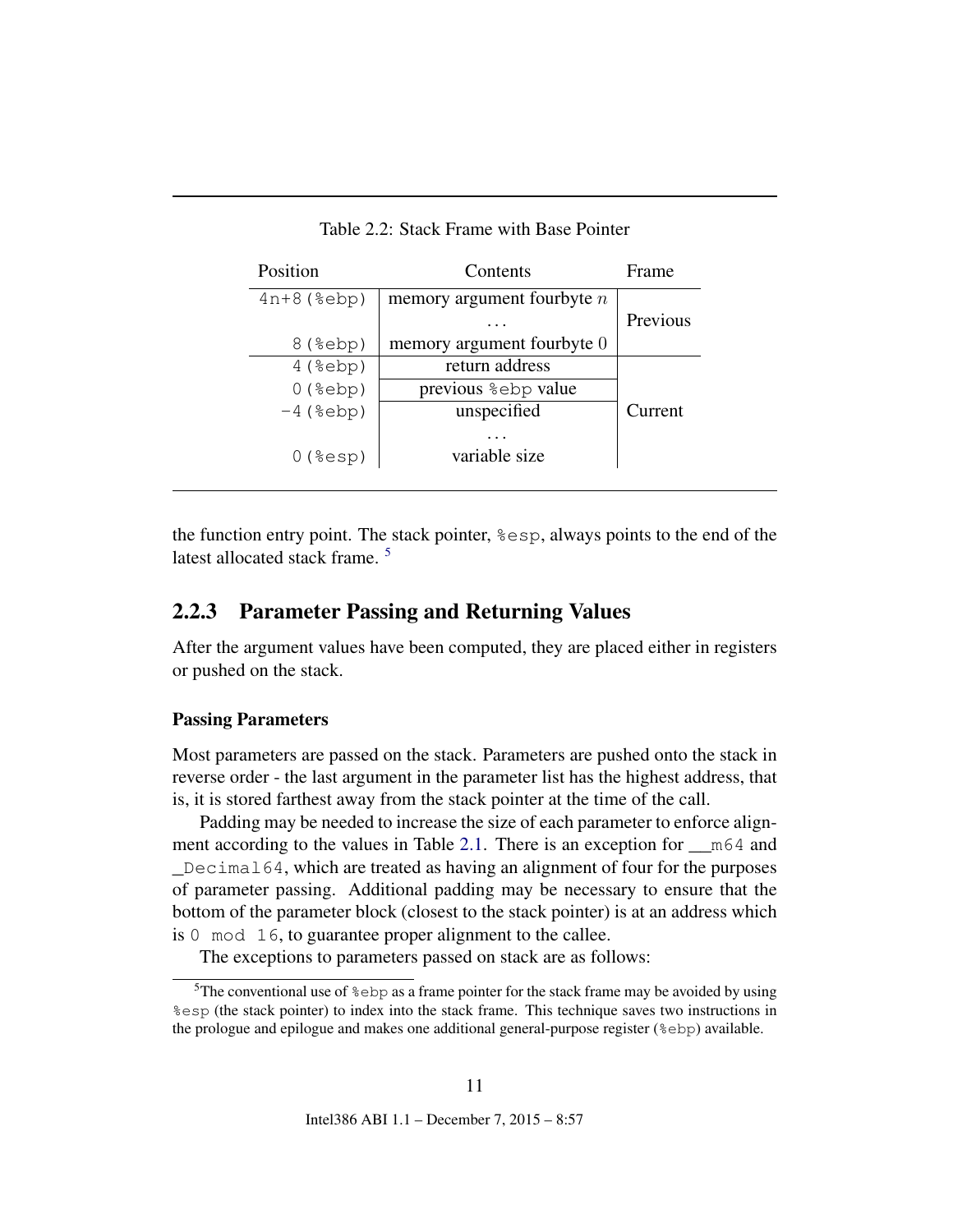Table 2.2: Stack Frame with Base Pointer

| Position | Contents | Frame |
|---|---|---|
| `4n+8(%ebp)` | memory argument fourbyte $n$ | |
| | ... | Previous |
| `8(%ebp)` | memory argument fourbyte $0$ | |
| `4(%ebp)` | return address | |
| `0(%ebp)` | previous `%ebp` value | |
| `-4(%ebp)` | unspecified | Current |
| | ... | |
| `0(%esp)` | variable size | |

the function entry point. The stack pointer, `%esp`, always points to the end of the latest allocated stack frame. [5]

### 2.2.3 Parameter Passing and Returning Values

After the argument values have been computed, they are placed either in registers or pushed on the stack.

#### Passing Parameters

Most parameters are passed on the stack. Parameters are pushed onto the stack in reverse order - the last argument in the parameter list has the highest address, that is, it is stored farthest away from the stack pointer at the time of the call.

Padding may be needed to increase the size of each parameter to enforce alignment according to the values in Table 2.1. There is an exception for `__m64` and `_Decimal64`, which are treated as having an alignment of four for the purposes of parameter passing. Additional padding may be necessary to ensure that the bottom of the parameter block (closest to the stack pointer) is at an address which is `0 mod 16`, to guarantee proper alignment to the callee.

The exceptions to parameters passed on stack are as follows:

[5] The conventional use of `%ebp` as a frame pointer for the stack frame may be avoided by using `%esp` (the stack pointer) to index into the stack frame. This technique saves two instructions in the prologue and epilogue and makes one additional general-purpose register (`%ebp`) available.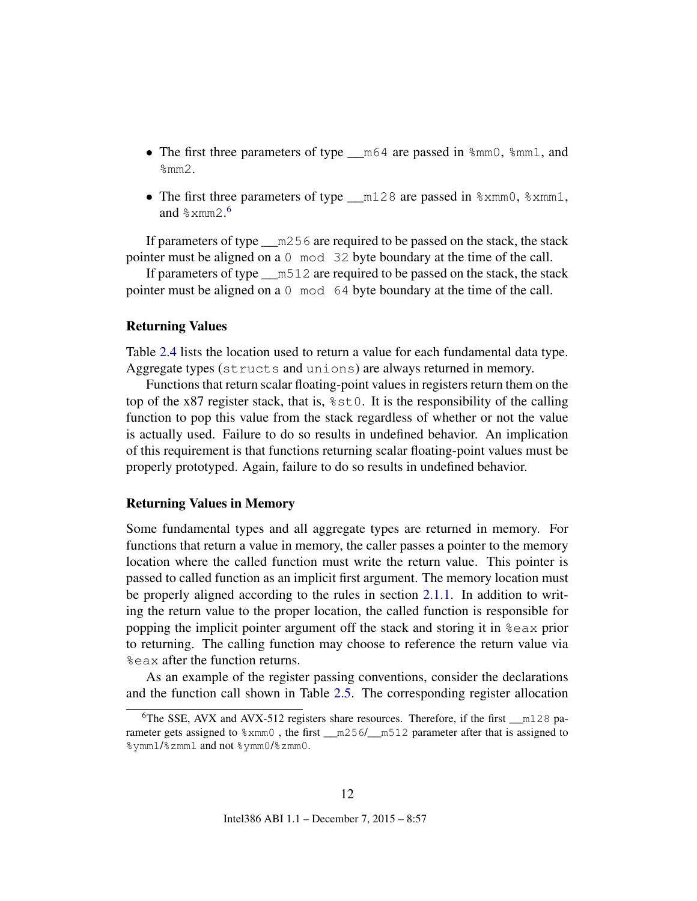- The first three parameters of type `__m64` are passed in `%mm0`, `%mm1`, and `%mm2`.
- The first three parameters of type `__m128` are passed in `%xmm0`, `%xmm1`, and `%xmm2`.[6]

If parameters of type `__m256` are required to be passed on the stack, the stack pointer must be aligned on a `0 mod 32` byte boundary at the time of the call.

If parameters of type `__m512` are required to be passed on the stack, the stack pointer must be aligned on a `0 mod 64` byte boundary at the time of the call.

### Returning Values

Table 2.4 lists the location used to return a value for each fundamental data type. Aggregate types (`structs` and `unions`) are always returned in memory.

Functions that return scalar floating-point values in registers return them on the top of the x87 register stack, that is, `%st0`. It is the responsibility of the calling function to pop this value from the stack regardless of whether or not the value is actually used. Failure to do so results in undefined behavior. An implication of this requirement is that functions returning scalar floating-point values must be properly prototyped. Again, failure to do so results in undefined behavior.

### Returning Values in Memory

Some fundamental types and all aggregate types are returned in memory. For functions that return a value in memory, the caller passes a pointer to the memory location where the called function must write the return value. This pointer is passed to called function as an implicit first argument. The memory location must be properly aligned according to the rules in section 2.1.1. In addition to writing the return value to the proper location, the called function is responsible for popping the implicit pointer argument off the stack and storing it in `%eax` prior to returning. The calling function may choose to reference the return value via `%eax` after the function returns.

As an example of the register passing conventions, consider the declarations and the function call shown in Table 2.5. The corresponding register allocation

---

[6] The SSE, AVX and AVX-512 registers share resources. Therefore, if the first `__m128` parameter gets assigned to `%xmm0` , the first `__m256`/`__m512` parameter after that is assigned to `%ymm1`/`%zmm1` and not `%ymm0`/`%zmm0`.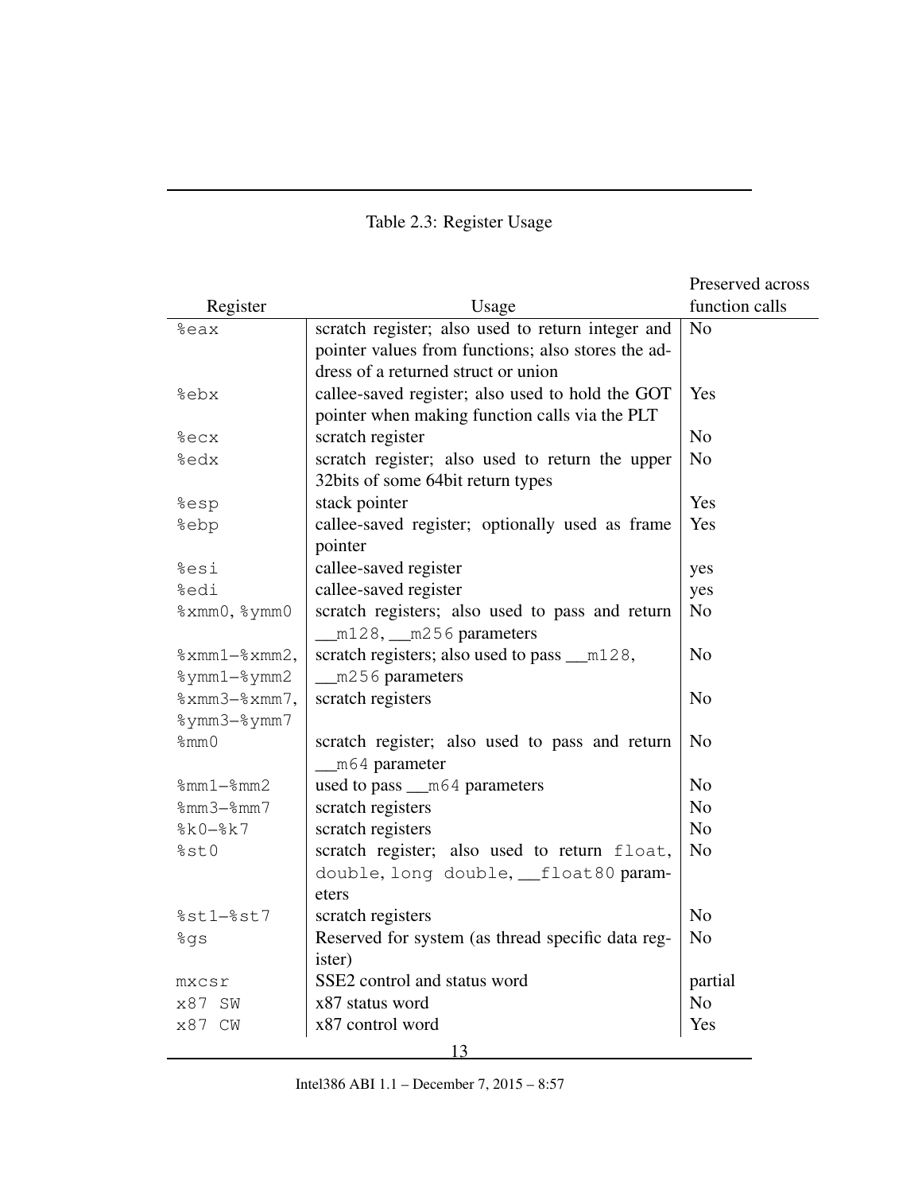Table 2.3: Register Usage

| Register | Usage | Preserved across function calls |
|---|---|---|
| %eax | scratch register; also used to return integer and pointer values from functions; also stores the address of a returned struct or union | No |
| %ebx | callee-saved register; also used to hold the GOT pointer when making function calls via the PLT | Yes |
| %ecx | scratch register | No |
| %edx | scratch register; also used to return the upper 32bits of some 64bit return types | No |
| %esp | stack pointer | Yes |
| %ebp | callee-saved register; optionally used as frame pointer | Yes |
| %esi | callee-saved register | yes |
| %edi | callee-saved register | yes |
| %xmm0, %ymm0 | scratch registers; also used to pass and return __m128, __m256 parameters | No |
| %xmm1–%xmm2, %ymm1–%ymm2 | scratch registers; also used to pass __m128, __m256 parameters | No |
| %xmm3–%xmm7, %ymm3–%ymm7 | scratch registers | No |
| %mm0 | scratch register; also used to pass and return __m64 parameter | No |
| %mm1–%mm2 | used to pass __m64 parameters | No |
| %mm3–%mm7 | scratch registers | No |
| %k0–%k7 | scratch registers | No |
| %st0 | scratch register; also used to return float, double, long double, __float80 parameters | No |
| %st1–%st7 | scratch registers | No |
| %gs | Reserved for system (as thread specific data register) | No |
| mxcsr | SSE2 control and status word | partial |
| x87 SW | x87 status word | No |
| x87 CW | x87 control word | Yes |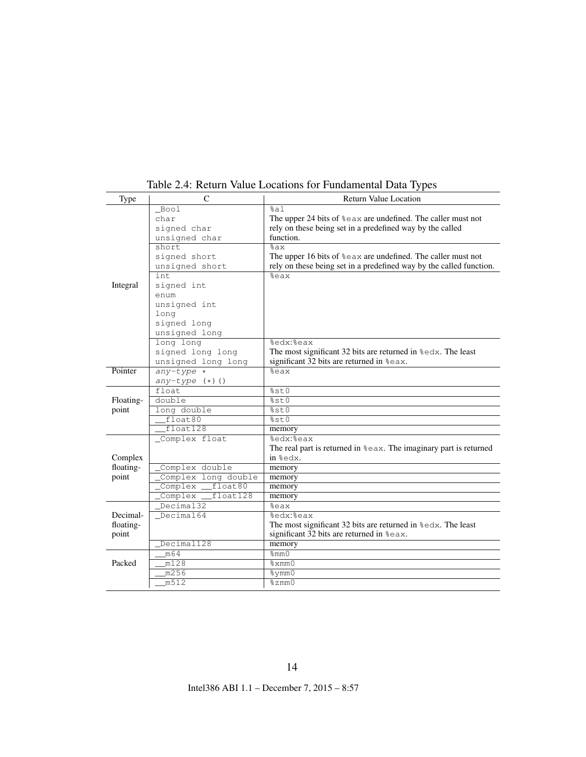Table 2.4: Return Value Locations for Fundamental Data Types

| Type | C | Return Value Location |
|---|---|---|
| Integral | `_Bool`<br>`char`<br>`signed char`<br>`unsigned char` | `%al`<br>The upper 24 bits of `%eax` are undefined. The caller must not rely on these being set in a predefined way by the called function. |
| | `short`<br>`signed short`<br>`unsigned short` | `%ax`<br>The upper 16 bits of `%eax` are undefined. The caller must not rely on these being set in a predefined way by the called function. |
| | `int`<br>`signed int`<br>`enum`<br>`unsigned int`<br>`long`<br>`signed long`<br>`unsigned long` | `%eax` |
| | `long long`<br>`signed long long`<br>`unsigned long long` | `%edx:%eax`<br>The most significant 32 bits are returned in `%edx`. The least significant 32 bits are returned in `%eax`. |
| Pointer | *`any-type`* `*`<br>*`any-type`* `(*)()` | `%eax` |
| Floating-point | `float` | `%st0` |
| | `double` | `%st0` |
| | `long double` | `%st0` |
| | `__float80` | `%st0` |
| | `__float128` | memory |
| Complex floating-point | `_Complex float` | `%edx:%eax`<br>The real part is returned in `%eax`. The imaginary part is returned in `%edx`. |
| | `_Complex double` | memory |
| | `_Complex long double` | memory |
| | `_Complex __float80` | memory |
| | `_Complex __float128` | memory |
| Decimal-floating-point | `_Decimal32` | `%eax` |
| | `_Decimal64` | `%edx:%eax`<br>The most significant 32 bits are returned in `%edx`. The least significant 32 bits are returned in `%eax`. |
| | `_Decimal128` | memory |
| Packed | `__m64` | `%mm0` |
| | `__m128` | `%xmm0` |
| | `__m256` | `%ymm0` |
| | `__m512` | `%zmm0` |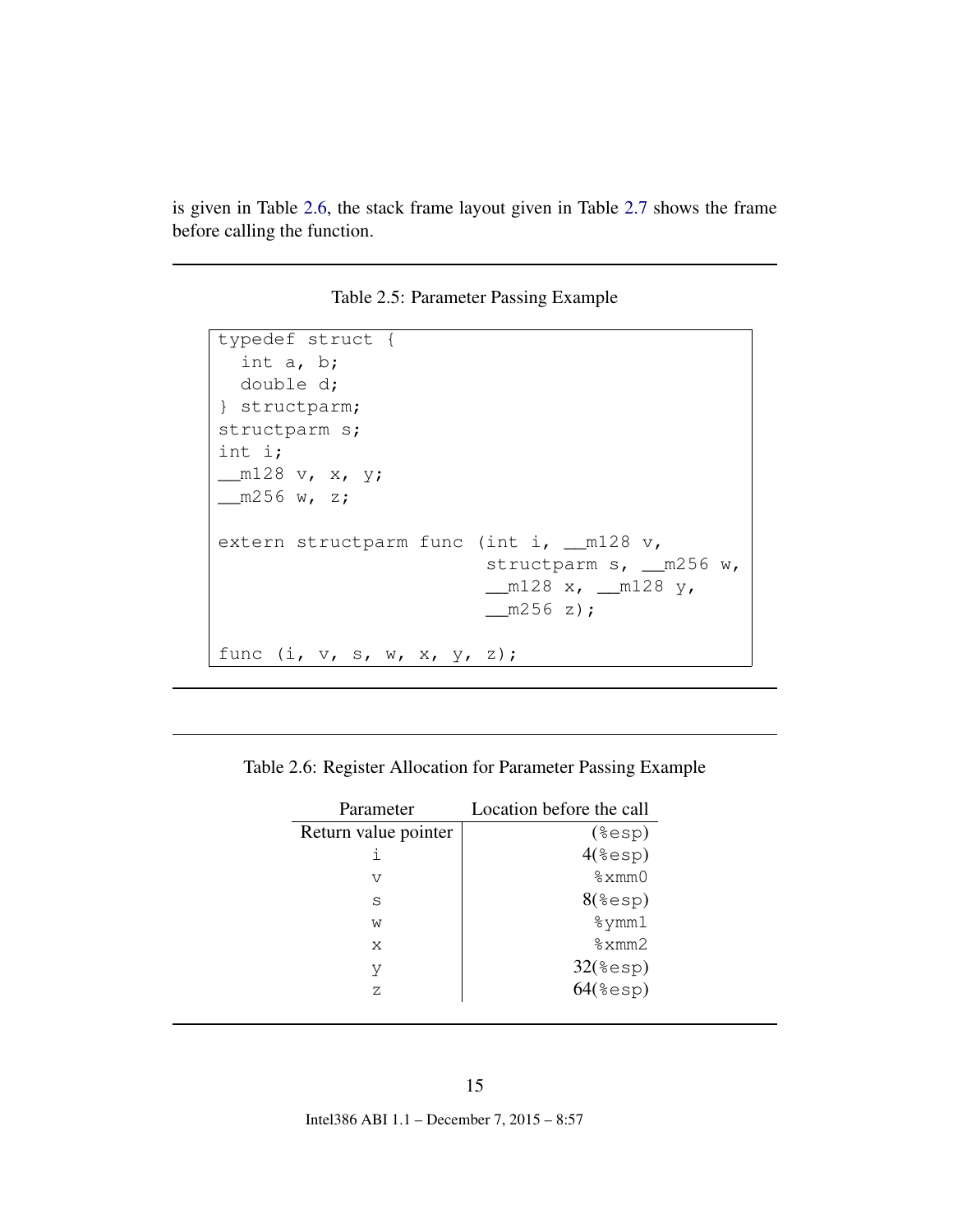is given in Table 2.6, the stack frame layout given in Table 2.7 shows the frame before calling the function.

Table 2.5: Parameter Passing Example

```
typedef struct {
  int a, b;
  double d;
} structparm;
structparm s;
int i;
__m128 v, x, y;
__m256 w, z;

extern structparm func (int i, __m128 v,
                        structparm s, __m256 w,
                        __m128 x, __m128 y,
                        __m256 z);

func (i, v, s, w, x, y, z);
```

Table 2.6: Register Allocation for Parameter Passing Example

| Parameter | Location before the call |
|---|---:|
| Return value pointer | `(%esp)` |
| `i` | `4(%esp)` |
| `v` | `%xmm0` |
| `s` | `8(%esp)` |
| `w` | `%ymm1` |
| `x` | `%xmm2` |
| `y` | `32(%esp)` |
| `z` | `64(%esp)` |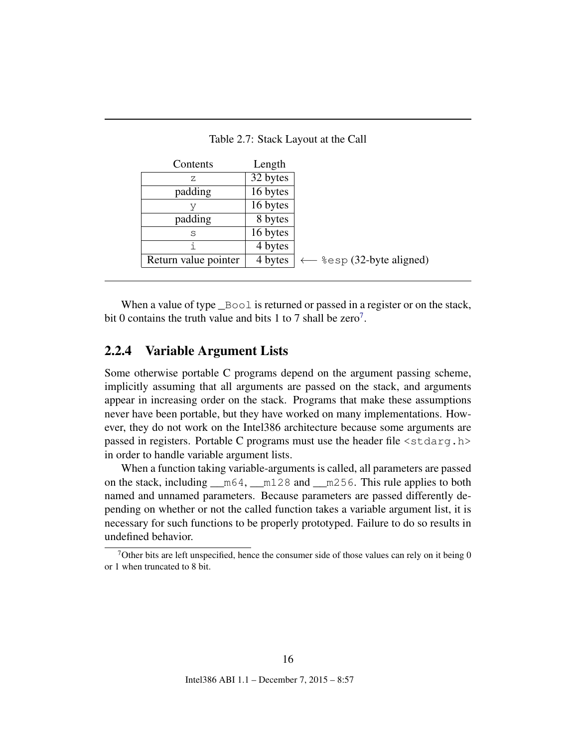Table 2.7: Stack Layout at the Call

| Contents | Length | |
|---|---|---|
| z | 32 bytes | |
| padding | 16 bytes | |
| y | 16 bytes | |
| padding | 8 bytes | |
| s | 16 bytes | |
| i | 4 bytes | |
| Return value pointer | 4 bytes | ⟵ %esp (32-byte aligned) |

When a value of type `_Bool` is returned or passed in a register or on the stack, bit 0 contains the truth value and bits 1 to 7 shall be zero[7].

### 2.2.4 Variable Argument Lists

Some otherwise portable C programs depend on the argument passing scheme, implicitly assuming that all arguments are passed on the stack, and arguments appear in increasing order on the stack. Programs that make these assumptions never have been portable, but they have worked on many implementations. However, they do not work on the Intel386 architecture because some arguments are passed in registers. Portable C programs must use the header file `<stdarg.h>` in order to handle variable argument lists.

When a function taking variable-arguments is called, all parameters are passed on the stack, including `__m64`, `__m128` and `__m256`. This rule applies to both named and unnamed parameters. Because parameters are passed differently depending on whether or not the called function takes a variable argument list, it is necessary for such functions to be properly prototyped. Failure to do so results in undefined behavior.

[7] Other bits are left unspecified, hence the consumer side of those values can rely on it being 0 or 1 when truncated to 8 bit.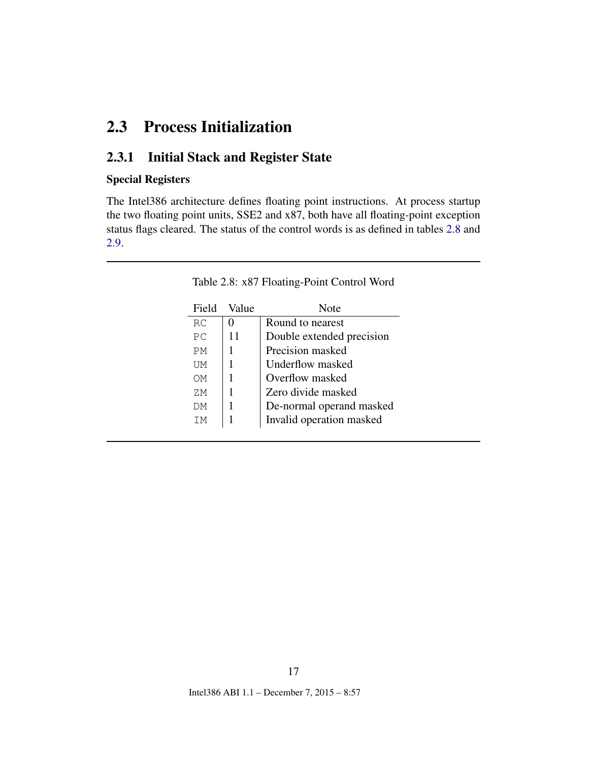## 2.3 Process Initialization

### 2.3.1 Initial Stack and Register State

#### Special Registers

The Intel386 architecture defines floating point instructions. At process startup the two floating point units, SSE2 and x87, both have all floating-point exception status flags cleared. The status of the control words is as defined in tables 2.8 and 2.9.

Table 2.8: x87 Floating-Point Control Word

| Field | Value | Note |
|---|---|---|
| `RC` | 0 | Round to nearest |
| `PC` | 11 | Double extended precision |
| `PM` | 1 | Precision masked |
| `UM` | 1 | Underflow masked |
| `OM` | 1 | Overflow masked |
| `ZM` | 1 | Zero divide masked |
| `DM` | 1 | De-normal operand masked |
| `IM` | 1 | Invalid operation masked |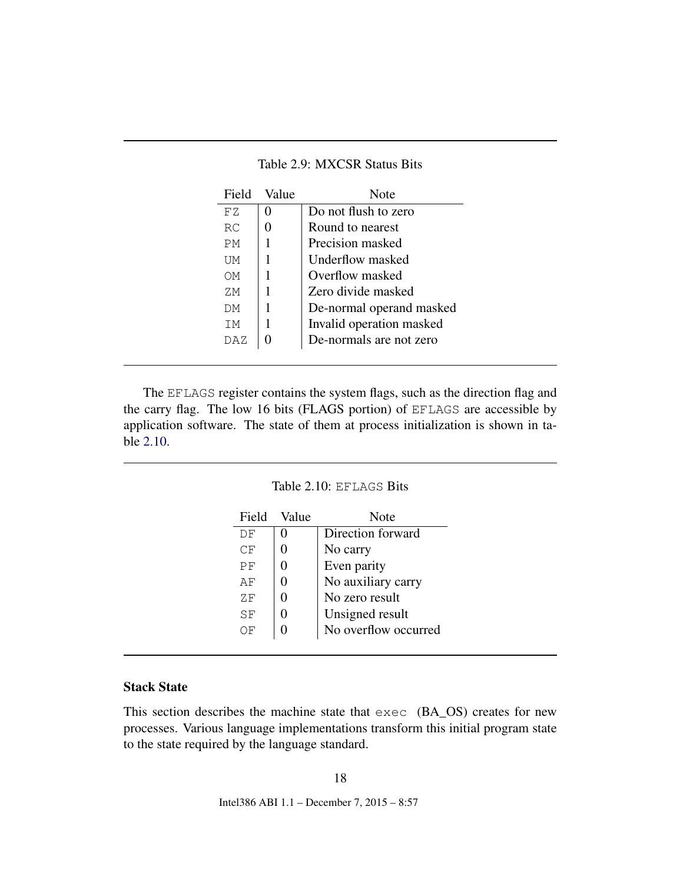Table 2.9: MXCSR Status Bits

| Field | Value | Note |
|---|---|---|
| `FZ` | 0 | Do not flush to zero |
| `RC` | 0 | Round to nearest |
| `PM` | 1 | Precision masked |
| `UM` | 1 | Underflow masked |
| `OM` | 1 | Overflow masked |
| `ZM` | 1 | Zero divide masked |
| `DM` | 1 | De-normal operand masked |
| `IM` | 1 | Invalid operation masked |
| `DAZ` | 0 | De-normals are not zero |

The `EFLAGS` register contains the system flags, such as the direction flag and the carry flag. The low 16 bits (FLAGS portion) of `EFLAGS` are accessible by application software. The state of them at process initialization is shown in table 2.10.

Table 2.10: `EFLAGS` Bits

| Field | Value | Note |
|---|---|---|
| `DF` | 0 | Direction forward |
| `CF` | 0 | No carry |
| `PF` | 0 | Even parity |
| `AF` | 0 | No auxiliary carry |
| `ZF` | 0 | No zero result |
| `SF` | 0 | Unsigned result |
| `OF` | 0 | No overflow occurred |

### Stack State

This section describes the machine state that `exec` (BA_OS) creates for new processes. Various language implementations transform this initial program state to the state required by the language standard.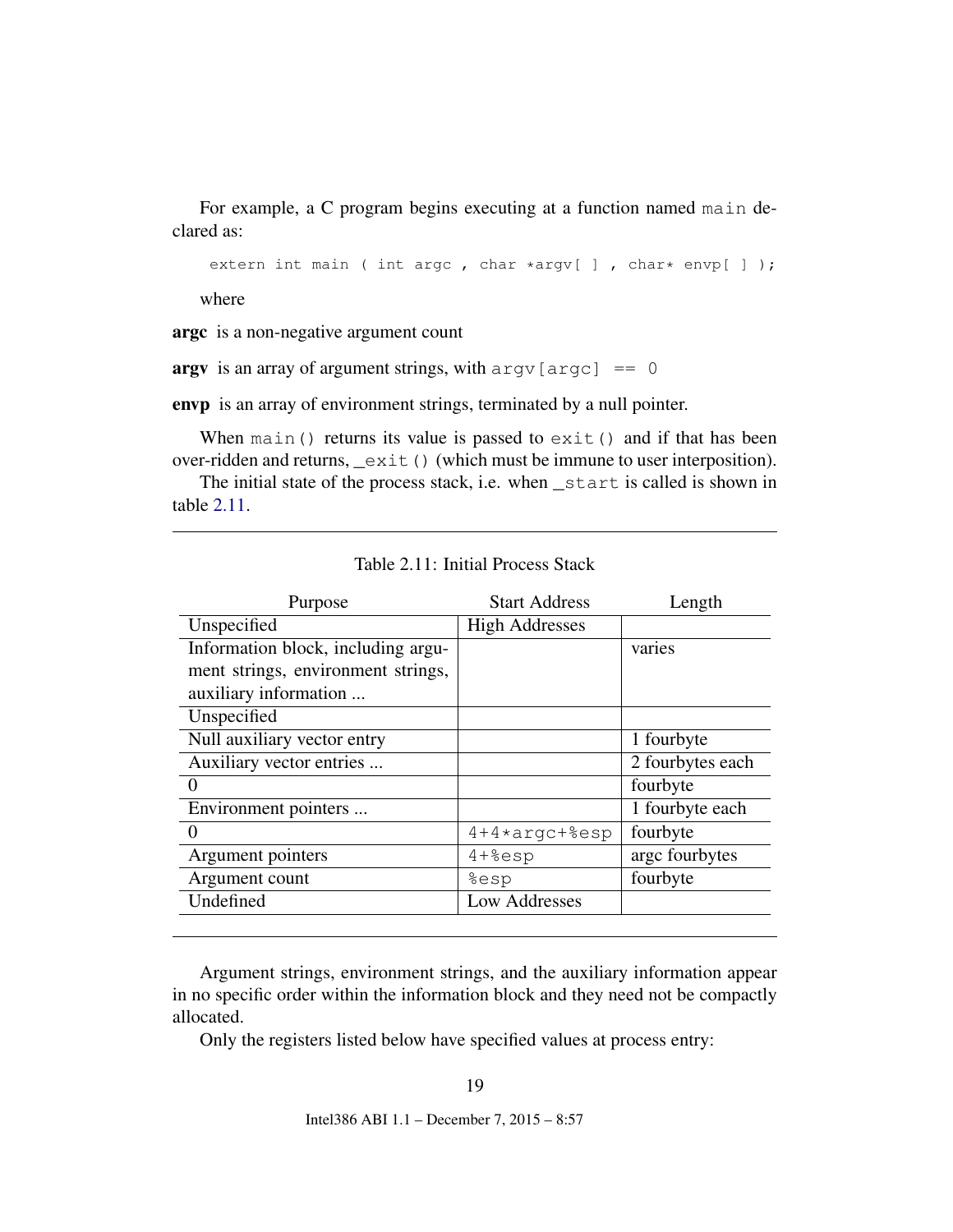For example, a C program begins executing at a function named `main` declared as:

```
extern int main ( int argc , char *argv[ ] , char* envp[ ] );
```

where

**argc** is a non-negative argument count

**argv** is an array of argument strings, with `argv[argc] == 0`

**envp** is an array of environment strings, terminated by a null pointer.

When `main()` returns its value is passed to `exit()` and if that has been over-ridden and returns, `_exit()` (which must be immune to user interposition).

The initial state of the process stack, i.e. when `_start` is called is shown in table 2.11.

Table 2.11: Initial Process Stack

| Purpose | Start Address | Length |
|---|---|---|
| Unspecified | High Addresses | |
| Information block, including argument strings, environment strings, auxiliary information ... | | varies |
| Unspecified | | |
| Null auxiliary vector entry | | 1 fourbyte |
| Auxiliary vector entries ... | | 2 fourbytes each |
| 0 | | fourbyte |
| Environment pointers ... | | 1 fourbyte each |
| 0 | `4+4*argc+%esp` | fourbyte |
| Argument pointers | `4+%esp` | argc fourbytes |
| Argument count | `%esp` | fourbyte |
| Undefined | Low Addresses | |

Argument strings, environment strings, and the auxiliary information appear in no specific order within the information block and they need not be compactly allocated.

Only the registers listed below have specified values at process entry: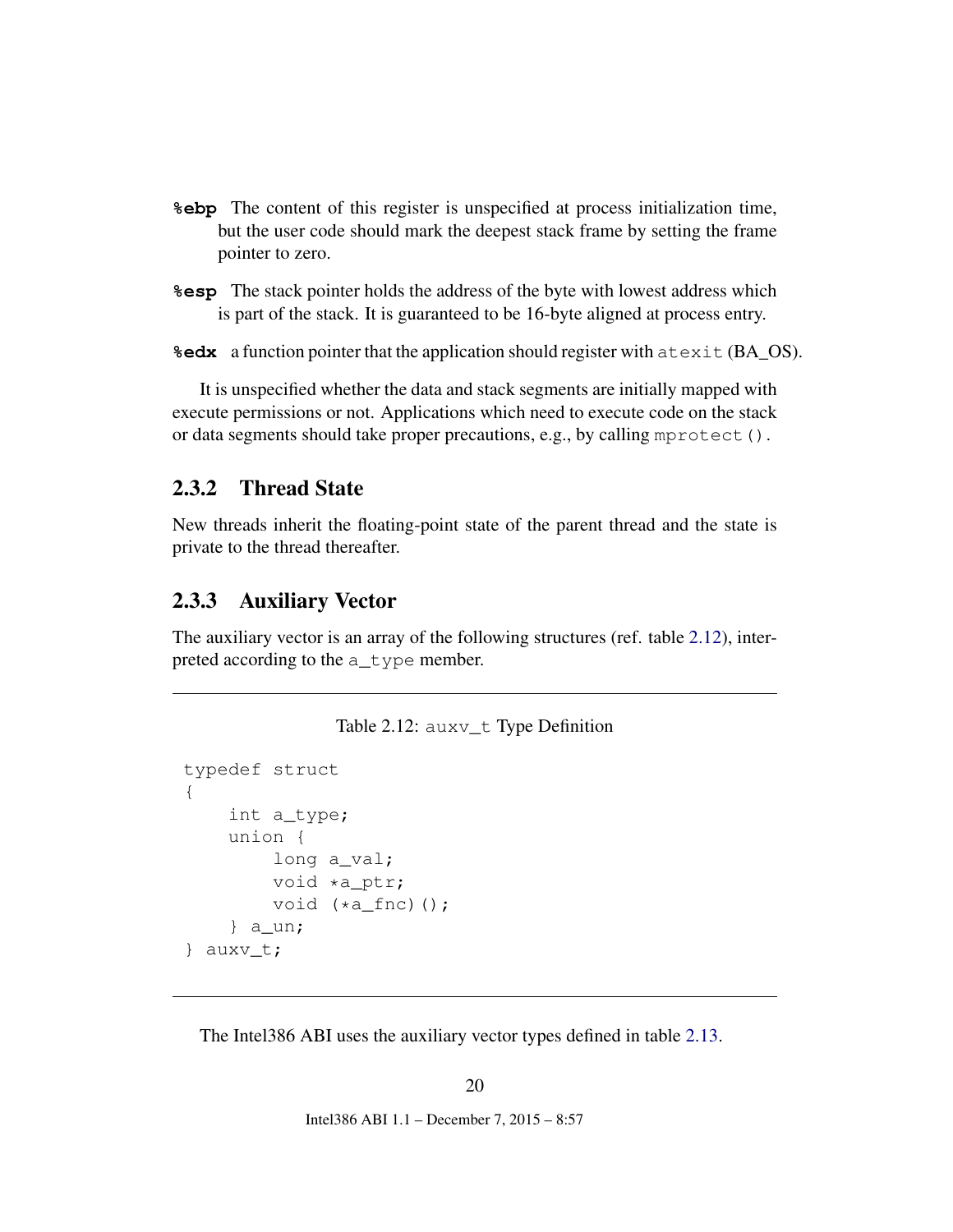**%ebp** The content of this register is unspecified at process initialization time, but the user code should mark the deepest stack frame by setting the frame pointer to zero.

**%esp** The stack pointer holds the address of the byte with lowest address which is part of the stack. It is guaranteed to be 16-byte aligned at process entry.

**%edx** a function pointer that the application should register with `atexit` (BA_OS).

It is unspecified whether the data and stack segments are initially mapped with execute permissions or not. Applications which need to execute code on the stack or data segments should take proper precautions, e.g., by calling `mprotect()`.

### 2.3.2 Thread State

New threads inherit the floating-point state of the parent thread and the state is private to the thread thereafter.

### 2.3.3 Auxiliary Vector

The auxiliary vector is an array of the following structures (ref. table 2.12), interpreted according to the `a_type` member.

Table 2.12: `auxv_t` Type Definition

```
typedef struct
{
    int a_type;
    union {
        long a_val;
        void *a_ptr;
        void (*a_fnc)();
    } a_un;
} auxv_t;
```

The Intel386 ABI uses the auxiliary vector types defined in table 2.13.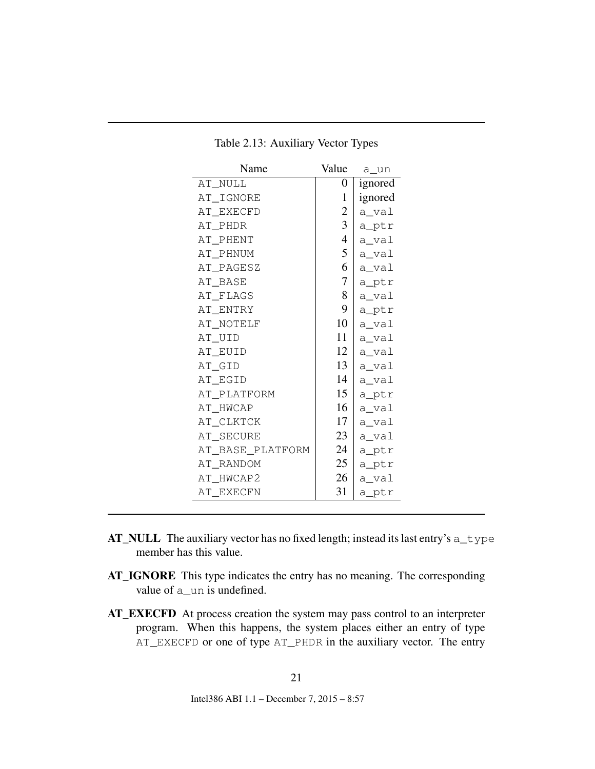Table 2.13: Auxiliary Vector Types

| Name | Value | a_un |
|---|---|---|
| AT_NULL | 0 | ignored |
| AT_IGNORE | 1 | ignored |
| AT_EXECFD | 2 | a_val |
| AT_PHDR | 3 | a_ptr |
| AT_PHENT | 4 | a_val |
| AT_PHNUM | 5 | a_val |
| AT_PAGESZ | 6 | a_val |
| AT_BASE | 7 | a_ptr |
| AT_FLAGS | 8 | a_val |
| AT_ENTRY | 9 | a_ptr |
| AT_NOTELF | 10 | a_val |
| AT_UID | 11 | a_val |
| AT_EUID | 12 | a_val |
| AT_GID | 13 | a_val |
| AT_EGID | 14 | a_val |
| AT_PLATFORM | 15 | a_ptr |
| AT_HWCAP | 16 | a_val |
| AT_CLKTCK | 17 | a_val |
| AT_SECURE | 23 | a_val |
| AT_BASE_PLATFORM | 24 | a_ptr |
| AT_RANDOM | 25 | a_ptr |
| AT_HWCAP2 | 26 | a_val |
| AT_EXECFN | 31 | a_ptr |

**AT_NULL** The auxiliary vector has no fixed length; instead its last entry's `a_type` member has this value.

**AT_IGNORE** This type indicates the entry has no meaning. The corresponding value of `a_un` is undefined.

**AT_EXECFD** At process creation the system may pass control to an interpreter program. When this happens, the system places either an entry of type `AT_EXECFD` or one of type `AT_PHDR` in the auxiliary vector. The entry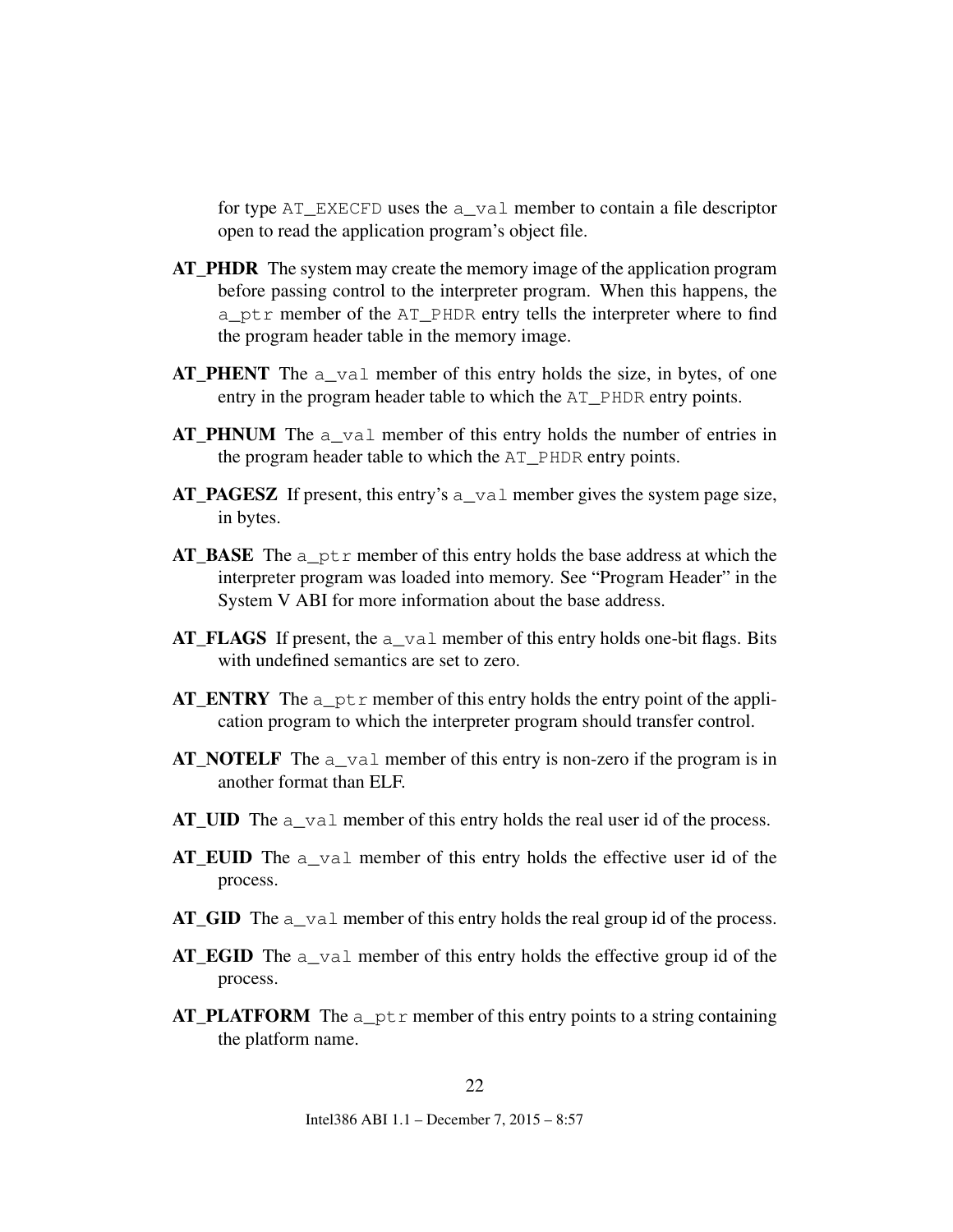for type `AT_EXECFD` uses the `a_val` member to contain a file descriptor open to read the application program's object file.

**AT_PHDR** The system may create the memory image of the application program before passing control to the interpreter program. When this happens, the `a_ptr` member of the `AT_PHDR` entry tells the interpreter where to find the program header table in the memory image.

**AT_PHENT** The `a_val` member of this entry holds the size, in bytes, of one entry in the program header table to which the `AT_PHDR` entry points.

**AT_PHNUM** The `a_val` member of this entry holds the number of entries in the program header table to which the `AT_PHDR` entry points.

**AT_PAGESZ** If present, this entry's `a_val` member gives the system page size, in bytes.

**AT_BASE** The `a_ptr` member of this entry holds the base address at which the interpreter program was loaded into memory. See "Program Header" in the System V ABI for more information about the base address.

**AT_FLAGS** If present, the `a_val` member of this entry holds one-bit flags. Bits with undefined semantics are set to zero.

**AT_ENTRY** The `a_ptr` member of this entry holds the entry point of the application program to which the interpreter program should transfer control.

**AT_NOTELF** The `a_val` member of this entry is non-zero if the program is in another format than ELF.

**AT_UID** The `a_val` member of this entry holds the real user id of the process.

**AT_EUID** The `a_val` member of this entry holds the effective user id of the process.

**AT_GID** The `a_val` member of this entry holds the real group id of the process.

**AT_EGID** The `a_val` member of this entry holds the effective group id of the process.

**AT_PLATFORM** The `a_ptr` member of this entry points to a string containing the platform name.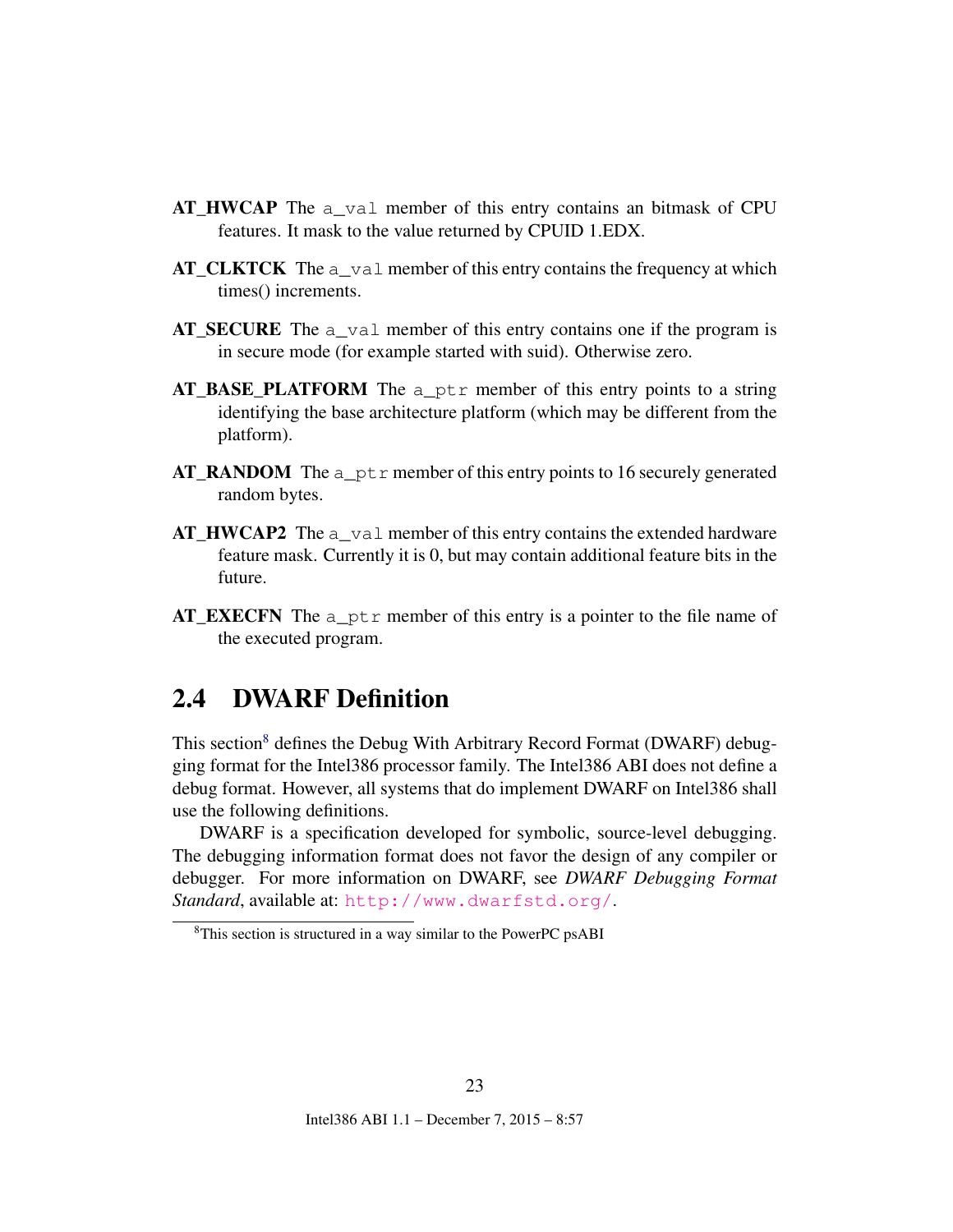**AT_HWCAP** The `a_val` member of this entry contains an bitmask of CPU features. It mask to the value returned by CPUID 1.EDX.

**AT_CLKTCK** The `a_val` member of this entry contains the frequency at which times() increments.

**AT_SECURE** The `a_val` member of this entry contains one if the program is in secure mode (for example started with suid). Otherwise zero.

**AT_BASE_PLATFORM** The `a_ptr` member of this entry points to a string identifying the base architecture platform (which may be different from the platform).

**AT_RANDOM** The `a_ptr` member of this entry points to 16 securely generated random bytes.

**AT_HWCAP2** The `a_val` member of this entry contains the extended hardware feature mask. Currently it is 0, but may contain additional feature bits in the future.

**AT_EXECFN** The `a_ptr` member of this entry is a pointer to the file name of the executed program.

## 2.4 DWARF Definition

This section[8] defines the Debug With Arbitrary Record Format (DWARF) debugging format for the Intel386 processor family. The Intel386 ABI does not define a debug format. However, all systems that do implement DWARF on Intel386 shall use the following definitions.

DWARF is a specification developed for symbolic, source-level debugging. The debugging information format does not favor the design of any compiler or debugger. For more information on DWARF, see *DWARF Debugging Format Standard*, available at: http://www.dwarfstd.org/.

[8]This section is structured in a way similar to the PowerPC psABI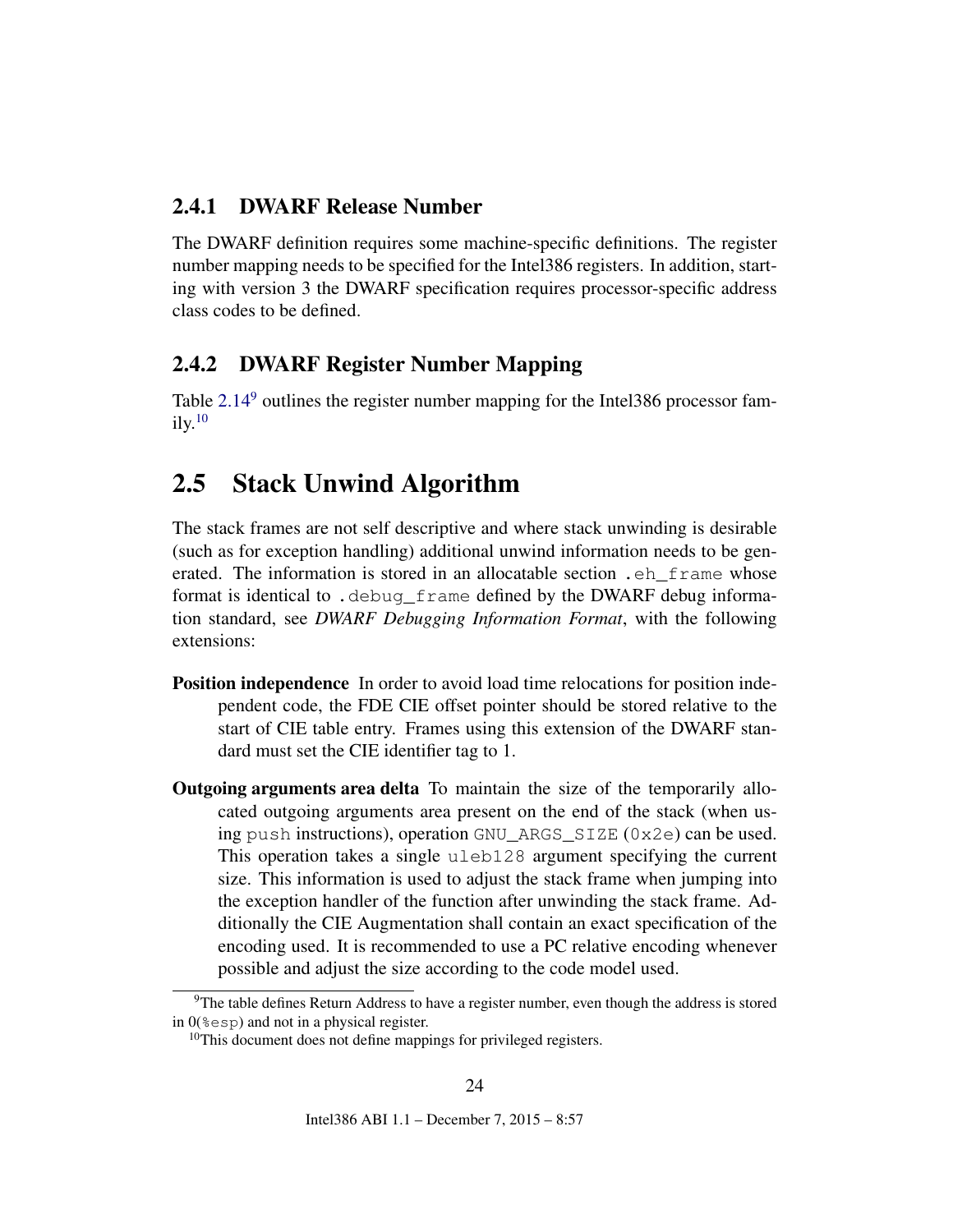### 2.4.1 DWARF Release Number

The DWARF definition requires some machine-specific definitions. The register number mapping needs to be specified for the Intel386 registers. In addition, starting with version 3 the DWARF specification requires processor-specific address class codes to be defined.

### 2.4.2 DWARF Register Number Mapping

Table 2.14[9] outlines the register number mapping for the Intel386 processor family.[10]

## 2.5 Stack Unwind Algorithm

The stack frames are not self descriptive and where stack unwinding is desirable (such as for exception handling) additional unwind information needs to be generated. The information is stored in an allocatable section `.eh_frame` whose format is identical to `.debug_frame` defined by the DWARF debug information standard, see *DWARF Debugging Information Format*, with the following extensions:

**Position independence** In order to avoid load time relocations for position independent code, the FDE CIE offset pointer should be stored relative to the start of CIE table entry. Frames using this extension of the DWARF standard must set the CIE identifier tag to 1.

**Outgoing arguments area delta** To maintain the size of the temporarily allocated outgoing arguments area present on the end of the stack (when using `push` instructions), operation `GNU_ARGS_SIZE` (`0x2e`) can be used. This operation takes a single `uleb128` argument specifying the current size. This information is used to adjust the stack frame when jumping into the exception handler of the function after unwinding the stack frame. Additionally the CIE Augmentation shall contain an exact specification of the encoding used. It is recommended to use a PC relative encoding whenever possible and adjust the size according to the code model used.

[9] The table defines Return Address to have a register number, even though the address is stored in 0(`%esp`) and not in a physical register.

[10] This document does not define mappings for privileged registers.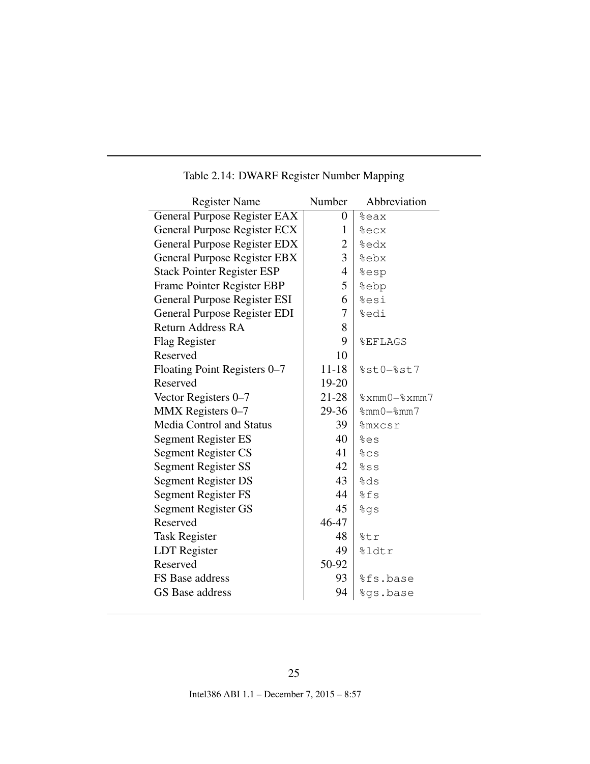Table 2.14: DWARF Register Number Mapping

| Register Name | Number | Abbreviation |
|---|---|---|
| General Purpose Register EAX | 0 | %eax |
| General Purpose Register ECX | 1 | %ecx |
| General Purpose Register EDX | 2 | %edx |
| General Purpose Register EBX | 3 | %ebx |
| Stack Pointer Register ESP | 4 | %esp |
| Frame Pointer Register EBP | 5 | %ebp |
| General Purpose Register ESI | 6 | %esi |
| General Purpose Register EDI | 7 | %edi |
| Return Address RA | 8 | |
| Flag Register | 9 | %EFLAGS |
| Reserved | 10 | |
| Floating Point Registers 0–7 | 11-18 | %st0–%st7 |
| Reserved | 19-20 | |
| Vector Registers 0–7 | 21-28 | %xmm0–%xmm7 |
| MMX Registers 0–7 | 29-36 | %mm0–%mm7 |
| Media Control and Status | 39 | %mxcsr |
| Segment Register ES | 40 | %es |
| Segment Register CS | 41 | %cs |
| Segment Register SS | 42 | %ss |
| Segment Register DS | 43 | %ds |
| Segment Register FS | 44 | %fs |
| Segment Register GS | 45 | %gs |
| Reserved | 46-47 | |
| Task Register | 48 | %tr |
| LDT Register | 49 | %ldtr |
| Reserved | 50-92 | |
| FS Base address | 93 | %fs.base |
| GS Base address | 94 | %gs.base |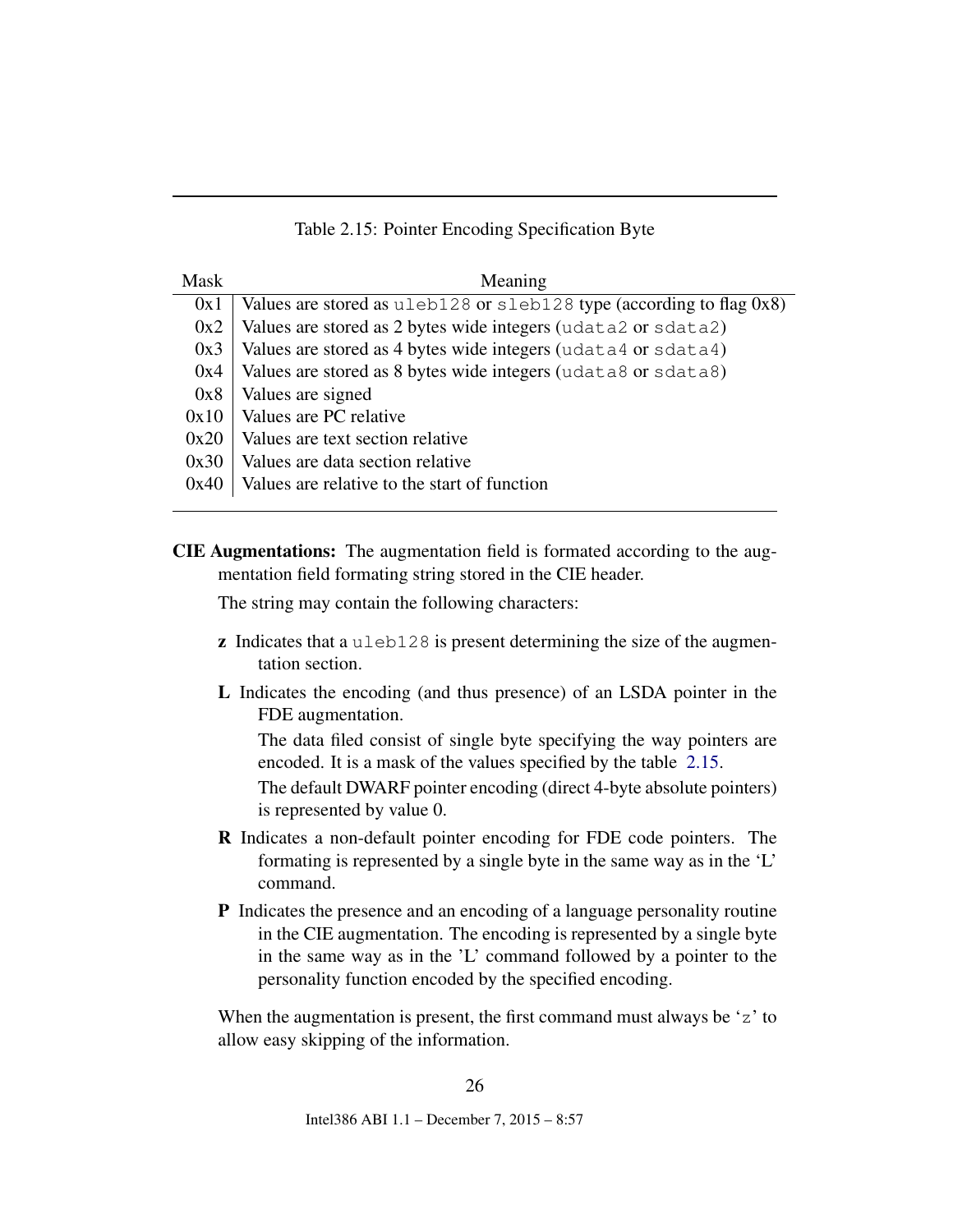Table 2.15: Pointer Encoding Specification Byte

| Mask | Meaning |
|---|---|
| 0x1 | Values are stored as `uleb128` or `sleb128` type (according to flag 0x8) |
| 0x2 | Values are stored as 2 bytes wide integers (`udata2` or `sdata2`) |
| 0x3 | Values are stored as 4 bytes wide integers (`udata4` or `sdata4`) |
| 0x4 | Values are stored as 8 bytes wide integers (`udata8` or `sdata8`) |
| 0x8 | Values are signed |
| 0x10 | Values are PC relative |
| 0x20 | Values are text section relative |
| 0x30 | Values are data section relative |
| 0x40 | Values are relative to the start of function |

**CIE Augmentations:** The augmentation field is formated according to the augmentation field formating string stored in the CIE header.

The string may contain the following characters:

- **z** Indicates that a `uleb128` is present determining the size of the augmentation section.
- **L** Indicates the encoding (and thus presence) of an LSDA pointer in the FDE augmentation.

  The data filed consist of single byte specifying the way pointers are encoded. It is a mask of the values specified by the table 2.15.

  The default DWARF pointer encoding (direct 4-byte absolute pointers) is represented by value 0.
- **R** Indicates a non-default pointer encoding for FDE code pointers. The formating is represented by a single byte in the same way as in the 'L' command.
- **P** Indicates the presence and an encoding of a language personality routine in the CIE augmentation. The encoding is represented by a single byte in the same way as in the 'L' command followed by a pointer to the personality function encoded by the specified encoding.

When the augmentation is present, the first command must always be '`z`' to allow easy skipping of the information.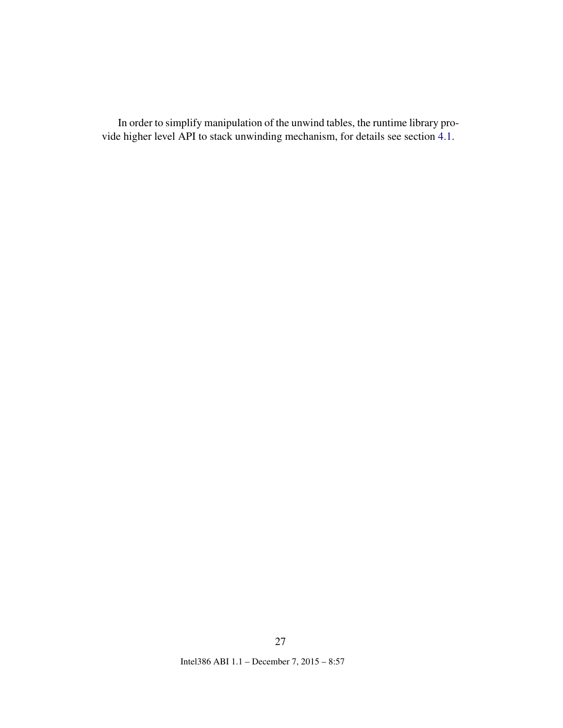In order to simplify manipulation of the unwind tables, the runtime library provide higher level API to stack unwinding mechanism, for details see section 4.1.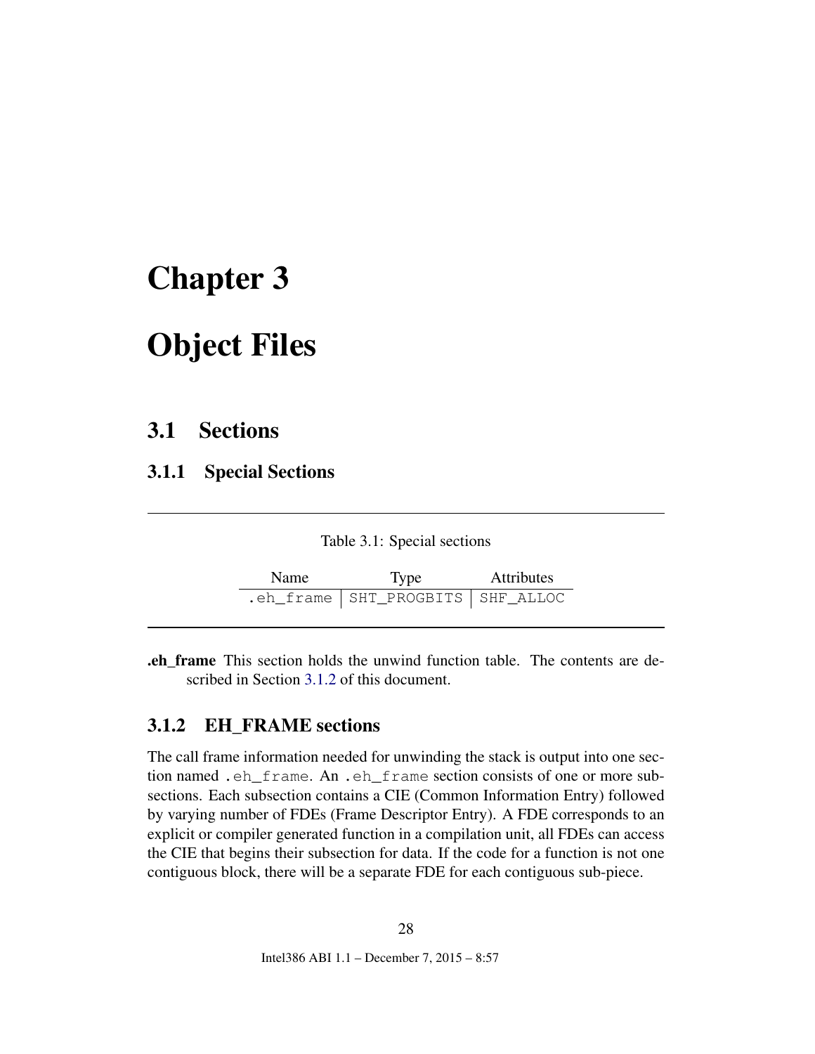# Chapter 3

# Object Files

## 3.1 Sections

### 3.1.1 Special Sections

Table 3.1: Special sections

| Name | Type | Attributes |
|---|---|---|
| `.eh_frame` | `SHT_PROGBITS` | `SHF_ALLOC` |

**.eh_frame** This section holds the unwind function table. The contents are described in Section 3.1.2 of this document.

### 3.1.2 EH_FRAME sections

The call frame information needed for unwinding the stack is output into one section named `.eh_frame`. An `.eh_frame` section consists of one or more subsections. Each subsection contains a CIE (Common Information Entry) followed by varying number of FDEs (Frame Descriptor Entry). A FDE corresponds to an explicit or compiler generated function in a compilation unit, all FDEs can access the CIE that begins their subsection for data. If the code for a function is not one contiguous block, there will be a separate FDE for each contiguous sub-piece.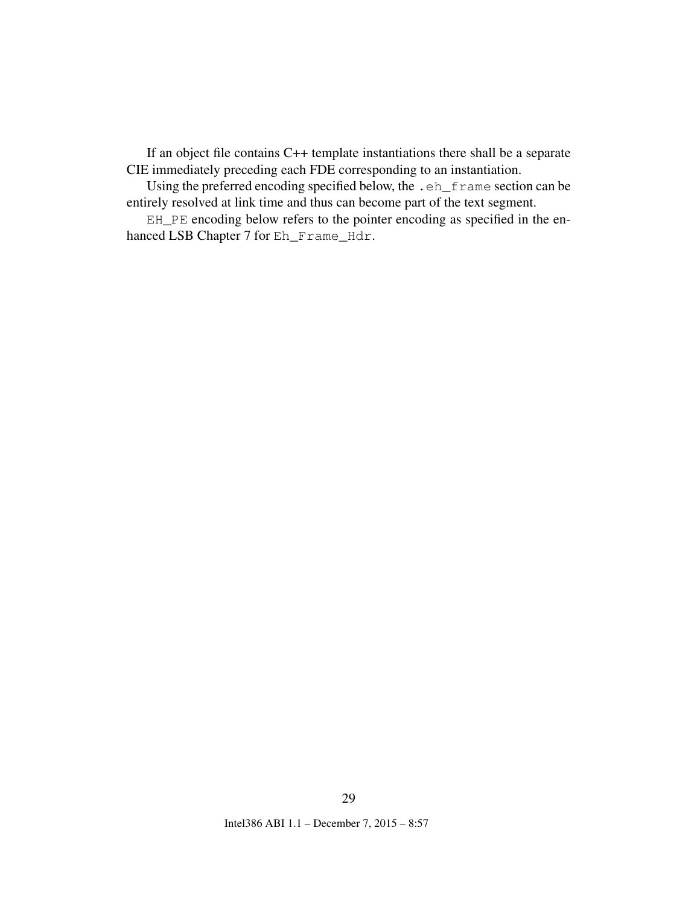If an object file contains C++ template instantiations there shall be a separate CIE immediately preceding each FDE corresponding to an instantiation.

Using the preferred encoding specified below, the `.eh_frame` section can be entirely resolved at link time and thus can become part of the text segment.

`EH_PE` encoding below refers to the pointer encoding as specified in the enhanced LSB Chapter 7 for `Eh_Frame_Hdr`.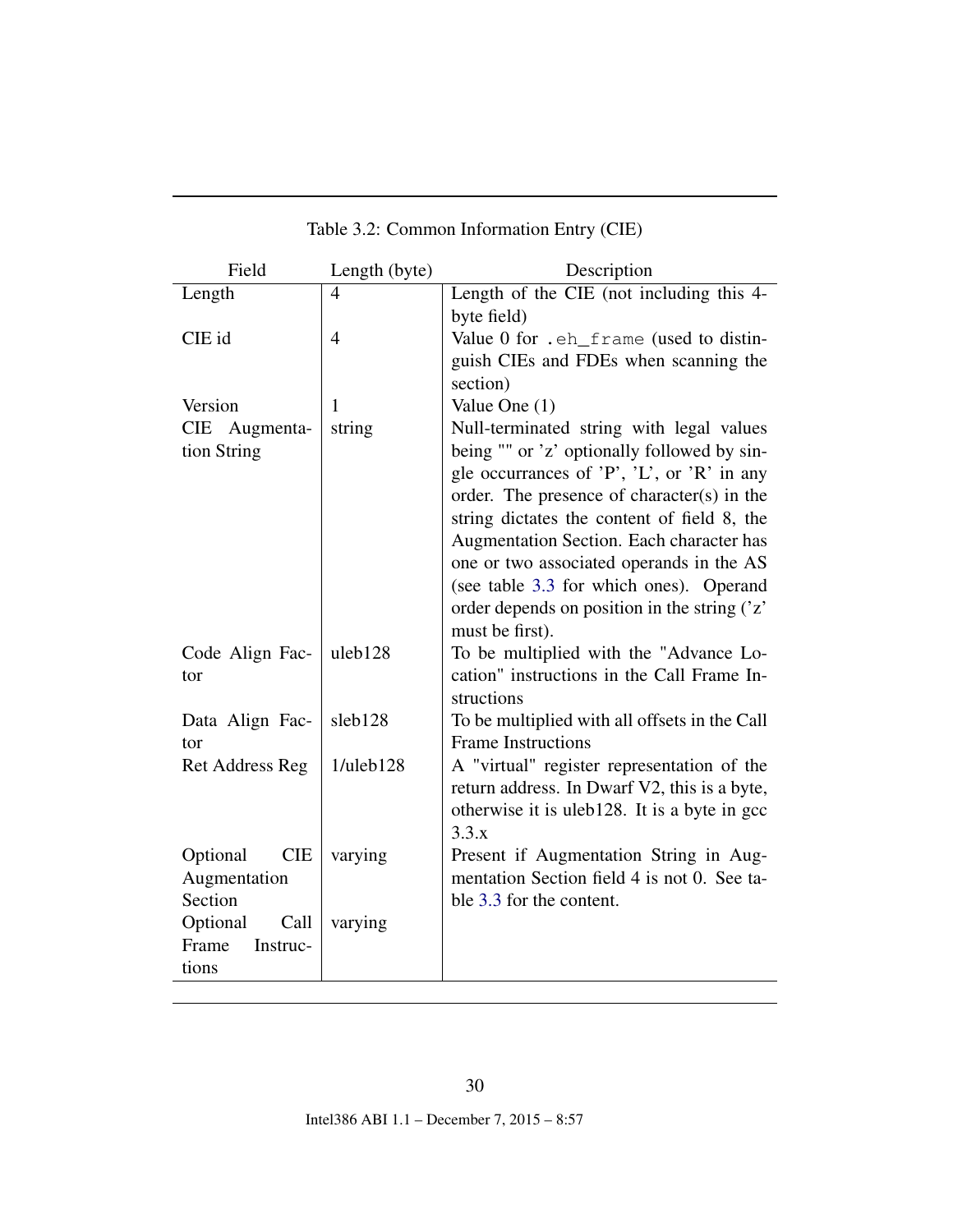Table 3.2: Common Information Entry (CIE)

| Field | Length (byte) | Description |
|---|---|---|
| Length | 4 | Length of the CIE (not including this 4-byte field) |
| CIE id | 4 | Value 0 for `.eh_frame` (used to distinguish CIEs and FDEs when scanning the section) |
| Version | 1 | Value One (1) |
| CIE Augmentation String | string | Null-terminated string with legal values being "" or 'z' optionally followed by single occurrances of 'P', 'L', or 'R' in any order. The presence of character(s) in the string dictates the content of field 8, the Augmentation Section. Each character has one or two associated operands in the AS (see table 3.3 for which ones). Operand order depends on position in the string ('z' must be first). |
| Code Align Factor | uleb128 | To be multiplied with the "Advance Location" instructions in the Call Frame Instructions |
| Data Align Factor | sleb128 | To be multiplied with all offsets in the Call Frame Instructions |
| Ret Address Reg | 1/uleb128 | A "virtual" register representation of the return address. In Dwarf V2, this is a byte, otherwise it is uleb128. It is a byte in gcc 3.3.x |
| Optional CIE Augmentation Section | varying | Present if Augmentation String in Augmentation Section field 4 is not 0. See table 3.3 for the content. |
| Optional Call Frame Instructions | varying | |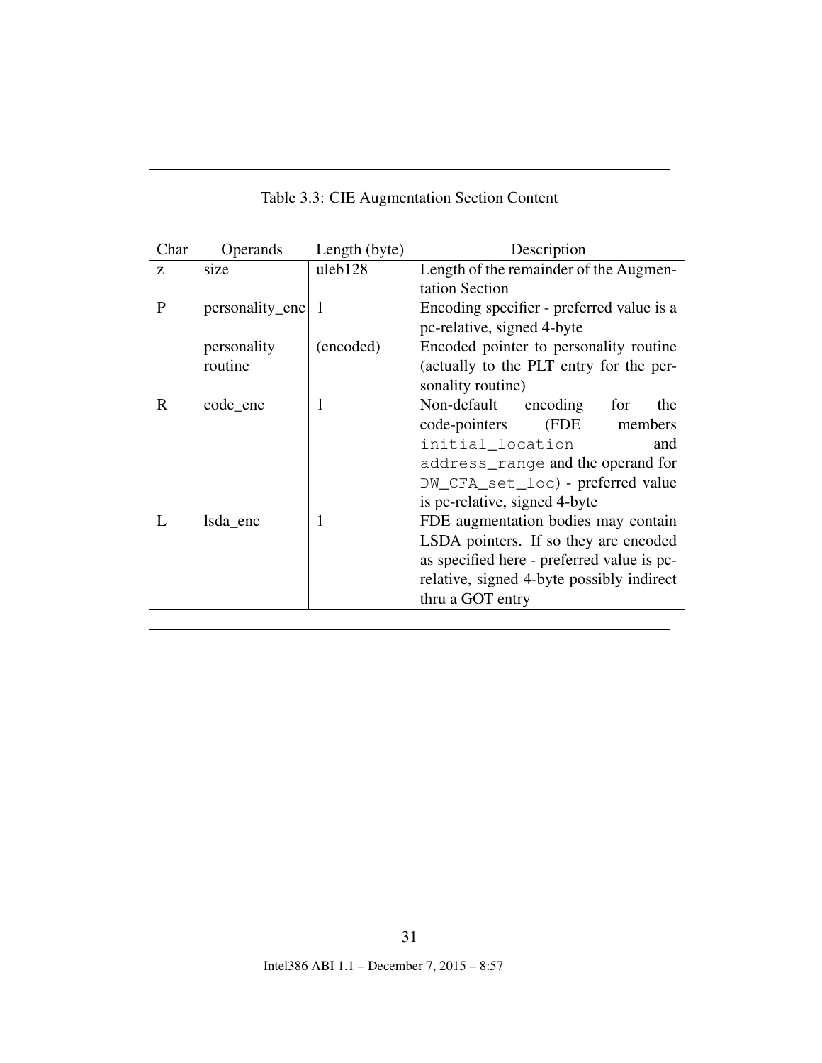Table 3.3: CIE Augmentation Section Content

| Char | Operands | Length (byte) | Description |
|---|---|---|---|
| z | size | uleb128 | Length of the remainder of the Augmentation Section |
| P | personality_enc | 1 | Encoding specifier - preferred value is a pc-relative, signed 4-byte |
| | personality routine | (encoded) | Encoded pointer to personality routine (actually to the PLT entry for the personality routine) |
| R | code_enc | 1 | Non-default encoding for the code-pointers (FDE members `initial_location` and `address_range` and the operand for `DW_CFA_set_loc`) - preferred value is pc-relative, signed 4-byte |
| L | lsda_enc | 1 | FDE augmentation bodies may contain LSDA pointers. If so they are encoded as specified here - preferred value is pc-relative, signed 4-byte possibly indirect thru a GOT entry |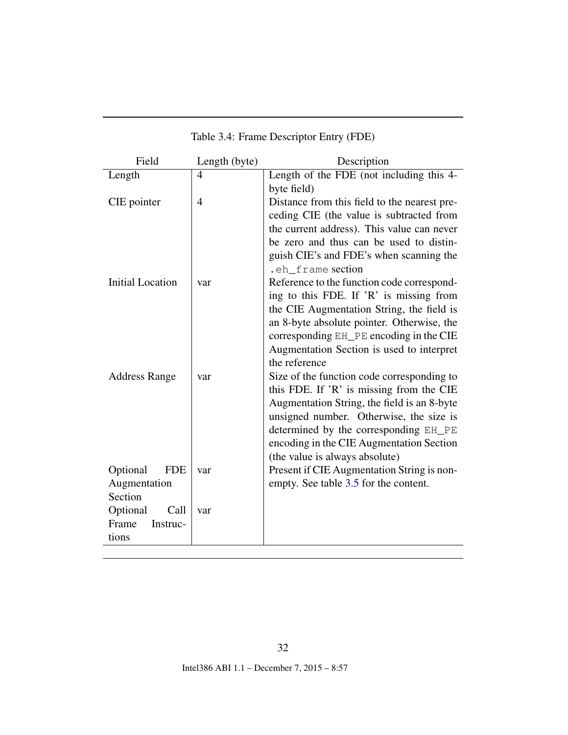Table 3.4: Frame Descriptor Entry (FDE)

| Field | Length (byte) | Description |
|---|---|---|
| Length | 4 | Length of the FDE (not including this 4-byte field) |
| CIE pointer | 4 | Distance from this field to the nearest preceding CIE (the value is subtracted from the current address). This value can never be zero and thus can be used to distinguish CIE's and FDE's when scanning the `.eh_frame` section |
| Initial Location | var | Reference to the function code corresponding to this FDE. If 'R' is missing from the CIE Augmentation String, the field is an 8-byte absolute pointer. Otherwise, the corresponding `EH_PE` encoding in the CIE Augmentation Section is used to interpret the reference |
| Address Range | var | Size of the function code corresponding to this FDE. If 'R' is missing from the CIE Augmentation String, the field is an 8-byte unsigned number. Otherwise, the size is determined by the corresponding `EH_PE` encoding in the CIE Augmentation Section (the value is always absolute) |
| Optional FDE Augmentation Section | var | Present if CIE Augmentation String is non-empty. See table 3.5 for the content. |
| Optional Call Frame Instructions | var | |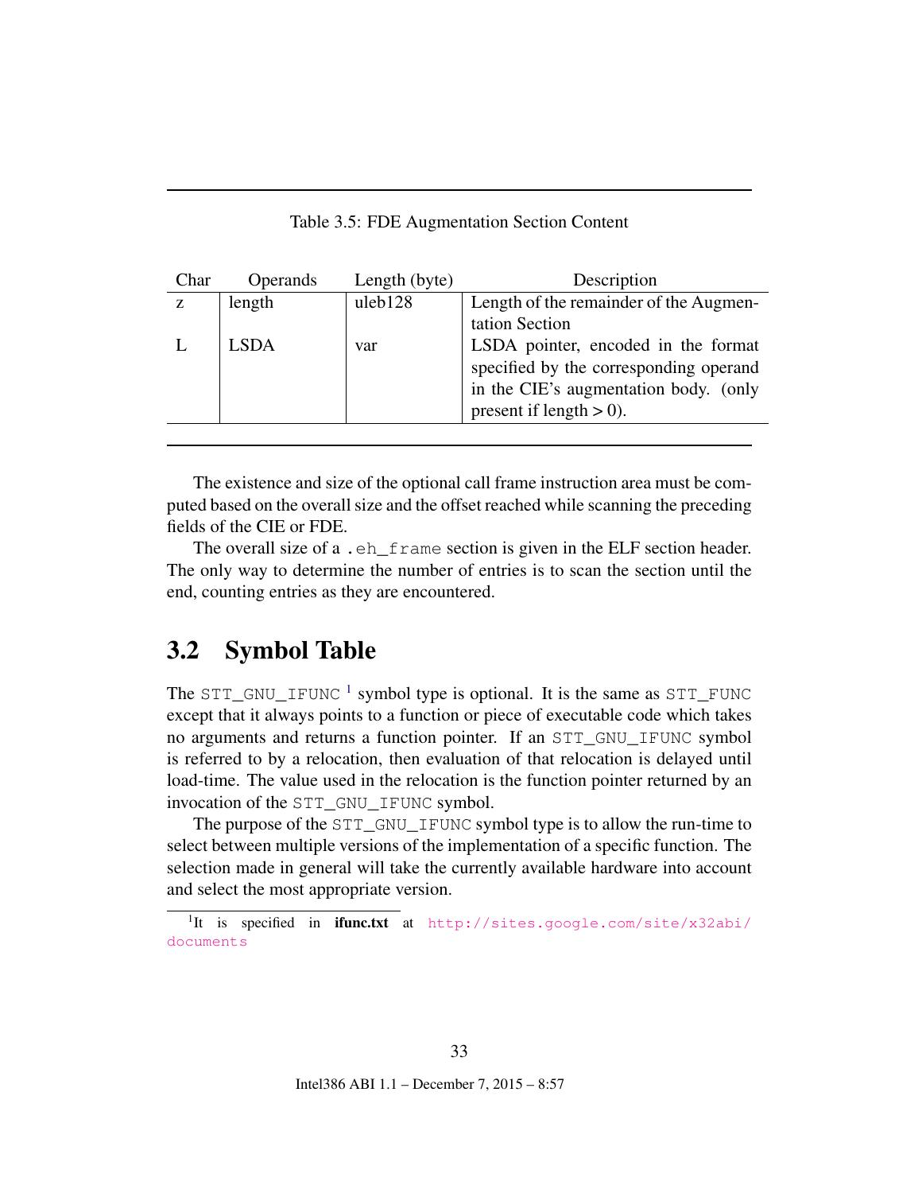Table 3.5: FDE Augmentation Section Content

| Char | Operands | Length (byte) | Description |
|---|---|---|---|
| z | length | uleb128 | Length of the remainder of the Augmentation Section |
| L | LSDA | var | LSDA pointer, encoded in the format specified by the corresponding operand in the CIE's augmentation body. (only present if length > 0). |

The existence and size of the optional call frame instruction area must be computed based on the overall size and the offset reached while scanning the preceding fields of the CIE or FDE.

The overall size of a `.eh_frame` section is given in the ELF section header. The only way to determine the number of entries is to scan the section until the end, counting entries as they are encountered.

## 3.2 Symbol Table

The `STT_GNU_IFUNC` [1] symbol type is optional. It is the same as `STT_FUNC` except that it always points to a function or piece of executable code which takes no arguments and returns a function pointer. If an `STT_GNU_IFUNC` symbol is referred to by a relocation, then evaluation of that relocation is delayed until load-time. The value used in the relocation is the function pointer returned by an invocation of the `STT_GNU_IFUNC` symbol.

The purpose of the `STT_GNU_IFUNC` symbol type is to allow the run-time to select between multiple versions of the implementation of a specific function. The selection made in general will take the currently available hardware into account and select the most appropriate version.

[1] It is specified in **ifunc.txt** at http://sites.google.com/site/x32abi/documents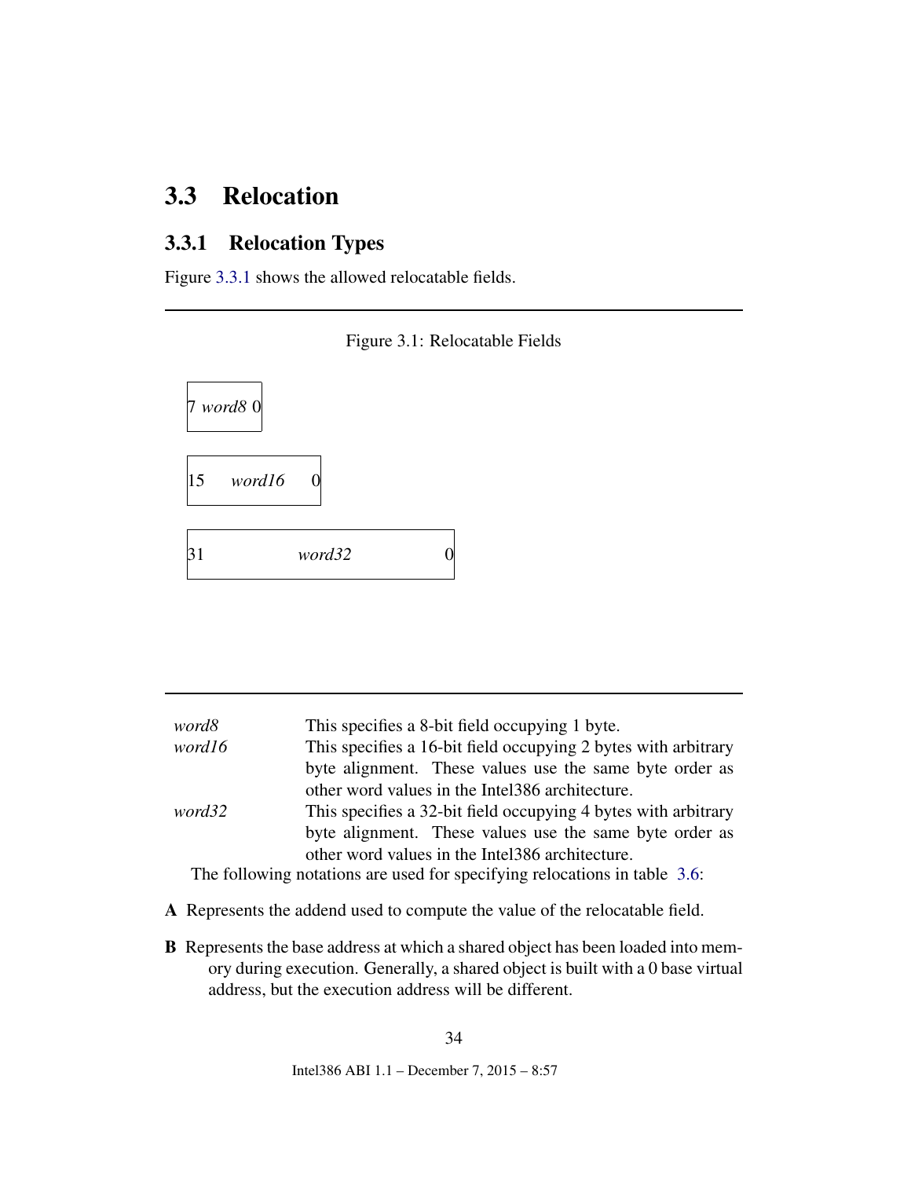## 3.3 Relocation

### 3.3.1 Relocation Types

Figure 3.3.1 shows the allowed relocatable fields.

Figure 3.1: Relocatable Fields

| 7 *word8* 0 |
|---|

| 15 *word16* 0 |
|---|

| 31 *word32* 0 |
|---|

| | |
|---|---|
| *word8* | This specifies a 8-bit field occupying 1 byte. |
| *word16* | This specifies a 16-bit field occupying 2 bytes with arbitrary byte alignment. These values use the same byte order as other word values in the Intel386 architecture. |
| *word32* | This specifies a 32-bit field occupying 4 bytes with arbitrary byte alignment. These values use the same byte order as other word values in the Intel386 architecture. |

The following notations are used for specifying relocations in table 3.6:

**A** Represents the addend used to compute the value of the relocatable field.

**B** Represents the base address at which a shared object has been loaded into memory during execution. Generally, a shared object is built with a 0 base virtual address, but the execution address will be different.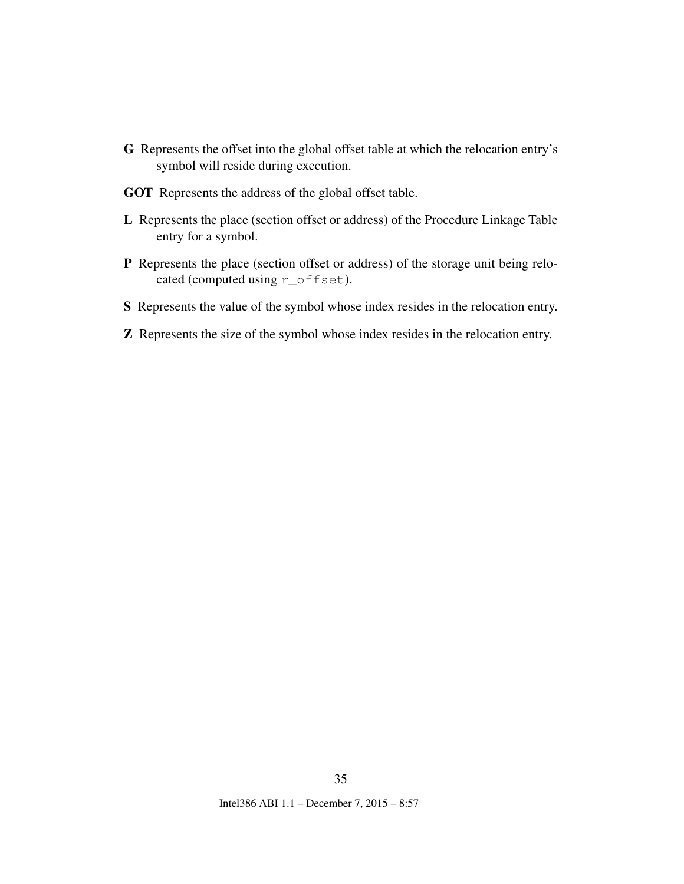**G** Represents the offset into the global offset table at which the relocation entry's symbol will reside during execution.

**GOT** Represents the address of the global offset table.

**L** Represents the place (section offset or address) of the Procedure Linkage Table entry for a symbol.

**P** Represents the place (section offset or address) of the storage unit being relocated (computed using `r_offset`).

**S** Represents the value of the symbol whose index resides in the relocation entry.

**Z** Represents the size of the symbol whose index resides in the relocation entry.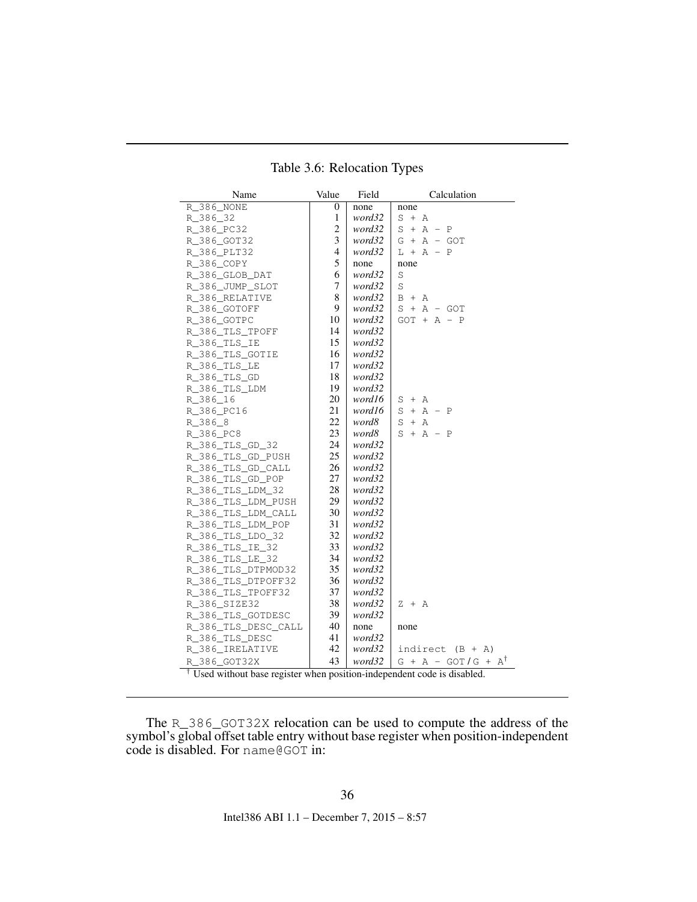Table 3.6: Relocation Types

| Name | Value | Field | Calculation |
|---|---|---|---|
| `R_386_NONE` | 0 | none | none |
| `R_386_32` | 1 | *word32* | `S + A` |
| `R_386_PC32` | 2 | *word32* | `S + A - P` |
| `R_386_GOT32` | 3 | *word32* | `G + A - GOT` |
| `R_386_PLT32` | 4 | *word32* | `L + A - P` |
| `R_386_COPY` | 5 | none | none |
| `R_386_GLOB_DAT` | 6 | *word32* | `S` |
| `R_386_JUMP_SLOT` | 7 | *word32* | `S` |
| `R_386_RELATIVE` | 8 | *word32* | `B + A` |
| `R_386_GOTOFF` | 9 | *word32* | `S + A - GOT` |
| `R_386_GOTPC` | 10 | *word32* | `GOT + A - P` |
| `R_386_TLS_TPOFF` | 14 | *word32* | |
| `R_386_TLS_IE` | 15 | *word32* | |
| `R_386_TLS_GOTIE` | 16 | *word32* | |
| `R_386_TLS_LE` | 17 | *word32* | |
| `R_386_TLS_GD` | 18 | *word32* | |
| `R_386_TLS_LDM` | 19 | *word32* | |
| `R_386_16` | 20 | *word16* | `S + A` |
| `R_386_PC16` | 21 | *word16* | `S + A - P` |
| `R_386_8` | 22 | *word8* | `S + A` |
| `R_386_PC8` | 23 | *word8* | `S + A - P` |
| `R_386_TLS_GD_32` | 24 | *word32* | |
| `R_386_TLS_GD_PUSH` | 25 | *word32* | |
| `R_386_TLS_GD_CALL` | 26 | *word32* | |
| `R_386_TLS_GD_POP` | 27 | *word32* | |
| `R_386_TLS_LDM_32` | 28 | *word32* | |
| `R_386_TLS_LDM_PUSH` | 29 | *word32* | |
| `R_386_TLS_LDM_CALL` | 30 | *word32* | |
| `R_386_TLS_LDM_POP` | 31 | *word32* | |
| `R_386_TLS_LDO_32` | 32 | *word32* | |
| `R_386_TLS_IE_32` | 33 | *word32* | |
| `R_386_TLS_LE_32` | 34 | *word32* | |
| `R_386_TLS_DTPMOD32` | 35 | *word32* | |
| `R_386_TLS_DTPOFF32` | 36 | *word32* | |
| `R_386_TLS_TPOFF32` | 37 | *word32* | |
| `R_386_SIZE32` | 38 | *word32* | `Z + A` |
| `R_386_TLS_GOTDESC` | 39 | *word32* | |
| `R_386_TLS_DESC_CALL` | 40 | none | none |
| `R_386_TLS_DESC` | 41 | *word32* | |
| `R_386_IRELATIVE` | 42 | *word32* | `indirect (B + A)` |
| `R_386_GOT32X` | 43 | *word32* | `G + A - GOT / G + A`† |

† Used without base register when position-independent code is disabled.

The `R_386_GOT32X` relocation can be used to compute the address of the symbol's global offset table entry without base register when position-independent code is disabled. For `name@GOT` in: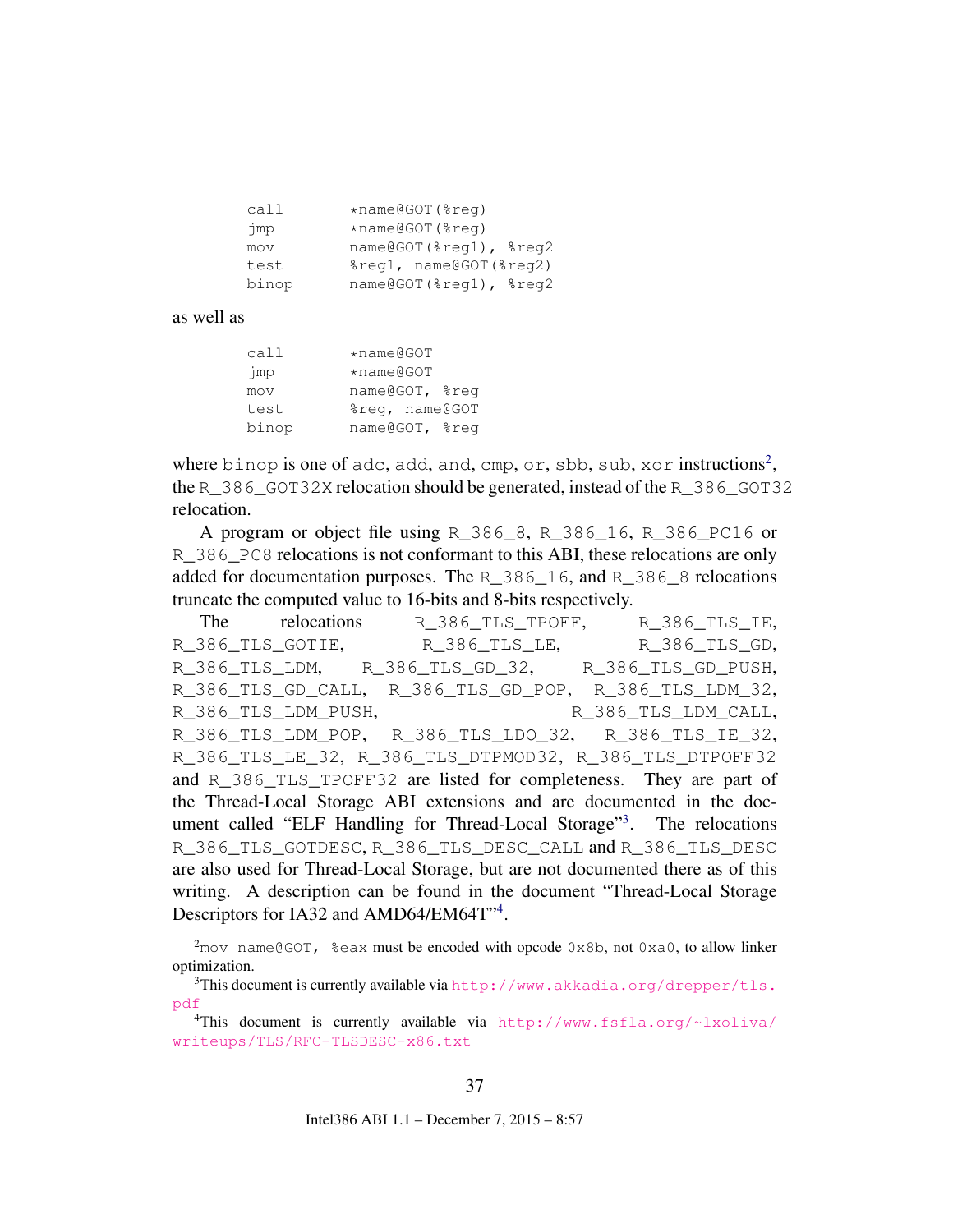```
call      *name@GOT(%reg)
jmp       *name@GOT(%reg)
mov       name@GOT(%reg1), %reg2
test      %reg1, name@GOT(%reg2)
binop     name@GOT(%reg1), %reg2
```

as well as

```
call      *name@GOT
jmp       *name@GOT
mov       name@GOT, %reg
test      %reg, name@GOT
binop     name@GOT, %reg
```

where `binop` is one of `adc`, `add`, `and`, `cmp`, `or`, `sbb`, `sub`, `xor` instructions[2], the `R_386_GOT32X` relocation should be generated, instead of the `R_386_GOT32` relocation.

A program or object file using `R_386_8`, `R_386_16`, `R_386_PC16` or `R_386_PC8` relocations is not conformant to this ABI, these relocations are only added for documentation purposes. The `R_386_16`, and `R_386_8` relocations truncate the computed value to 16-bits and 8-bits respectively.

The relocations `R_386_TLS_TPOFF`, `R_386_TLS_IE`, `R_386_TLS_GOTIE`, `R_386_TLS_LE`, `R_386_TLS_GD`, `R_386_TLS_LDM`, `R_386_TLS_GD_32`, `R_386_TLS_GD_PUSH`, `R_386_TLS_GD_CALL`, `R_386_TLS_GD_POP`, `R_386_TLS_LDM_32`, `R_386_TLS_LDM_PUSH`, `R_386_TLS_LDM_CALL`, `R_386_TLS_LDM_POP`, `R_386_TLS_LDO_32`, `R_386_TLS_IE_32`, `R_386_TLS_LE_32`, `R_386_TLS_DTPMOD32`, `R_386_TLS_DTPOFF32` and `R_386_TLS_TPOFF32` are listed for completeness. They are part of the Thread-Local Storage ABI extensions and are documented in the document called "ELF Handling for Thread-Local Storage"[3]. The relocations `R_386_TLS_GOTDESC`, `R_386_TLS_DESC_CALL` and `R_386_TLS_DESC` are also used for Thread-Local Storage, but are not documented there as of this writing. A description can be found in the document "Thread-Local Storage Descriptors for IA32 and AMD64/EM64T"[4].

---

[2] `mov name@GOT, %eax` must be encoded with opcode `0x8b`, not `0xa0`, to allow linker optimization.

[3] This document is currently available via http://www.akkadia.org/drepper/tls.pdf

[4] This document is currently available via http://www.fsfla.org/~lxoliva/writeups/TLS/RFC-TLSDESC-x86.txt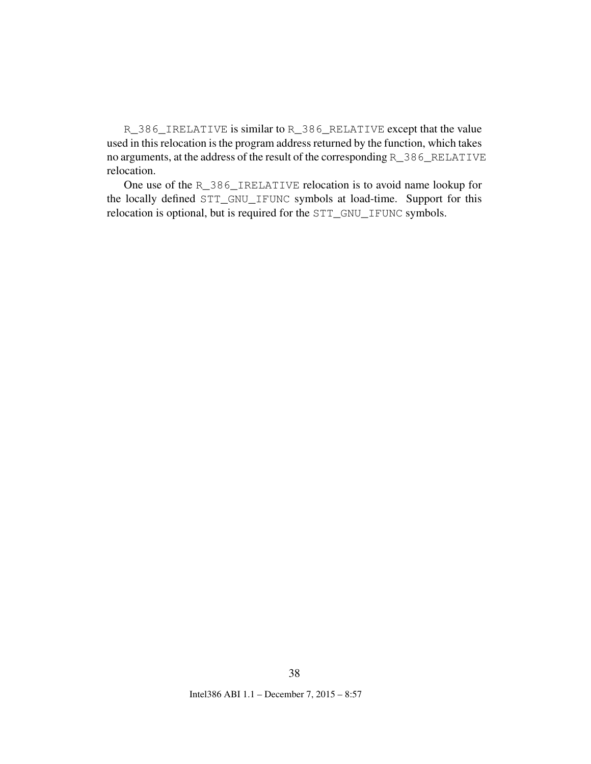`R_386_IRELATIVE` is similar to `R_386_RELATIVE` except that the value used in this relocation is the program address returned by the function, which takes no arguments, at the address of the result of the corresponding `R_386_RELATIVE` relocation.

One use of the `R_386_IRELATIVE` relocation is to avoid name lookup for the locally defined `STT_GNU_IFUNC` symbols at load-time. Support for this relocation is optional, but is required for the `STT_GNU_IFUNC` symbols.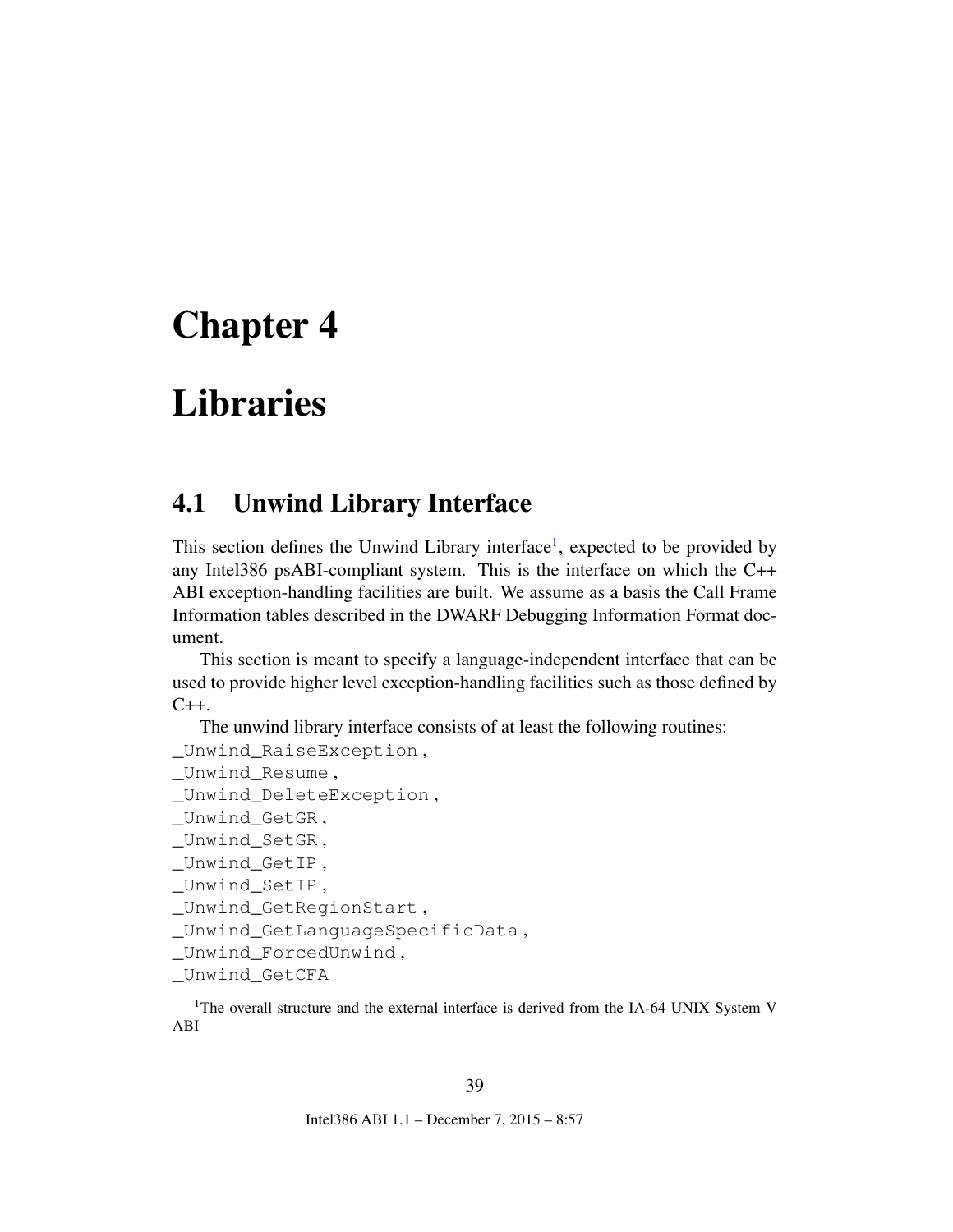# Chapter 4

# Libraries

## 4.1 Unwind Library Interface

This section defines the Unwind Library interface[1], expected to be provided by any Intel386 psABI-compliant system. This is the interface on which the C++ ABI exception-handling facilities are built. We assume as a basis the Call Frame Information tables described in the DWARF Debugging Information Format document.

This section is meant to specify a language-independent interface that can be used to provide higher level exception-handling facilities such as those defined by C++.

The unwind library interface consists of at least the following routines:

```
_Unwind_RaiseException,
_Unwind_Resume,
_Unwind_DeleteException,
_Unwind_GetGR,
_Unwind_SetGR,
_Unwind_GetIP,
_Unwind_SetIP,
_Unwind_GetRegionStart,
_Unwind_GetLanguageSpecificData,
_Unwind_ForcedUnwind,
_Unwind_GetCFA
```

[1] The overall structure and the external interface is derived from the IA-64 UNIX System V ABI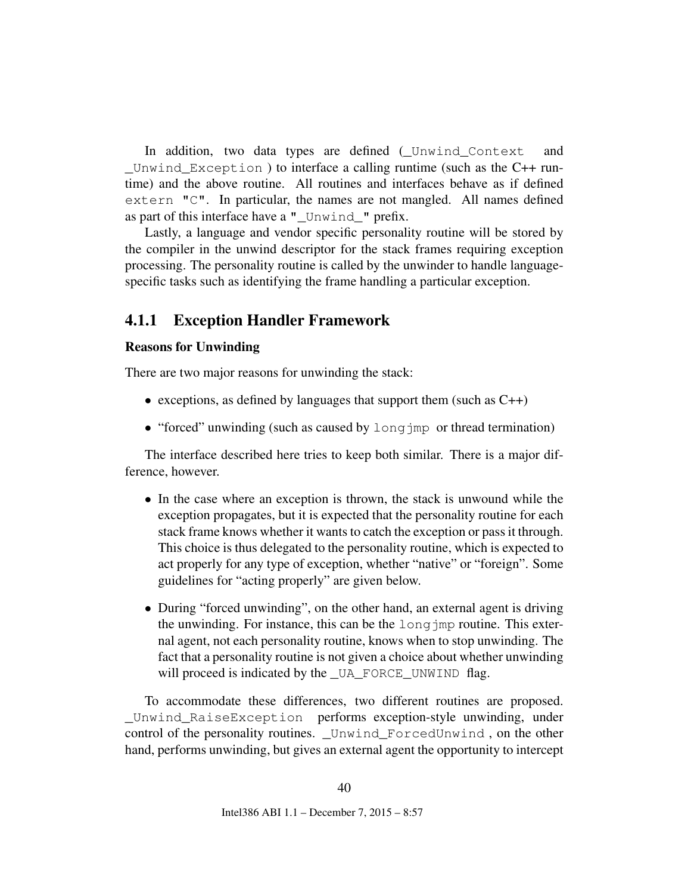In addition, two data types are defined (`_Unwind_Context` and `_Unwind_Exception`) to interface a calling runtime (such as the C++ runtime) and the above routine. All routines and interfaces behave as if defined `extern "C"`. In particular, the names are not mangled. All names defined as part of this interface have a `"_Unwind_"` prefix.

Lastly, a language and vendor specific personality routine will be stored by the compiler in the unwind descriptor for the stack frames requiring exception processing. The personality routine is called by the unwinder to handle language-specific tasks such as identifying the frame handling a particular exception.

### 4.1.1 Exception Handler Framework

**Reasons for Unwinding**

There are two major reasons for unwinding the stack:

- exceptions, as defined by languages that support them (such as C++)
- "forced" unwinding (such as caused by `longjmp` or thread termination)

The interface described here tries to keep both similar. There is a major difference, however.

- In the case where an exception is thrown, the stack is unwound while the exception propagates, but it is expected that the personality routine for each stack frame knows whether it wants to catch the exception or pass it through. This choice is thus delegated to the personality routine, which is expected to act properly for any type of exception, whether "native" or "foreign". Some guidelines for "acting properly" are given below.
- During "forced unwinding", on the other hand, an external agent is driving the unwinding. For instance, this can be the `longjmp` routine. This external agent, not each personality routine, knows when to stop unwinding. The fact that a personality routine is not given a choice about whether unwinding will proceed is indicated by the `_UA_FORCE_UNWIND` flag.

To accommodate these differences, two different routines are proposed. `_Unwind_RaiseException` performs exception-style unwinding, under control of the personality routines. `_Unwind_ForcedUnwind`, on the other hand, performs unwinding, but gives an external agent the opportunity to intercept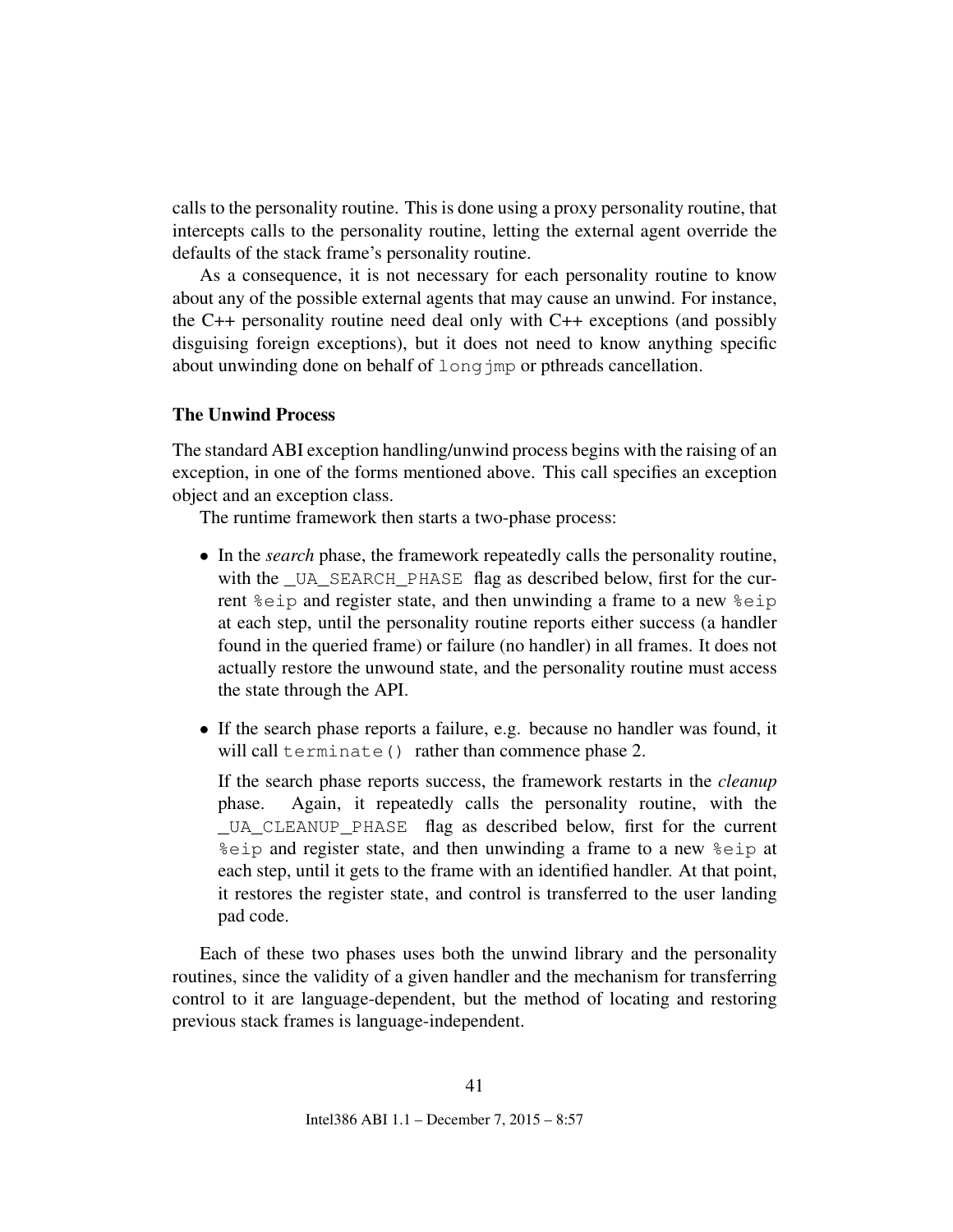calls to the personality routine. This is done using a proxy personality routine, that intercepts calls to the personality routine, letting the external agent override the defaults of the stack frame's personality routine.

As a consequence, it is not necessary for each personality routine to know about any of the possible external agents that may cause an unwind. For instance, the C++ personality routine need deal only with C++ exceptions (and possibly disguising foreign exceptions), but it does not need to know anything specific about unwinding done on behalf of `longjmp` or pthreads cancellation.

**The Unwind Process**

The standard ABI exception handling/unwind process begins with the raising of an exception, in one of the forms mentioned above. This call specifies an exception object and an exception class.

The runtime framework then starts a two-phase process:

- In the *search* phase, the framework repeatedly calls the personality routine, with the `_UA_SEARCH_PHASE` flag as described below, first for the current `%eip` and register state, and then unwinding a frame to a new `%eip` at each step, until the personality routine reports either success (a handler found in the queried frame) or failure (no handler) in all frames. It does not actually restore the unwound state, and the personality routine must access the state through the API.

- If the search phase reports a failure, e.g. because no handler was found, it will call `terminate()` rather than commence phase 2.

  If the search phase reports success, the framework restarts in the *cleanup* phase. Again, it repeatedly calls the personality routine, with the `_UA_CLEANUP_PHASE` flag as described below, first for the current `%eip` and register state, and then unwinding a frame to a new `%eip` at each step, until it gets to the frame with an identified handler. At that point, it restores the register state, and control is transferred to the user landing pad code.

Each of these two phases uses both the unwind library and the personality routines, since the validity of a given handler and the mechanism for transferring control to it are language-dependent, but the method of locating and restoring previous stack frames is language-independent.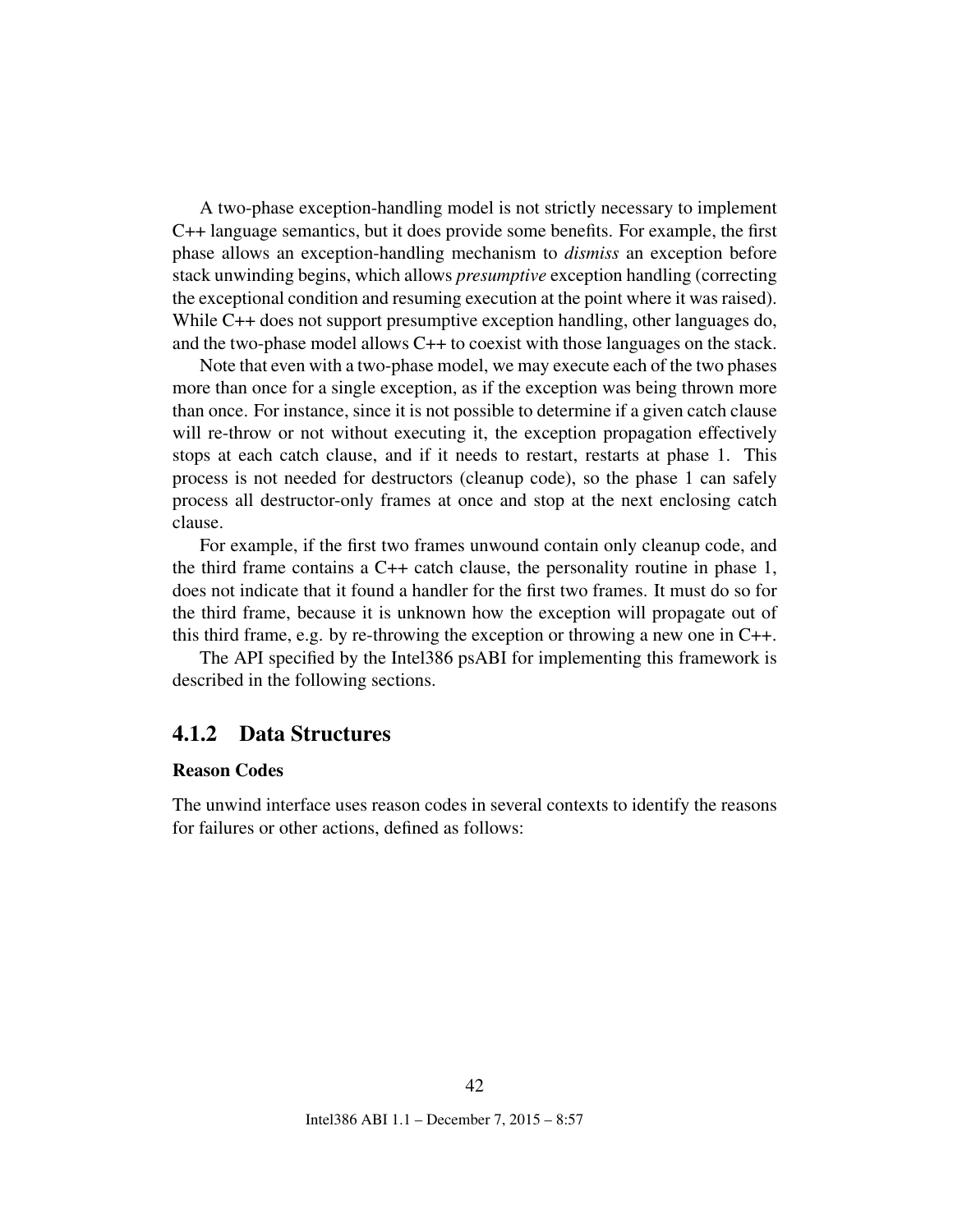A two-phase exception-handling model is not strictly necessary to implement C++ language semantics, but it does provide some benefits. For example, the first phase allows an exception-handling mechanism to *dismiss* an exception before stack unwinding begins, which allows *presumptive* exception handling (correcting the exceptional condition and resuming execution at the point where it was raised). While C++ does not support presumptive exception handling, other languages do, and the two-phase model allows C++ to coexist with those languages on the stack.

Note that even with a two-phase model, we may execute each of the two phases more than once for a single exception, as if the exception was being thrown more than once. For instance, since it is not possible to determine if a given catch clause will re-throw or not without executing it, the exception propagation effectively stops at each catch clause, and if it needs to restart, restarts at phase 1. This process is not needed for destructors (cleanup code), so the phase 1 can safely process all destructor-only frames at once and stop at the next enclosing catch clause.

For example, if the first two frames unwound contain only cleanup code, and the third frame contains a C++ catch clause, the personality routine in phase 1, does not indicate that it found a handler for the first two frames. It must do so for the third frame, because it is unknown how the exception will propagate out of this third frame, e.g. by re-throwing the exception or throwing a new one in C++.

The API specified by the Intel386 psABI for implementing this framework is described in the following sections.

### 4.1.2 Data Structures

**Reason Codes**

The unwind interface uses reason codes in several contexts to identify the reasons for failures or other actions, defined as follows: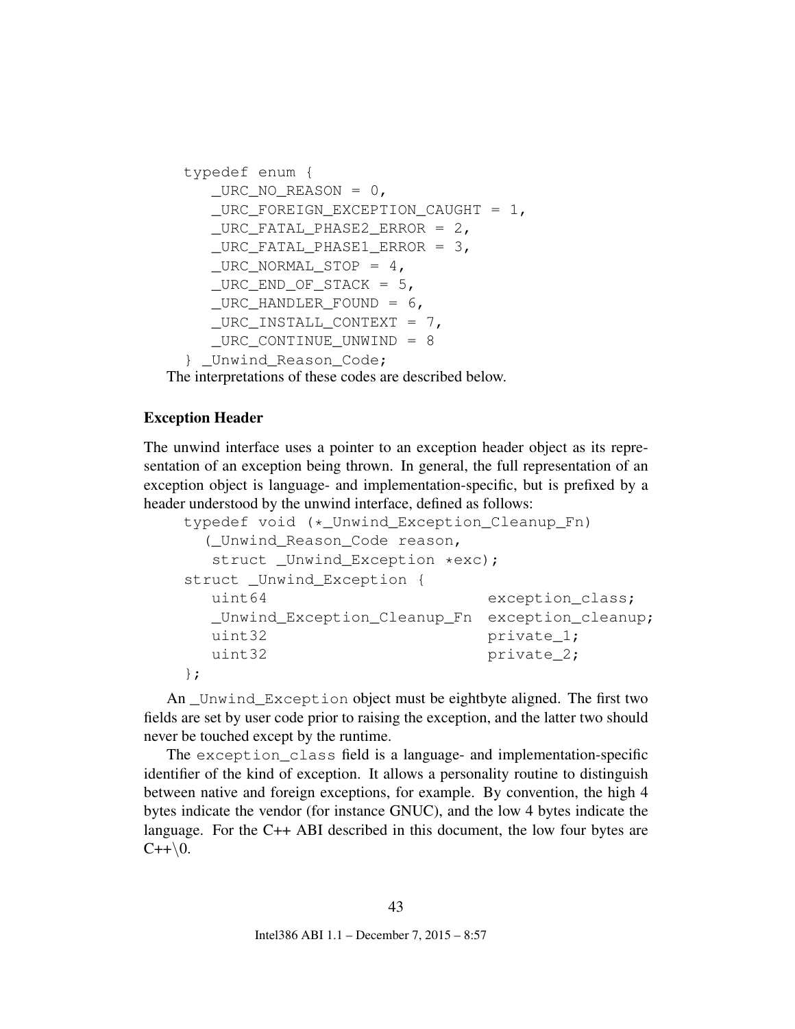```
typedef enum {
   _URC_NO_REASON = 0,
   _URC_FOREIGN_EXCEPTION_CAUGHT = 1,
   _URC_FATAL_PHASE2_ERROR = 2,
   _URC_FATAL_PHASE1_ERROR = 3,
   _URC_NORMAL_STOP = 4,
   _URC_END_OF_STACK = 5,
   _URC_HANDLER_FOUND = 6,
   _URC_INSTALL_CONTEXT = 7,
   _URC_CONTINUE_UNWIND = 8
} _Unwind_Reason_Code;
```

The interpretations of these codes are described below.

**Exception Header**

The unwind interface uses a pointer to an exception header object as its representation of an exception being thrown. In general, the full representation of an exception object is language- and implementation-specific, but is prefixed by a header understood by the unwind interface, defined as follows:

```
typedef void (*_Unwind_Exception_Cleanup_Fn)
  (_Unwind_Reason_Code reason,
   struct _Unwind_Exception *exc);
struct _Unwind_Exception {
   uint64                       exception_class;
   _Unwind_Exception_Cleanup_Fn exception_cleanup;
   uint32                       private_1;
   uint32                       private_2;
};
```

An `_Unwind_Exception` object must be eightbyte aligned. The first two fields are set by user code prior to raising the exception, and the latter two should never be touched except by the runtime.

The `exception_class` field is a language- and implementation-specific identifier of the kind of exception. It allows a personality routine to distinguish between native and foreign exceptions, for example. By convention, the high 4 bytes indicate the vendor (for instance GNUC), and the low 4 bytes indicate the language. For the C++ ABI described in this document, the low four bytes are C++\0.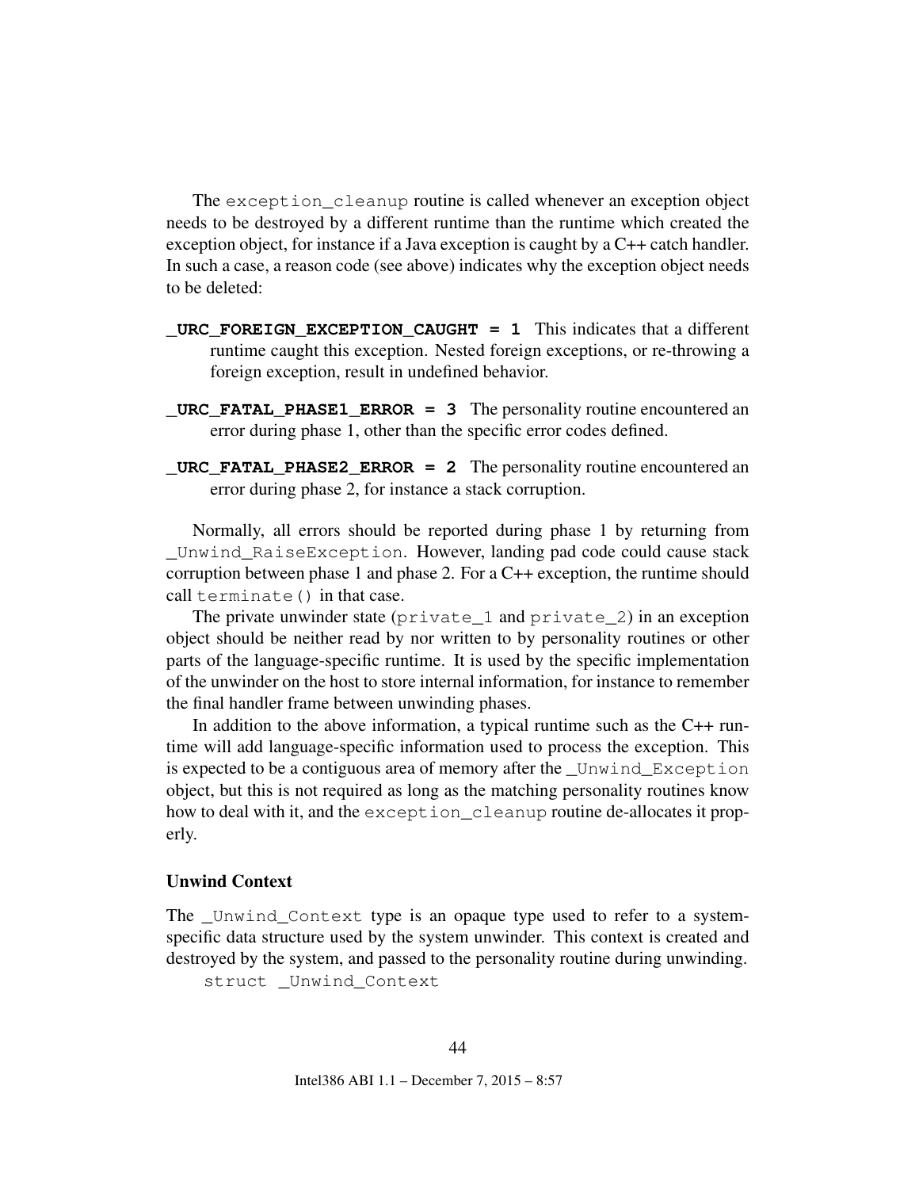The `exception_cleanup` routine is called whenever an exception object needs to be destroyed by a different runtime than the runtime which created the exception object, for instance if a Java exception is caught by a C++ catch handler. In such a case, a reason code (see above) indicates why the exception object needs to be deleted:

**`_URC_FOREIGN_EXCEPTION_CAUGHT = 1`** This indicates that a different runtime caught this exception. Nested foreign exceptions, or re-throwing a foreign exception, result in undefined behavior.

**`_URC_FATAL_PHASE1_ERROR = 3`** The personality routine encountered an error during phase 1, other than the specific error codes defined.

**`_URC_FATAL_PHASE2_ERROR = 2`** The personality routine encountered an error during phase 2, for instance a stack corruption.

Normally, all errors should be reported during phase 1 by returning from `_Unwind_RaiseException`. However, landing pad code could cause stack corruption between phase 1 and phase 2. For a C++ exception, the runtime should call `terminate()` in that case.

The private unwinder state (`private_1` and `private_2`) in an exception object should be neither read by nor written to by personality routines or other parts of the language-specific runtime. It is used by the specific implementation of the unwinder on the host to store internal information, for instance to remember the final handler frame between unwinding phases.

In addition to the above information, a typical runtime such as the C++ runtime will add language-specific information used to process the exception. This is expected to be a contiguous area of memory after the `_Unwind_Exception` object, but this is not required as long as the matching personality routines know how to deal with it, and the `exception_cleanup` routine de-allocates it properly.

### Unwind Context

The `_Unwind_Context` type is an opaque type used to refer to a system-specific data structure used by the system unwinder. This context is created and destroyed by the system, and passed to the personality routine during unwinding.

```
struct _Unwind_Context
```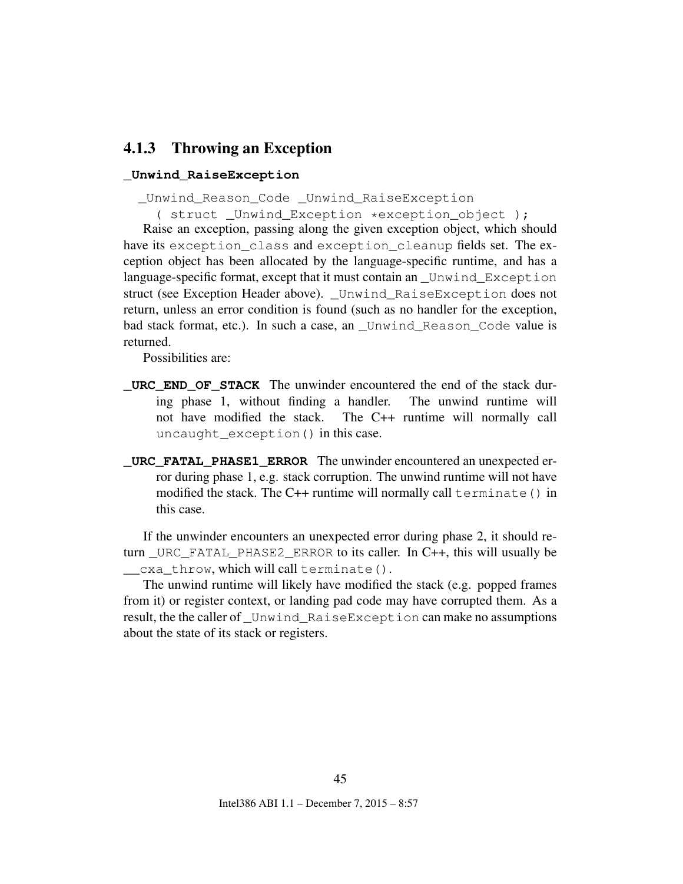### 4.1.3 Throwing an Exception

**_Unwind_RaiseException**

```
_Unwind_Reason_Code _Unwind_RaiseException
  ( struct _Unwind_Exception *exception_object );
```

Raise an exception, passing along the given exception object, which should have its `exception_class` and `exception_cleanup` fields set. The exception object has been allocated by the language-specific runtime, and has a language-specific format, except that it must contain an `_Unwind_Exception` struct (see Exception Header above). `_Unwind_RaiseException` does not return, unless an error condition is found (such as no handler for the exception, bad stack format, etc.). In such a case, an `_Unwind_Reason_Code` value is returned.

Possibilities are:

**_URC_END_OF_STACK** The unwinder encountered the end of the stack during phase 1, without finding a handler. The unwind runtime will not have modified the stack. The C++ runtime will normally call `uncaught_exception()` in this case.

**_URC_FATAL_PHASE1_ERROR** The unwinder encountered an unexpected error during phase 1, e.g. stack corruption. The unwind runtime will not have modified the stack. The C++ runtime will normally call `terminate()` in this case.

If the unwinder encounters an unexpected error during phase 2, it should return `_URC_FATAL_PHASE2_ERROR` to its caller. In C++, this will usually be `__cxa_throw`, which will call `terminate()`.

The unwind runtime will likely have modified the stack (e.g. popped frames from it) or register context, or landing pad code may have corrupted them. As a result, the the caller of `_Unwind_RaiseException` can make no assumptions about the state of its stack or registers.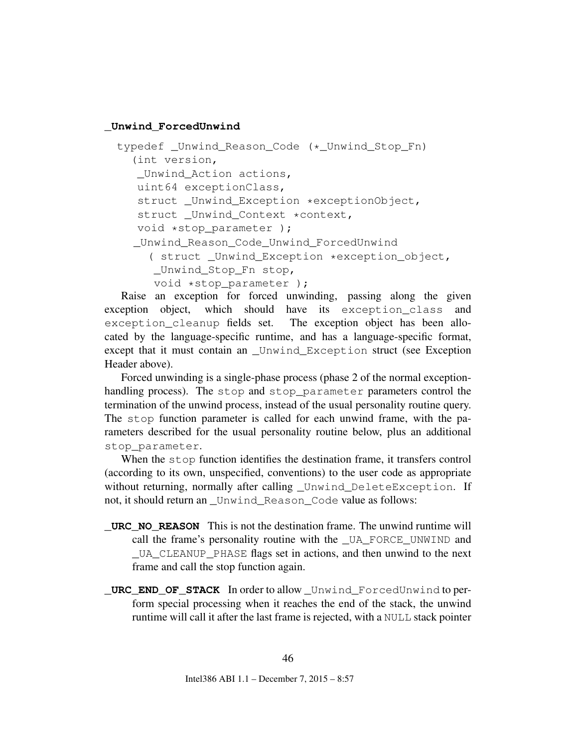**_Unwind_ForcedUnwind**

```
typedef _Unwind_Reason_Code (*_Unwind_Stop_Fn)
  (int version,
   _Unwind_Action actions,
   uint64 exceptionClass,
   struct _Unwind_Exception *exceptionObject,
   struct _Unwind_Context *context,
   void *stop_parameter );
  _Unwind_Reason_Code_Unwind_ForcedUnwind
    ( struct _Unwind_Exception *exception_object,
     _Unwind_Stop_Fn stop,
     void *stop_parameter );
```

Raise an exception for forced unwinding, passing along the given exception object, which should have its `exception_class` and `exception_cleanup` fields set. The exception object has been allocated by the language-specific runtime, and has a language-specific format, except that it must contain an `_Unwind_Exception` struct (see Exception Header above).

Forced unwinding is a single-phase process (phase 2 of the normal exception-handling process). The `stop` and `stop_parameter` parameters control the termination of the unwind process, instead of the usual personality routine query. The `stop` function parameter is called for each unwind frame, with the parameters described for the usual personality routine below, plus an additional `stop_parameter`.

When the `stop` function identifies the destination frame, it transfers control (according to its own, unspecified, conventions) to the user code as appropriate without returning, normally after calling `_Unwind_DeleteException`. If not, it should return an `_Unwind_Reason_Code` value as follows:

**_URC_NO_REASON** This is not the destination frame. The unwind runtime will call the frame's personality routine with the `_UA_FORCE_UNWIND` and `_UA_CLEANUP_PHASE` flags set in actions, and then unwind to the next frame and call the stop function again.

**_URC_END_OF_STACK** In order to allow `_Unwind_ForcedUnwind` to perform special processing when it reaches the end of the stack, the unwind runtime will call it after the last frame is rejected, with a `NULL` stack pointer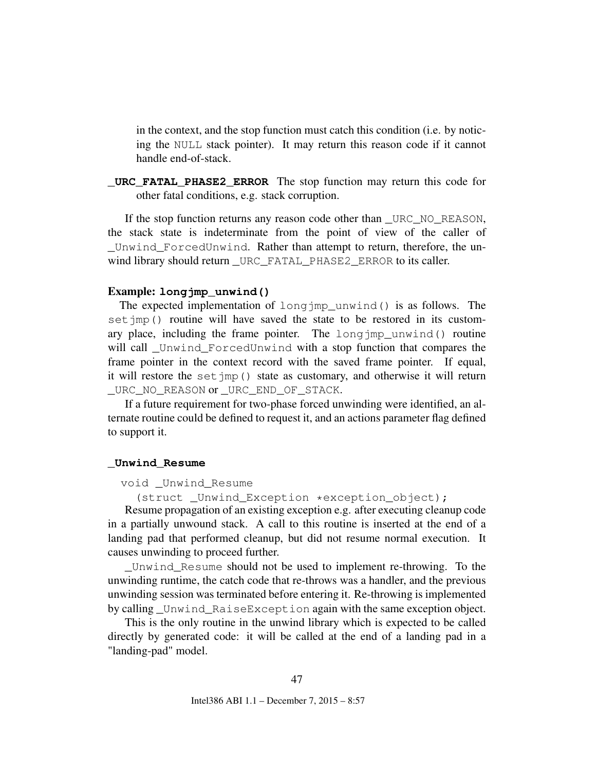in the context, and the stop function must catch this condition (i.e. by noticing the NULL stack pointer). It may return this reason code if it cannot handle end-of-stack.

**_URC_FATAL_PHASE2_ERROR** The stop function may return this code for other fatal conditions, e.g. stack corruption.

If the stop function returns any reason code other than _URC_NO_REASON, the stack state is indeterminate from the point of view of the caller of _Unwind_ForcedUnwind. Rather than attempt to return, therefore, the unwind library should return _URC_FATAL_PHASE2_ERROR to its caller.

#### Example: longjmp_unwind()

The expected implementation of longjmp_unwind() is as follows. The setjmp() routine will have saved the state to be restored in its customary place, including the frame pointer. The longjmp_unwind() routine will call _Unwind_ForcedUnwind with a stop function that compares the frame pointer in the context record with the saved frame pointer. If equal, it will restore the setjmp() state as customary, and otherwise it will return _URC_NO_REASON or _URC_END_OF_STACK.

If a future requirement for two-phase forced unwinding were identified, an alternate routine could be defined to request it, and an actions parameter flag defined to support it.

#### _Unwind_Resume

```
void _Unwind_Resume
  (struct _Unwind_Exception *exception_object);
```

Resume propagation of an existing exception e.g. after executing cleanup code in a partially unwound stack. A call to this routine is inserted at the end of a landing pad that performed cleanup, but did not resume normal execution. It causes unwinding to proceed further.

_Unwind_Resume should not be used to implement re-throwing. To the unwinding runtime, the catch code that re-throws was a handler, and the previous unwinding session was terminated before entering it. Re-throwing is implemented by calling _Unwind_RaiseException again with the same exception object.

This is the only routine in the unwind library which is expected to be called directly by generated code: it will be called at the end of a landing pad in a "landing-pad" model.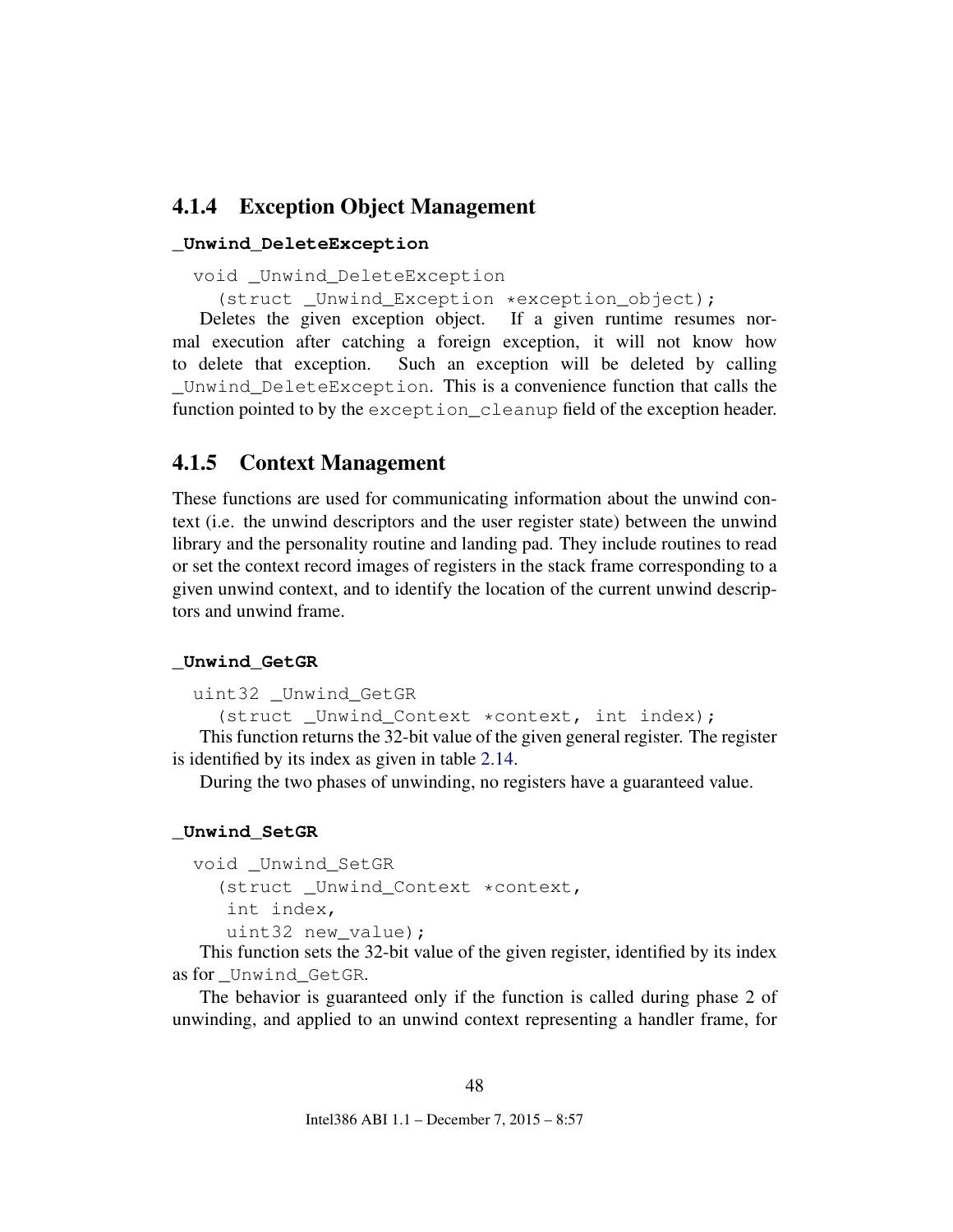### 4.1.4 Exception Object Management

**_Unwind_DeleteException**

```
void _Unwind_DeleteException
  (struct _Unwind_Exception *exception_object);
```

Deletes the given exception object. If a given runtime resumes normal execution after catching a foreign exception, it will not know how to delete that exception. Such an exception will be deleted by calling `_Unwind_DeleteException`. This is a convenience function that calls the function pointed to by the `exception_cleanup` field of the exception header.

### 4.1.5 Context Management

These functions are used for communicating information about the unwind context (i.e. the unwind descriptors and the user register state) between the unwind library and the personality routine and landing pad. They include routines to read or set the context record images of registers in the stack frame corresponding to a given unwind context, and to identify the location of the current unwind descriptors and unwind frame.

**_Unwind_GetGR**

```
uint32 _Unwind_GetGR
  (struct _Unwind_Context *context, int index);
```

This function returns the 32-bit value of the given general register. The register is identified by its index as given in table 2.14.

During the two phases of unwinding, no registers have a guaranteed value.

**_Unwind_SetGR**

```
void _Unwind_SetGR
  (struct _Unwind_Context *context,
   int index,
   uint32 new_value);
```

This function sets the 32-bit value of the given register, identified by its index as for `_Unwind_GetGR`.

The behavior is guaranteed only if the function is called during phase 2 of unwinding, and applied to an unwind context representing a handler frame, for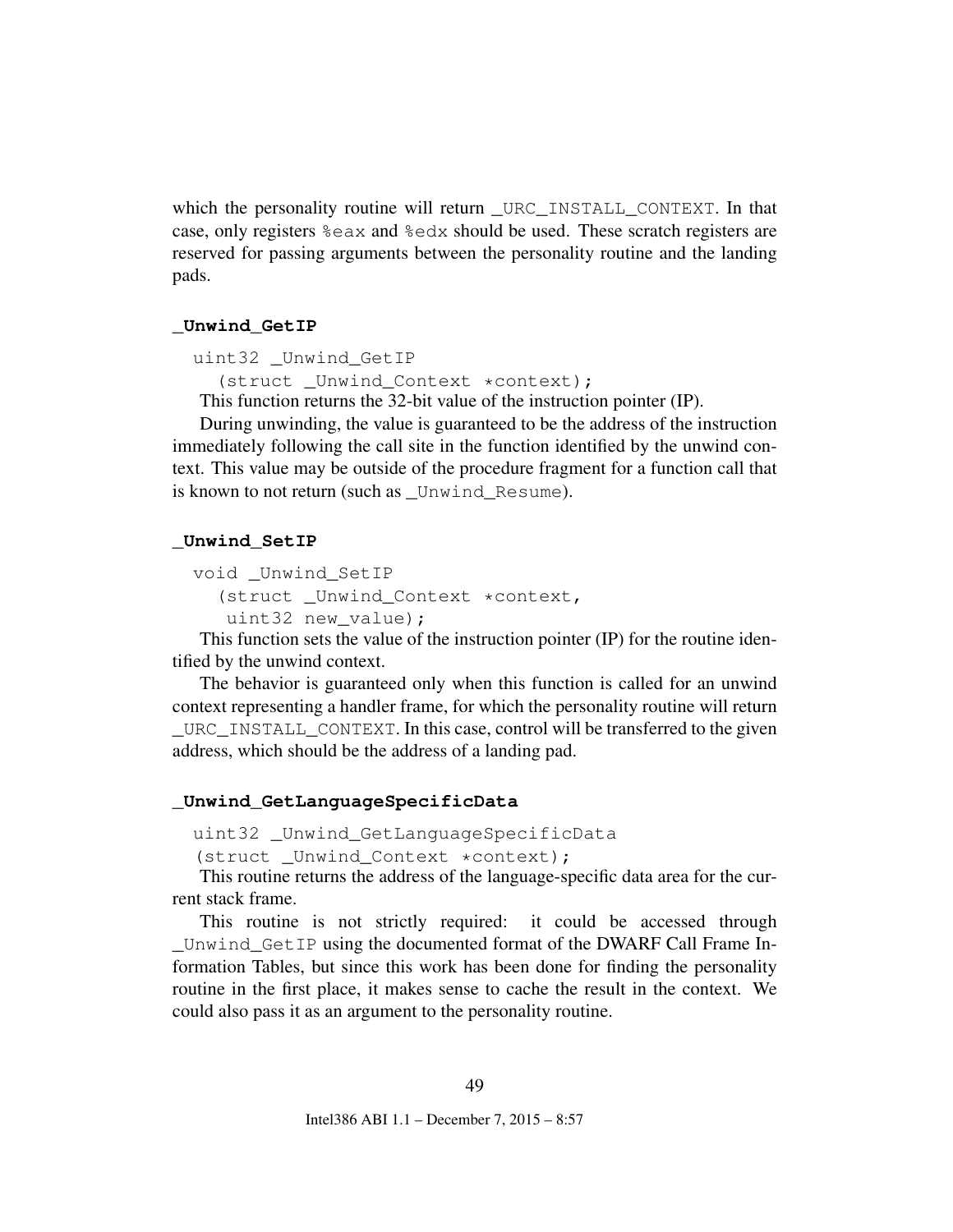which the personality routine will return `_URC_INSTALL_CONTEXT`. In that case, only registers `%eax` and `%edx` should be used. These scratch registers are reserved for passing arguments between the personality routine and the landing pads.

**_Unwind_GetIP**

```
uint32 _Unwind_GetIP
  (struct _Unwind_Context *context);
```

This function returns the 32-bit value of the instruction pointer (IP).

During unwinding, the value is guaranteed to be the address of the instruction immediately following the call site in the function identified by the unwind context. This value may be outside of the procedure fragment for a function call that is known to not return (such as `_Unwind_Resume`).

**_Unwind_SetIP**

```
void _Unwind_SetIP
  (struct _Unwind_Context *context,
   uint32 new_value);
```

This function sets the value of the instruction pointer (IP) for the routine identified by the unwind context.

The behavior is guaranteed only when this function is called for an unwind context representing a handler frame, for which the personality routine will return `_URC_INSTALL_CONTEXT`. In this case, control will be transferred to the given address, which should be the address of a landing pad.

**_Unwind_GetLanguageSpecificData**

```
uint32 _Unwind_GetLanguageSpecificData
(struct _Unwind_Context *context);
```

This routine returns the address of the language-specific data area for the current stack frame.

This routine is not strictly required: it could be accessed through `_Unwind_GetIP` using the documented format of the DWARF Call Frame Information Tables, but since this work has been done for finding the personality routine in the first place, it makes sense to cache the result in the context. We could also pass it as an argument to the personality routine.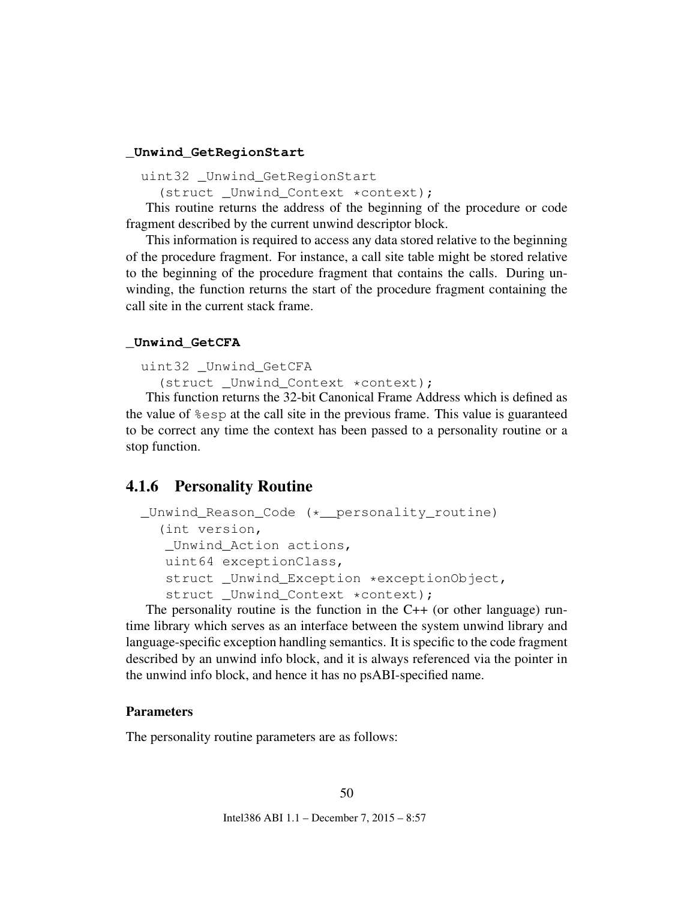**_Unwind_GetRegionStart**

```
uint32 _Unwind_GetRegionStart
  (struct _Unwind_Context *context);
```

This routine returns the address of the beginning of the procedure or code fragment described by the current unwind descriptor block.

This information is required to access any data stored relative to the beginning of the procedure fragment. For instance, a call site table might be stored relative to the beginning of the procedure fragment that contains the calls. During unwinding, the function returns the start of the procedure fragment containing the call site in the current stack frame.

**_Unwind_GetCFA**

```
uint32 _Unwind_GetCFA
  (struct _Unwind_Context *context);
```

This function returns the 32-bit Canonical Frame Address which is defined as the value of `%esp` at the call site in the previous frame. This value is guaranteed to be correct any time the context has been passed to a personality routine or a stop function.

### 4.1.6 Personality Routine

```
_Unwind_Reason_Code (*__personality_routine)
  (int version,
   _Unwind_Action actions,
   uint64 exceptionClass,
   struct _Unwind_Exception *exceptionObject,
   struct _Unwind_Context *context);
```

The personality routine is the function in the C++ (or other language) runtime library which serves as an interface between the system unwind library and language-specific exception handling semantics. It is specific to the code fragment described by an unwind info block, and it is always referenced via the pointer in the unwind info block, and hence it has no psABI-specified name.

#### Parameters

The personality routine parameters are as follows: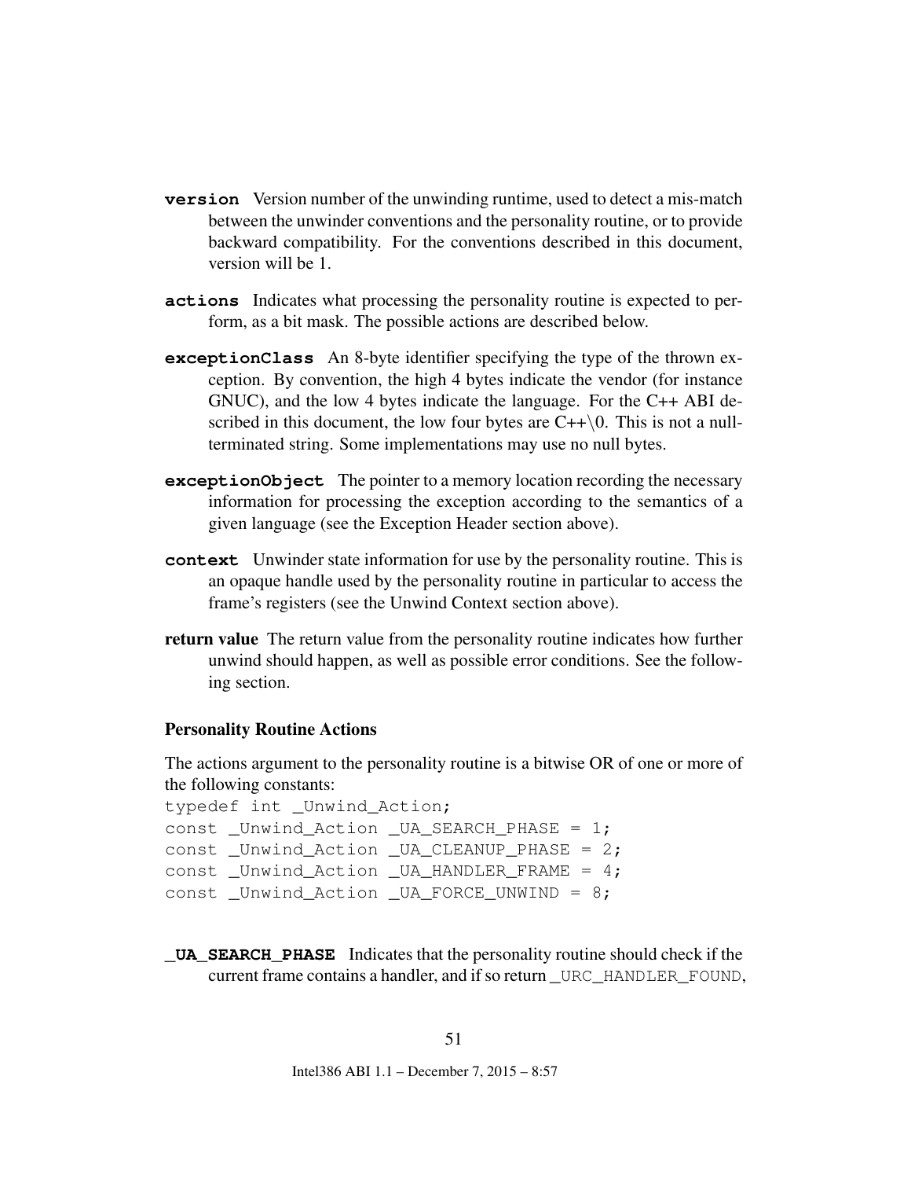**version** Version number of the unwinding runtime, used to detect a mis-match between the unwinder conventions and the personality routine, or to provide backward compatibility. For the conventions described in this document, version will be 1.

**actions** Indicates what processing the personality routine is expected to perform, as a bit mask. The possible actions are described below.

**exceptionClass** An 8-byte identifier specifying the type of the thrown exception. By convention, the high 4 bytes indicate the vendor (for instance GNUC), and the low 4 bytes indicate the language. For the C++ ABI described in this document, the low four bytes are C++\0. This is not a null-terminated string. Some implementations may use no null bytes.

**exceptionObject** The pointer to a memory location recording the necessary information for processing the exception according to the semantics of a given language (see the Exception Header section above).

**context** Unwinder state information for use by the personality routine. This is an opaque handle used by the personality routine in particular to access the frame's registers (see the Unwind Context section above).

**return value** The return value from the personality routine indicates how further unwind should happen, as well as possible error conditions. See the following section.

### Personality Routine Actions

The actions argument to the personality routine is a bitwise OR of one or more of the following constants:

```
typedef int _Unwind_Action;
const _Unwind_Action _UA_SEARCH_PHASE = 1;
const _Unwind_Action _UA_CLEANUP_PHASE = 2;
const _Unwind_Action _UA_HANDLER_FRAME = 4;
const _Unwind_Action _UA_FORCE_UNWIND = 8;
```

**_UA_SEARCH_PHASE** Indicates that the personality routine should check if the current frame contains a handler, and if so return `_URC_HANDLER_FOUND`,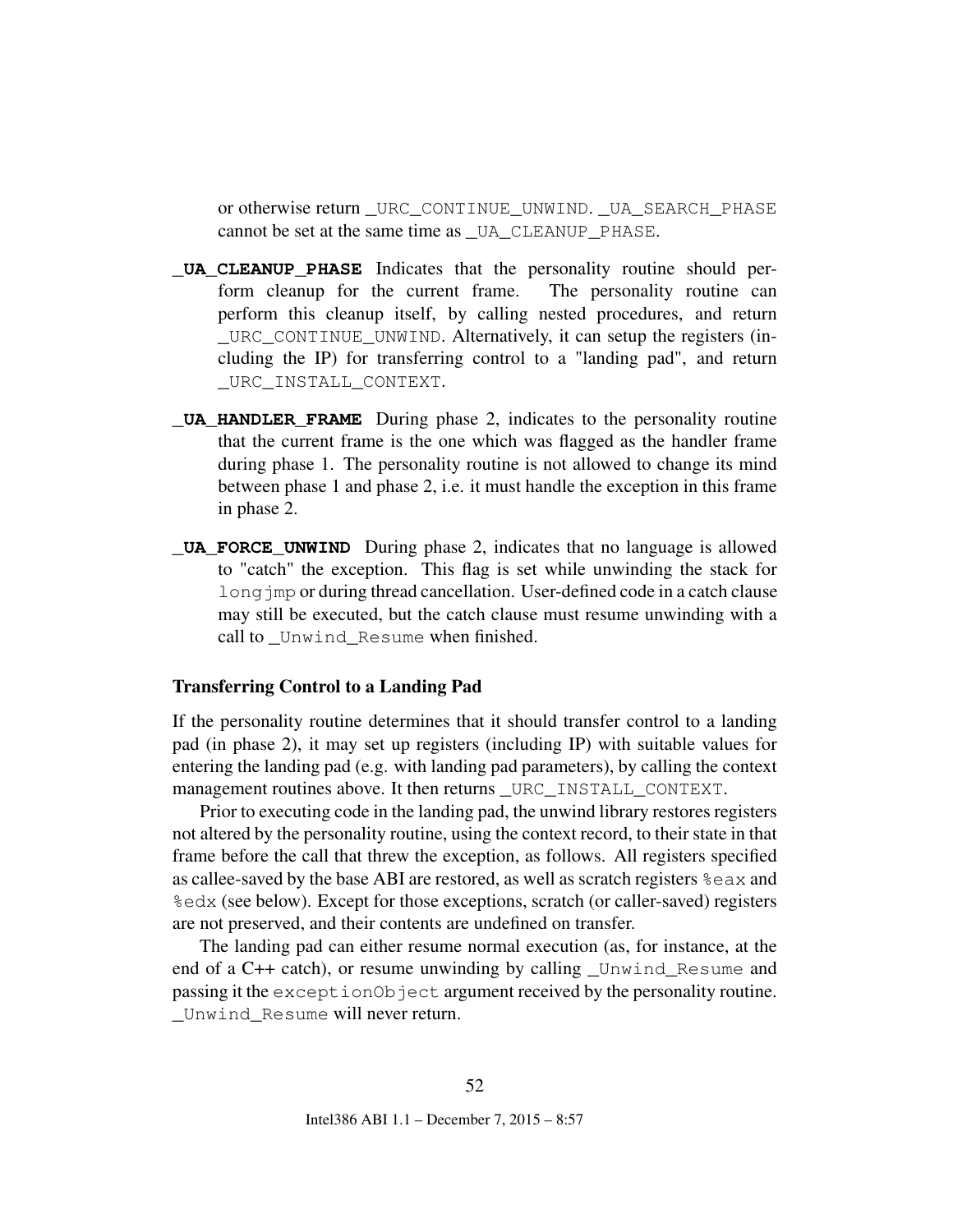or otherwise return _URC_CONTINUE_UNWIND. _UA_SEARCH_PHASE cannot be set at the same time as _UA_CLEANUP_PHASE.

**_UA_CLEANUP_PHASE** Indicates that the personality routine should perform cleanup for the current frame. The personality routine can perform this cleanup itself, by calling nested procedures, and return _URC_CONTINUE_UNWIND. Alternatively, it can setup the registers (including the IP) for transferring control to a "landing pad", and return _URC_INSTALL_CONTEXT.

**_UA_HANDLER_FRAME** During phase 2, indicates to the personality routine that the current frame is the one which was flagged as the handler frame during phase 1. The personality routine is not allowed to change its mind between phase 1 and phase 2, i.e. it must handle the exception in this frame in phase 2.

**_UA_FORCE_UNWIND** During phase 2, indicates that no language is allowed to "catch" the exception. This flag is set while unwinding the stack for longjmp or during thread cancellation. User-defined code in a catch clause may still be executed, but the catch clause must resume unwinding with a call to _Unwind_Resume when finished.

### Transferring Control to a Landing Pad

If the personality routine determines that it should transfer control to a landing pad (in phase 2), it may set up registers (including IP) with suitable values for entering the landing pad (e.g. with landing pad parameters), by calling the context management routines above. It then returns _URC_INSTALL_CONTEXT.

Prior to executing code in the landing pad, the unwind library restores registers not altered by the personality routine, using the context record, to their state in that frame before the call that threw the exception, as follows. All registers specified as callee-saved by the base ABI are restored, as well as scratch registers %eax and %edx (see below). Except for those exceptions, scratch (or caller-saved) registers are not preserved, and their contents are undefined on transfer.

The landing pad can either resume normal execution (as, for instance, at the end of a C++ catch), or resume unwinding by calling _Unwind_Resume and passing it the exceptionObject argument received by the personality routine. _Unwind_Resume will never return.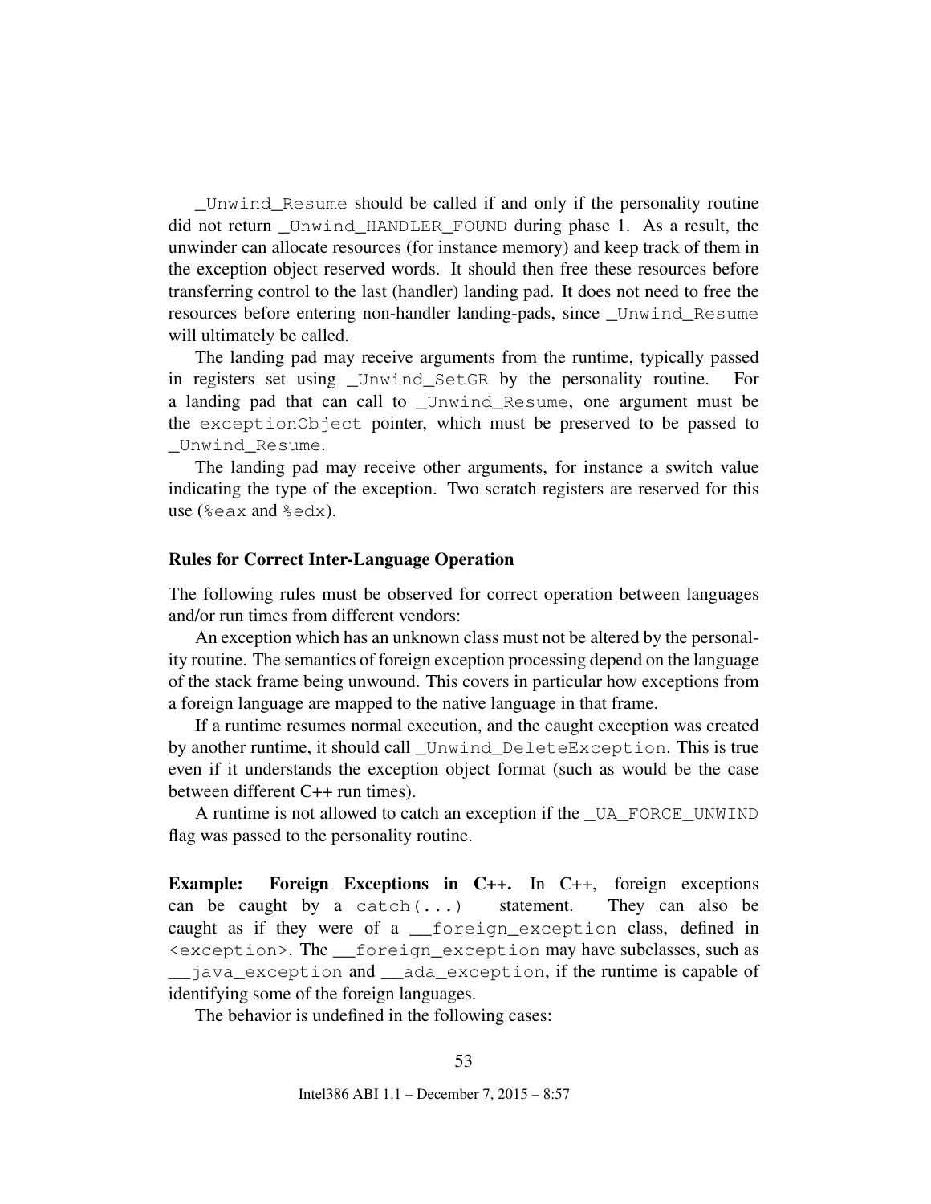`_Unwind_Resume` should be called if and only if the personality routine did not return `_Unwind_HANDLER_FOUND` during phase 1. As a result, the unwinder can allocate resources (for instance memory) and keep track of them in the exception object reserved words. It should then free these resources before transferring control to the last (handler) landing pad. It does not need to free the resources before entering non-handler landing-pads, since `_Unwind_Resume` will ultimately be called.

The landing pad may receive arguments from the runtime, typically passed in registers set using `_Unwind_SetGR` by the personality routine. For a landing pad that can call to `_Unwind_Resume`, one argument must be the `exceptionObject` pointer, which must be preserved to be passed to `_Unwind_Resume`.

The landing pad may receive other arguments, for instance a switch value indicating the type of the exception. Two scratch registers are reserved for this use (`%eax` and `%edx`).

#### Rules for Correct Inter-Language Operation

The following rules must be observed for correct operation between languages and/or run times from different vendors:

An exception which has an unknown class must not be altered by the personality routine. The semantics of foreign exception processing depend on the language of the stack frame being unwound. This covers in particular how exceptions from a foreign language are mapped to the native language in that frame.

If a runtime resumes normal execution, and the caught exception was created by another runtime, it should call `_Unwind_DeleteException`. This is true even if it understands the exception object format (such as would be the case between different C++ run times).

A runtime is not allowed to catch an exception if the `_UA_FORCE_UNWIND` flag was passed to the personality routine.

**Example: Foreign Exceptions in C++.** In C++, foreign exceptions can be caught by a `catch(...)` statement. They can also be caught as if they were of a `__foreign_exception` class, defined in `<exception>`. The `__foreign_exception` may have subclasses, such as `__java_exception` and `__ada_exception`, if the runtime is capable of identifying some of the foreign languages.

The behavior is undefined in the following cases: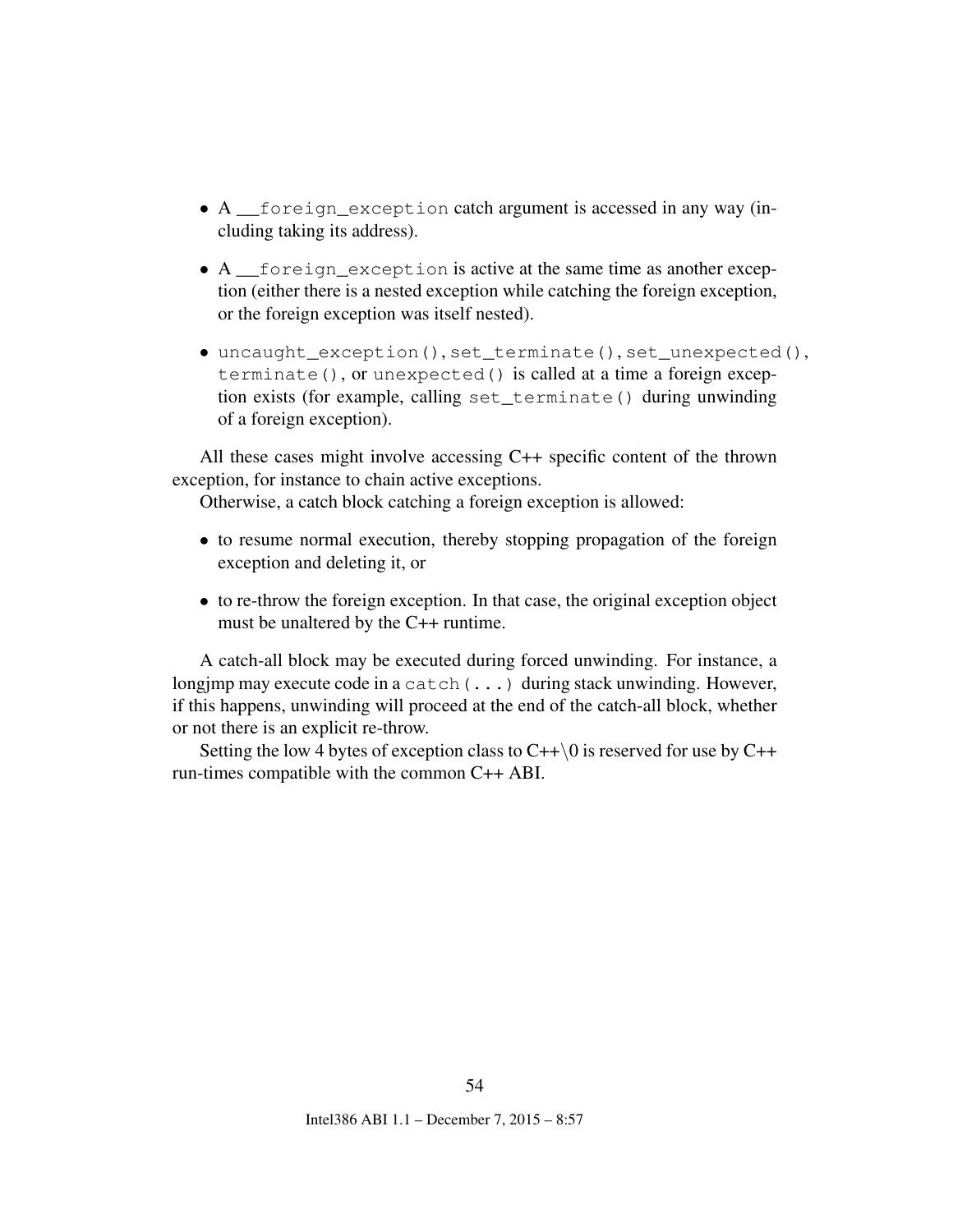- A `__foreign_exception` catch argument is accessed in any way (including taking its address).
- A `__foreign_exception` is active at the same time as another exception (either there is a nested exception while catching the foreign exception, or the foreign exception was itself nested).
- `uncaught_exception()`, `set_terminate()`, `set_unexpected()`, `terminate()`, or `unexpected()` is called at a time a foreign exception exists (for example, calling `set_terminate()` during unwinding of a foreign exception).

All these cases might involve accessing C++ specific content of the thrown exception, for instance to chain active exceptions.

Otherwise, a catch block catching a foreign exception is allowed:

- to resume normal execution, thereby stopping propagation of the foreign exception and deleting it, or
- to re-throw the foreign exception. In that case, the original exception object must be unaltered by the C++ runtime.

A catch-all block may be executed during forced unwinding. For instance, a longjmp may execute code in a `catch(...)` during stack unwinding. However, if this happens, unwinding will proceed at the end of the catch-all block, whether or not there is an explicit re-throw.

Setting the low 4 bytes of exception class to C++\0 is reserved for use by C++ run-times compatible with the common C++ ABI.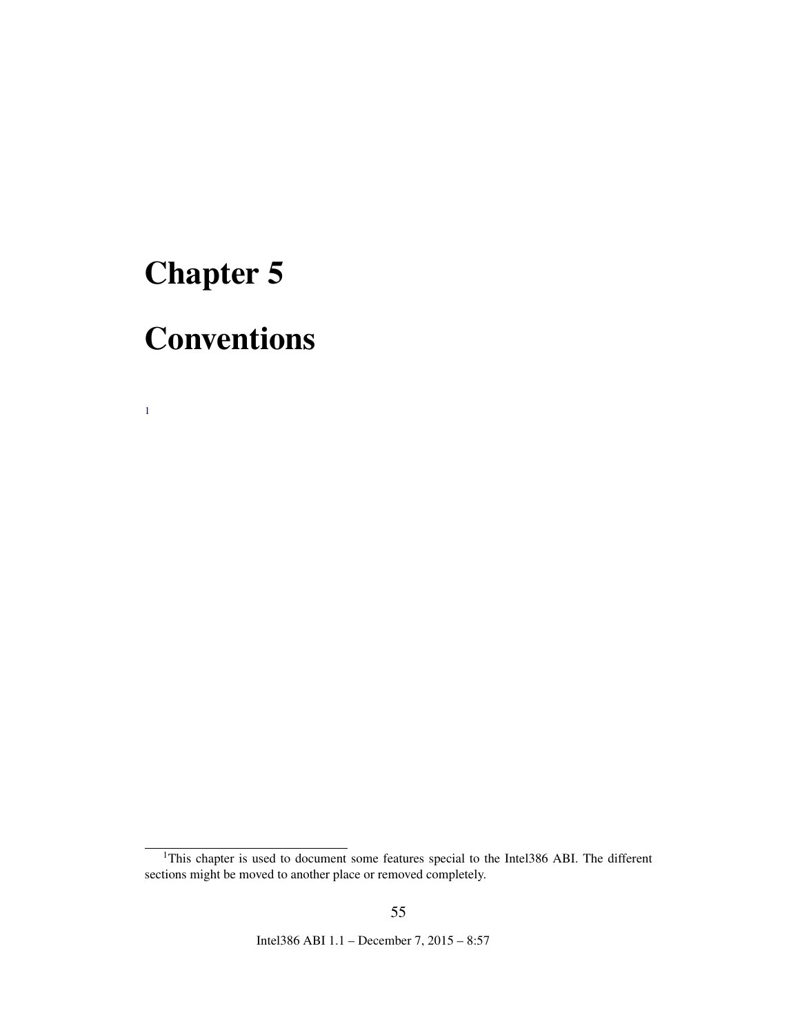# Chapter 5

# Conventions

[1]

---

[1]This chapter is used to document some features special to the Intel386 ABI. The different sections might be moved to another place or removed completely.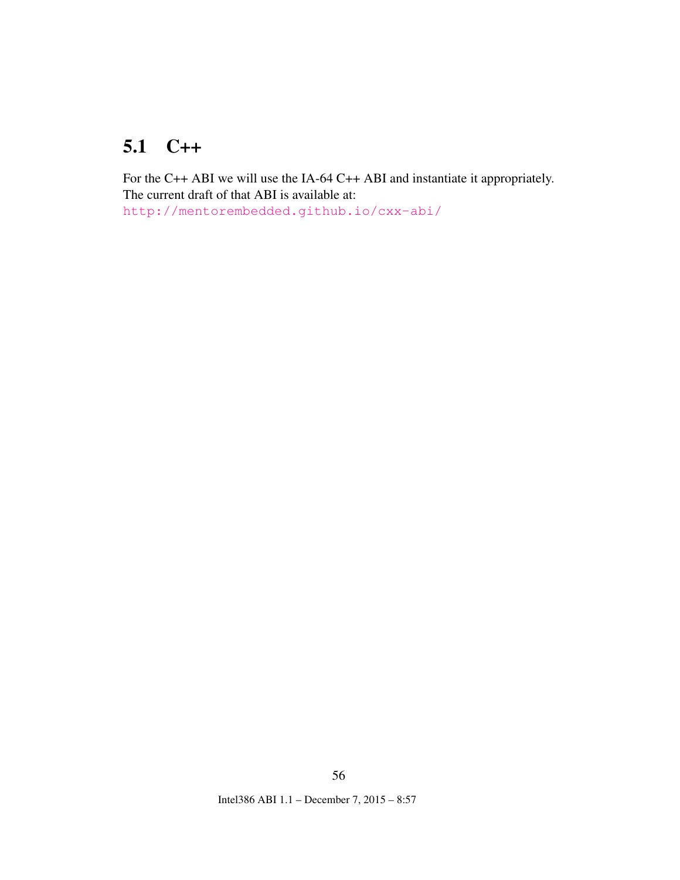## 5.1 C++

For the C++ ABI we will use the IA-64 C++ ABI and instantiate it appropriately. The current draft of that ABI is available at:
http://mentorembedded.github.io/cxx-abi/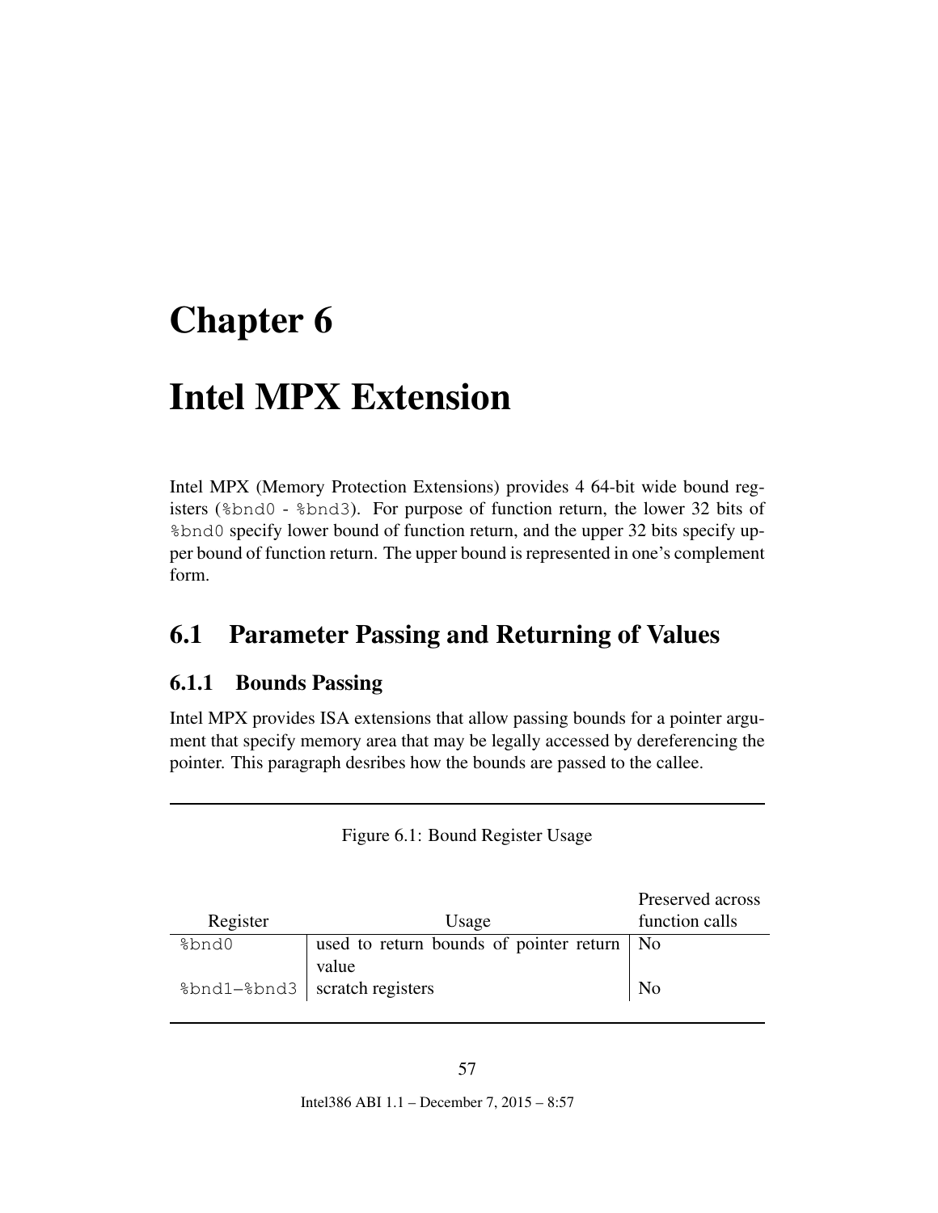# Chapter 6

# Intel MPX Extension

Intel MPX (Memory Protection Extensions) provides 4 64-bit wide bound registers (`%bnd0` - `%bnd3`). For purpose of function return, the lower 32 bits of `%bnd0` specify lower bound of function return, and the upper 32 bits specify upper bound of function return. The upper bound is represented in one's complement form.

## 6.1 Parameter Passing and Returning of Values

### 6.1.1 Bounds Passing

Intel MPX provides ISA extensions that allow passing bounds for a pointer argument that specify memory area that may be legally accessed by dereferencing the pointer. This paragraph desribes how the bounds are passed to the callee.

Figure 6.1: Bound Register Usage

| Register | Usage | Preserved across function calls |
|---|---|---|
| `%bnd0` | used to return bounds of pointer return value | No |
| `%bnd1`–`%bnd3` | scratch registers | No |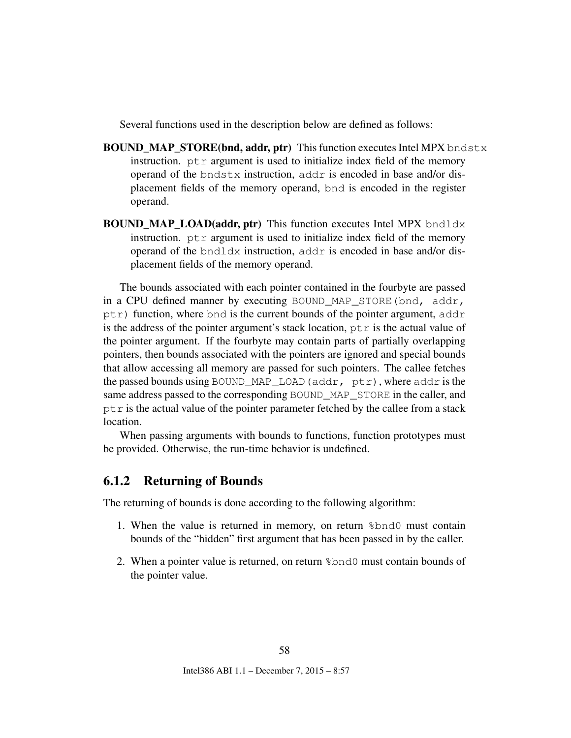Several functions used in the description below are defined as follows:

**BOUND_MAP_STORE(bnd, addr, ptr)** This function executes Intel MPX `bndstx` instruction. `ptr` argument is used to initialize index field of the memory operand of the `bndstx` instruction, `addr` is encoded in base and/or displacement fields of the memory operand, `bnd` is encoded in the register operand.

**BOUND_MAP_LOAD(addr, ptr)** This function executes Intel MPX `bndldx` instruction. `ptr` argument is used to initialize index field of the memory operand of the `bndldx` instruction, `addr` is encoded in base and/or displacement fields of the memory operand.

The bounds associated with each pointer contained in the fourbyte are passed in a CPU defined manner by executing `BOUND_MAP_STORE(bnd, addr, ptr)` function, where `bnd` is the current bounds of the pointer argument, `addr` is the address of the pointer argument's stack location, `ptr` is the actual value of the pointer argument. If the fourbyte may contain parts of partially overlapping pointers, then bounds associated with the pointers are ignored and special bounds that allow accessing all memory are passed for such pointers. The callee fetches the passed bounds using `BOUND_MAP_LOAD(addr, ptr)`, where `addr` is the same address passed to the corresponding `BOUND_MAP_STORE` in the caller, and `ptr` is the actual value of the pointer parameter fetched by the callee from a stack location.

When passing arguments with bounds to functions, function prototypes must be provided. Otherwise, the run-time behavior is undefined.

### 6.1.2 Returning of Bounds

The returning of bounds is done according to the following algorithm:

1. When the value is returned in memory, on return `%bnd0` must contain bounds of the "hidden" first argument that has been passed in by the caller.
2. When a pointer value is returned, on return `%bnd0` must contain bounds of the pointer value.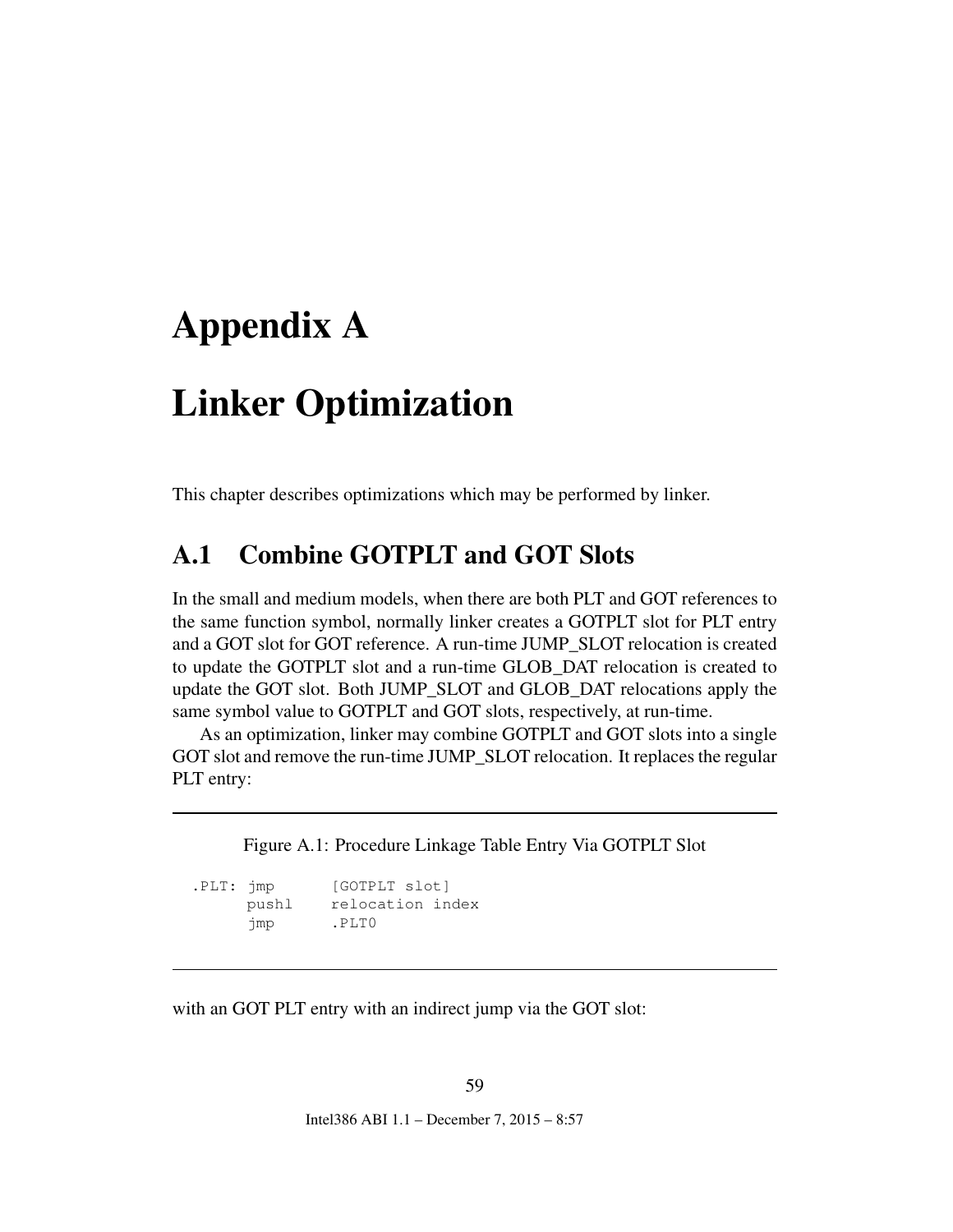# Appendix A

# Linker Optimization

This chapter describes optimizations which may be performed by linker.

## A.1 Combine GOTPLT and GOT Slots

In the small and medium models, when there are both PLT and GOT references to the same function symbol, normally linker creates a GOTPLT slot for PLT entry and a GOT slot for GOT reference. A run-time JUMP_SLOT relocation is created to update the GOTPLT slot and a run-time GLOB_DAT relocation is created to update the GOT slot. Both JUMP_SLOT and GLOB_DAT relocations apply the same symbol value to GOTPLT and GOT slots, respectively, at run-time.

As an optimization, linker may combine GOTPLT and GOT slots into a single GOT slot and remove the run-time JUMP_SLOT relocation. It replaces the regular PLT entry:

Figure A.1: Procedure Linkage Table Entry Via GOTPLT Slot

```
.PLT: jmp      [GOTPLT slot]
      pushl    relocation index
      jmp      .PLT0
```

with an GOT PLT entry with an indirect jump via the GOT slot: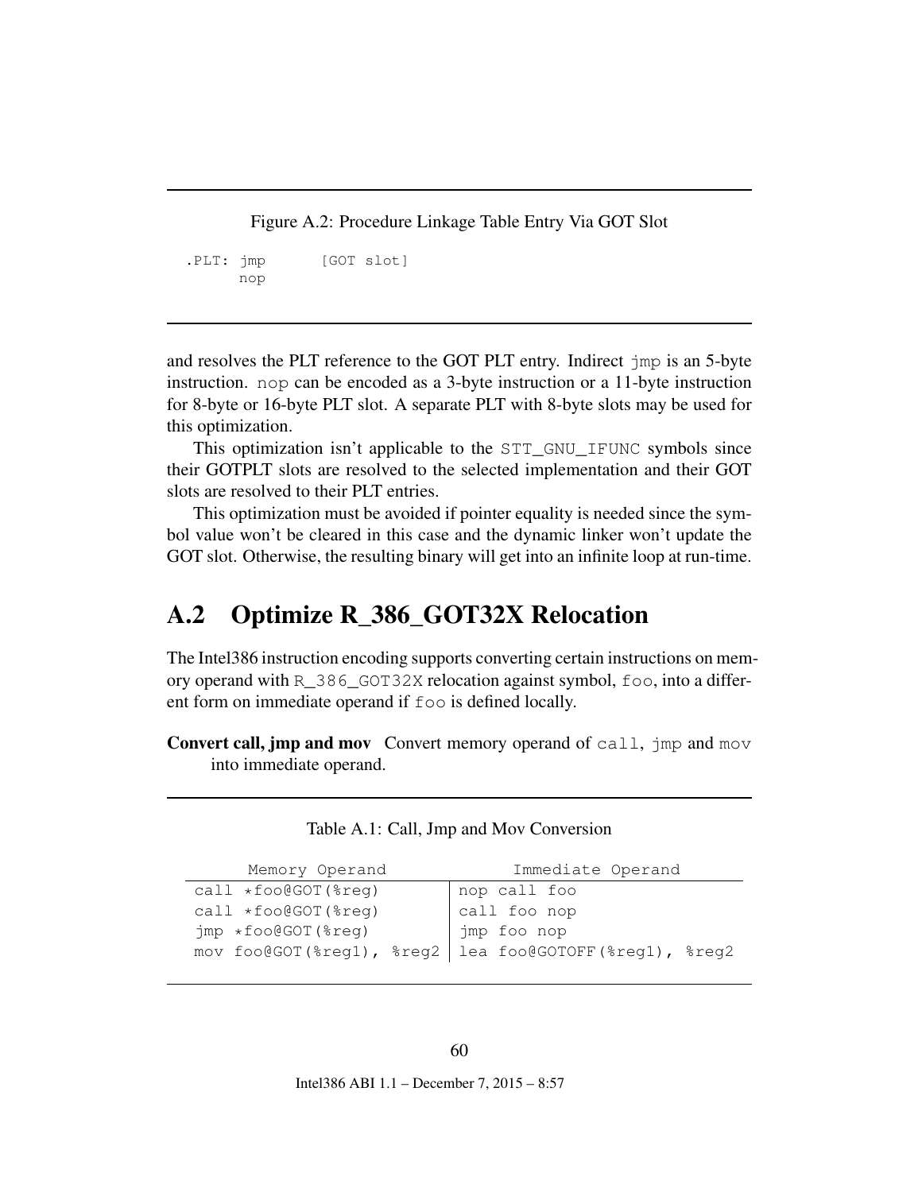Figure A.2: Procedure Linkage Table Entry Via GOT Slot

```
.PLT: jmp       [GOT slot]
      nop
```

and resolves the PLT reference to the GOT PLT entry. Indirect `jmp` is an 5-byte instruction. `nop` can be encoded as a 3-byte instruction or a 11-byte instruction for 8-byte or 16-byte PLT slot. A separate PLT with 8-byte slots may be used for this optimization.

This optimization isn't applicable to the `STT_GNU_IFUNC` symbols since their GOTPLT slots are resolved to the selected implementation and their GOT slots are resolved to their PLT entries.

This optimization must be avoided if pointer equality is needed since the symbol value won't be cleared in this case and the dynamic linker won't update the GOT slot. Otherwise, the resulting binary will get into an infinite loop at run-time.

## A.2 Optimize R_386_GOT32X Relocation

The Intel386 instruction encoding supports converting certain instructions on memory operand with `R_386_GOT32X` relocation against symbol, `foo`, into a different form on immediate operand if `foo` is defined locally.

**Convert call, jmp and mov** Convert memory operand of `call`, `jmp` and `mov` into immediate operand.

Table A.1: Call, Jmp and Mov Conversion

| Memory Operand | Immediate Operand |
|---|---|
| `call *foo@GOT(%reg)` | `nop call foo` |
| `call *foo@GOT(%reg)` | `call foo nop` |
| `jmp *foo@GOT(%reg)` | `jmp foo nop` |
| `mov foo@GOT(%reg1), %reg2` | `lea foo@GOTOFF(%reg1), %reg2` |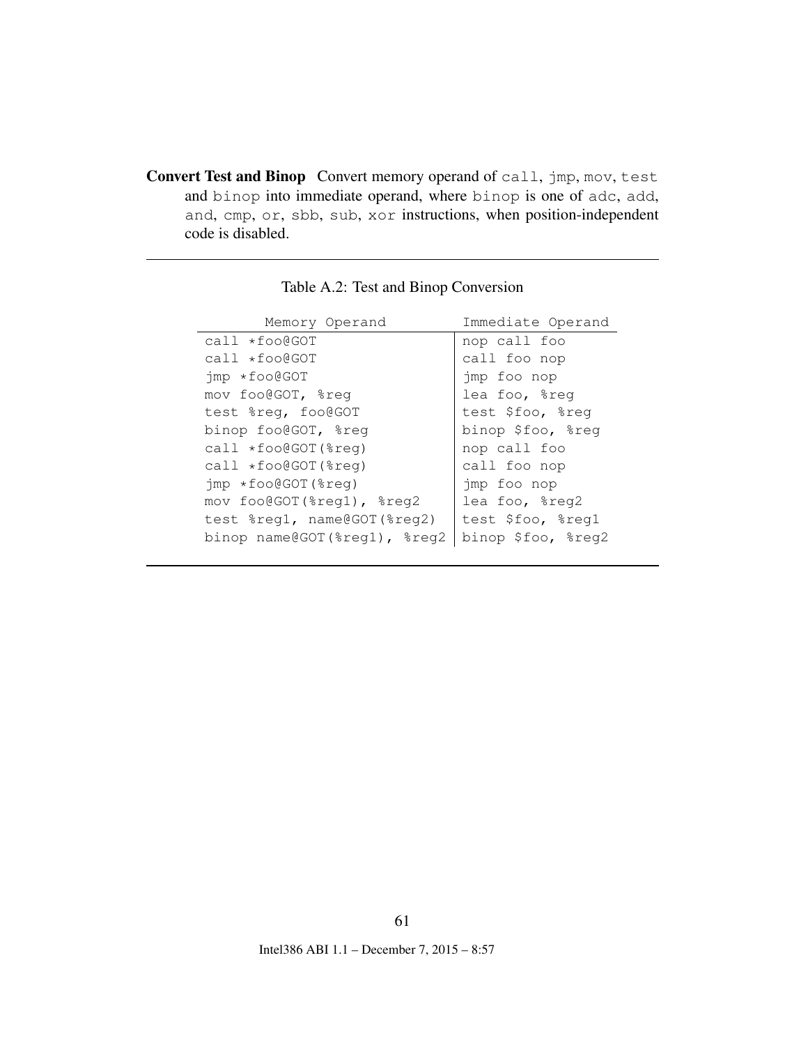**Convert Test and Binop** Convert memory operand of `call`, `jmp`, `mov`, `test` and `binop` into immediate operand, where `binop` is one of `adc`, `add`, `and`, `cmp`, `or`, `sbb`, `sub`, `xor` instructions, when position-independent code is disabled.

Table A.2: Test and Binop Conversion

| Memory Operand | Immediate Operand |
|---|---|
| `call *foo@GOT` | `nop call foo` |
| `call *foo@GOT` | `call foo nop` |
| `jmp *foo@GOT` | `jmp foo nop` |
| `mov foo@GOT, %reg` | `lea foo, %reg` |
| `test %reg, foo@GOT` | `test $foo, %reg` |
| `binop foo@GOT, %reg` | `binop $foo, %reg` |
| `call *foo@GOT(%reg)` | `nop call foo` |
| `call *foo@GOT(%reg)` | `call foo nop` |
| `jmp *foo@GOT(%reg)` | `jmp foo nop` |
| `mov foo@GOT(%reg1), %reg2` | `lea foo, %reg2` |
| `test %reg1, name@GOT(%reg2)` | `test $foo, %reg1` |
| `binop name@GOT(%reg1), %reg2` | `binop $foo, %reg2` |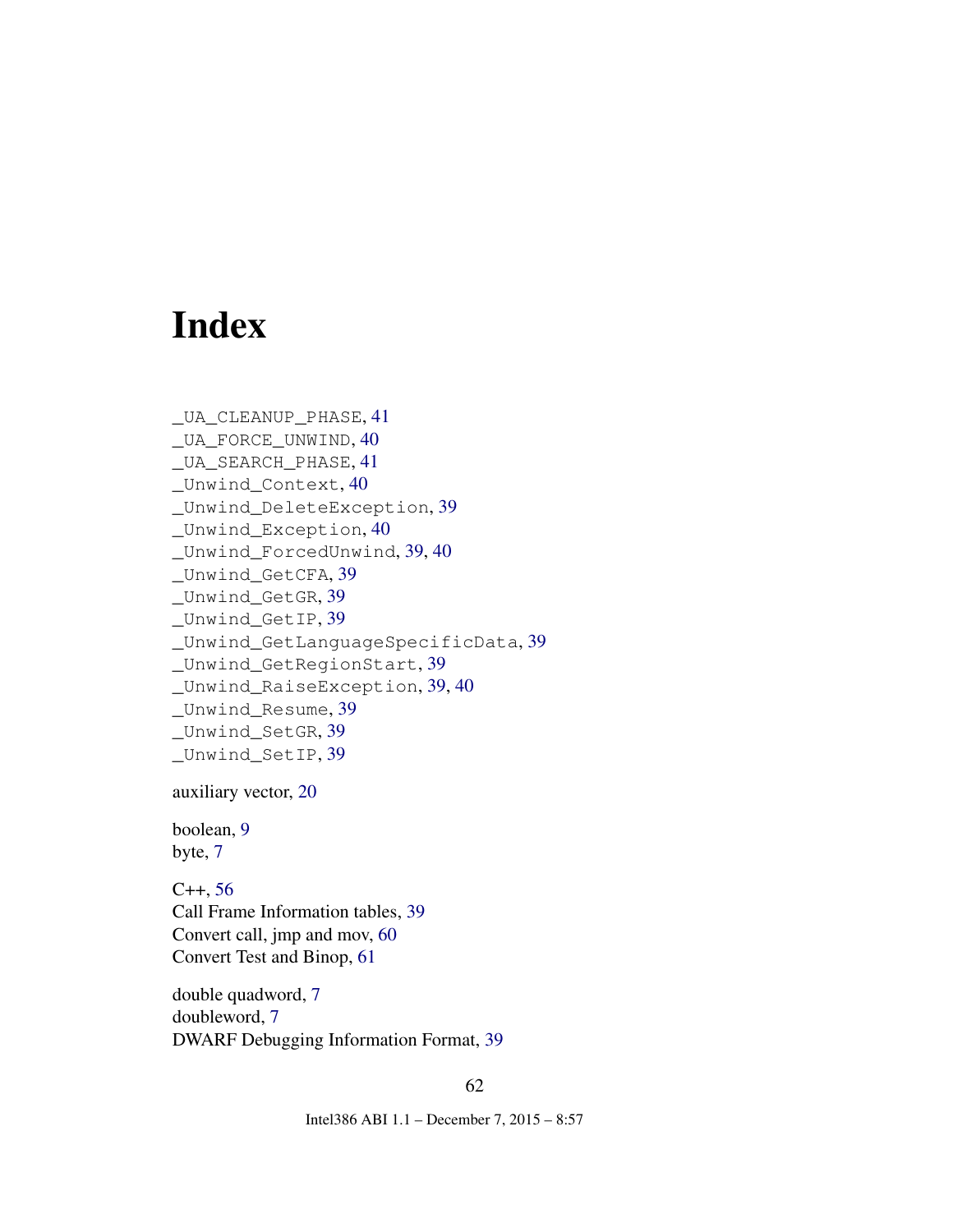# Index

_UA_CLEANUP_PHASE, 41
_UA_FORCE_UNWIND, 40
_UA_SEARCH_PHASE, 41
_Unwind_Context, 40
_Unwind_DeleteException, 39
_Unwind_Exception, 40
_Unwind_ForcedUnwind, 39, 40
_Unwind_GetCFA, 39
_Unwind_GetGR, 39
_Unwind_GetIP, 39
_Unwind_GetLanguageSpecificData, 39
_Unwind_GetRegionStart, 39
_Unwind_RaiseException, 39, 40
_Unwind_Resume, 39
_Unwind_SetGR, 39
_Unwind_SetIP, 39

auxiliary vector, 20

boolean, 9
byte, 7

C++, 56
Call Frame Information tables, 39
Convert call, jmp and mov, 60
Convert Test and Binop, 61

double quadword, 7
doubleword, 7
DWARF Debugging Information Format, 39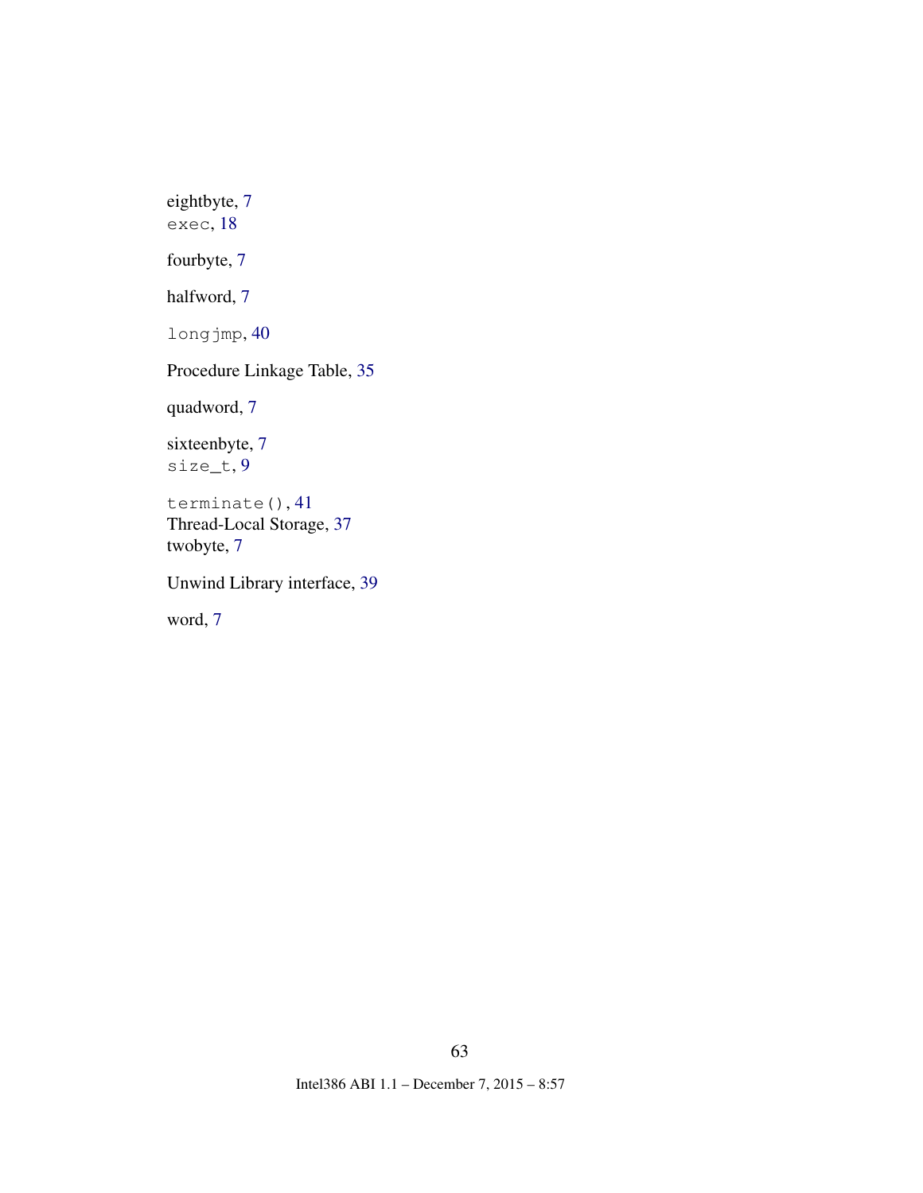eightbyte, 7
`exec`, 18

fourbyte, 7

halfword, 7

`longjmp`, 40

Procedure Linkage Table, 35

quadword, 7

sixteenbyte, 7
`size_t`, 9

`terminate()`, 41
Thread-Local Storage, 37
twobyte, 7

Unwind Library interface, 39

word, 7